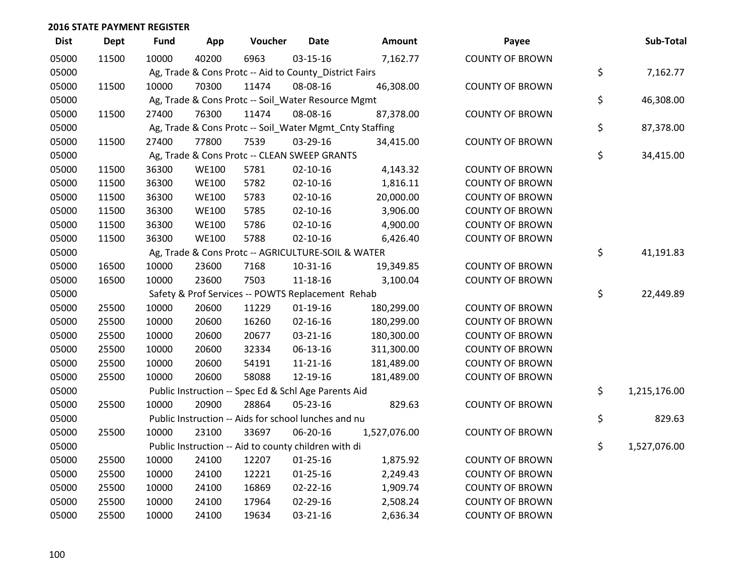## 2016 STATE PAYMENT REGISTER

| Dist | Dept | Fund | App | Voucher | Date | Amount | Payee | Sub-Total |
|---|---|---|---|---|---|---|---|---|
| 05000 | 11500 | 10000 | 40200 | 6963 | 03-15-16 | 7,162.77 | COUNTY OF BROWN | |
| 05000 | | Ag, Trade & Cons Protc -- Aid to County_District Fairs | | | | | | $ 7,162.77 |
| 05000 | 11500 | 10000 | 70300 | 11474 | 08-08-16 | 46,308.00 | COUNTY OF BROWN | |
| 05000 | | Ag, Trade & Cons Protc -- Soil_Water Resource Mgmt | | | | | | $ 46,308.00 |
| 05000 | 11500 | 27400 | 76300 | 11474 | 08-08-16 | 87,378.00 | COUNTY OF BROWN | |
| 05000 | | Ag, Trade & Cons Protc -- Soil_Water Mgmt_Cnty Staffing | | | | | | $ 87,378.00 |
| 05000 | 11500 | 27400 | 77800 | 7539 | 03-29-16 | 34,415.00 | COUNTY OF BROWN | |
| 05000 | | Ag, Trade & Cons Protc -- CLEAN SWEEP GRANTS | | | | | | $ 34,415.00 |
| 05000 | 11500 | 36300 | WE100 | 5781 | 02-10-16 | 4,143.32 | COUNTY OF BROWN | |
| 05000 | 11500 | 36300 | WE100 | 5782 | 02-10-16 | 1,816.11 | COUNTY OF BROWN | |
| 05000 | 11500 | 36300 | WE100 | 5783 | 02-10-16 | 20,000.00 | COUNTY OF BROWN | |
| 05000 | 11500 | 36300 | WE100 | 5785 | 02-10-16 | 3,906.00 | COUNTY OF BROWN | |
| 05000 | 11500 | 36300 | WE100 | 5786 | 02-10-16 | 4,900.00 | COUNTY OF BROWN | |
| 05000 | 11500 | 36300 | WE100 | 5788 | 02-10-16 | 6,426.40 | COUNTY OF BROWN | |
| 05000 | | Ag, Trade & Cons Protc -- AGRICULTURE-SOIL & WATER | | | | | | $ 41,191.83 |
| 05000 | 16500 | 10000 | 23600 | 7168 | 10-31-16 | 19,349.85 | COUNTY OF BROWN | |
| 05000 | 16500 | 10000 | 23600 | 7503 | 11-18-16 | 3,100.04 | COUNTY OF BROWN | |
| 05000 | | Safety & Prof Services -- POWTS Replacement Rehab | | | | | | $ 22,449.89 |
| 05000 | 25500 | 10000 | 20600 | 11229 | 01-19-16 | 180,299.00 | COUNTY OF BROWN | |
| 05000 | 25500 | 10000 | 20600 | 16260 | 02-16-16 | 180,299.00 | COUNTY OF BROWN | |
| 05000 | 25500 | 10000 | 20600 | 20677 | 03-21-16 | 180,300.00 | COUNTY OF BROWN | |
| 05000 | 25500 | 10000 | 20600 | 32334 | 06-13-16 | 311,300.00 | COUNTY OF BROWN | |
| 05000 | 25500 | 10000 | 20600 | 54191 | 11-21-16 | 181,489.00 | COUNTY OF BROWN | |
| 05000 | 25500 | 10000 | 20600 | 58088 | 12-19-16 | 181,489.00 | COUNTY OF BROWN | |
| 05000 | | Public Instruction -- Spec Ed & Schl Age Parents Aid | | | | | | $ 1,215,176.00 |
| 05000 | 25500 | 10000 | 20900 | 28864 | 05-23-16 | 829.63 | COUNTY OF BROWN | |
| 05000 | | Public Instruction -- Aids for school lunches and nu | | | | | | $ 829.63 |
| 05000 | 25500 | 10000 | 23100 | 33697 | 06-20-16 | 1,527,076.00 | COUNTY OF BROWN | |
| 05000 | | Public Instruction -- Aid to county children with di | | | | | | $ 1,527,076.00 |
| 05000 | 25500 | 10000 | 24100 | 12207 | 01-25-16 | 1,875.92 | COUNTY OF BROWN | |
| 05000 | 25500 | 10000 | 24100 | 12221 | 01-25-16 | 2,249.43 | COUNTY OF BROWN | |
| 05000 | 25500 | 10000 | 24100 | 16869 | 02-22-16 | 1,909.74 | COUNTY OF BROWN | |
| 05000 | 25500 | 10000 | 24100 | 17964 | 02-29-16 | 2,508.24 | COUNTY OF BROWN | |
| 05000 | 25500 | 10000 | 24100 | 19634 | 03-21-16 | 2,636.34 | COUNTY OF BROWN | |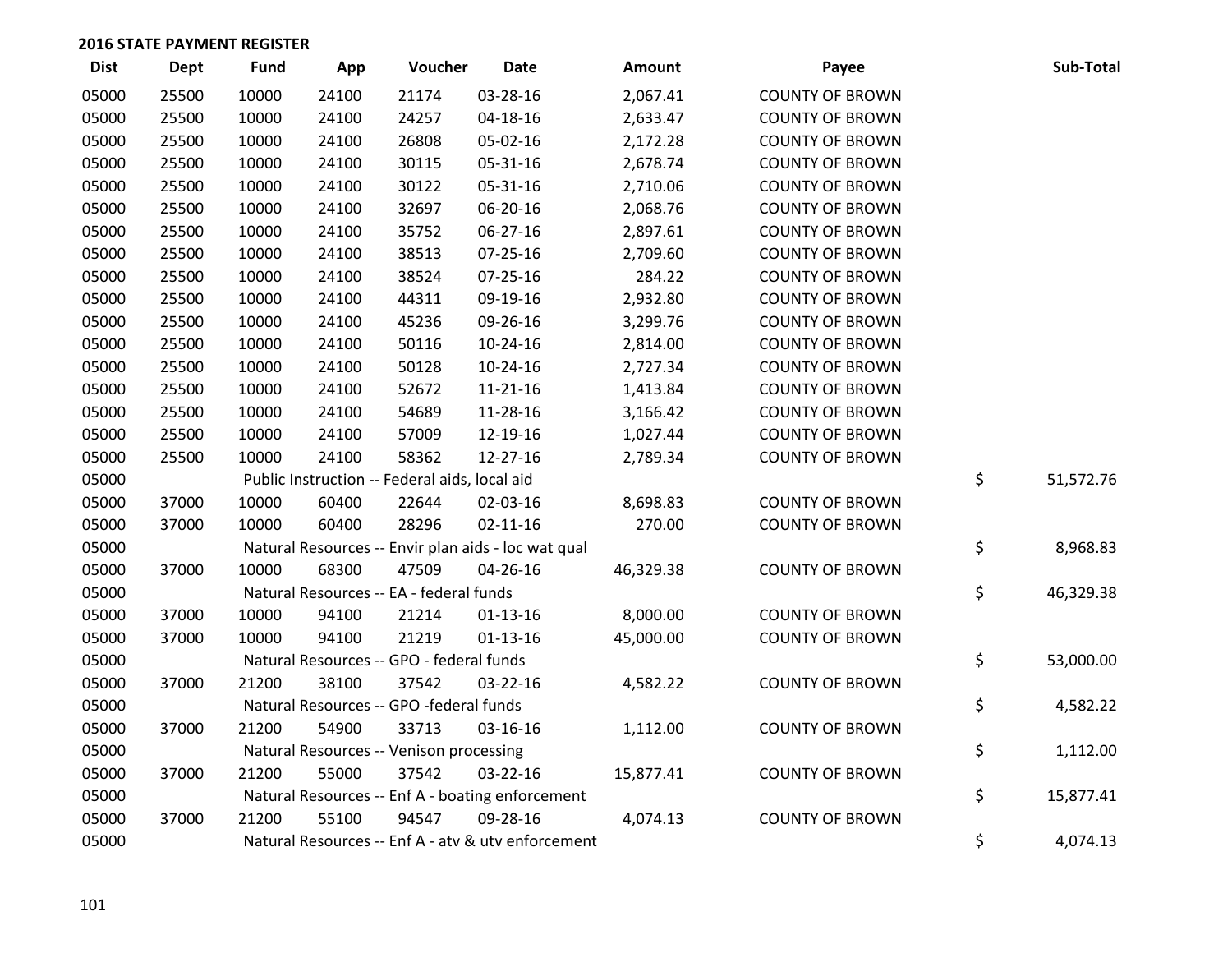**2016 STATE PAYMENT REGISTER**

| Dist | Dept | Fund | App | Voucher | Date | Amount | Payee | | Sub-Total |
|---|---|---|---|---|---|---|---|---|---|
| 05000 | 25500 | 10000 | 24100 | 21174 | 03-28-16 | 2,067.41 | COUNTY OF BROWN | | |
| 05000 | 25500 | 10000 | 24100 | 24257 | 04-18-16 | 2,633.47 | COUNTY OF BROWN | | |
| 05000 | 25500 | 10000 | 24100 | 26808 | 05-02-16 | 2,172.28 | COUNTY OF BROWN | | |
| 05000 | 25500 | 10000 | 24100 | 30115 | 05-31-16 | 2,678.74 | COUNTY OF BROWN | | |
| 05000 | 25500 | 10000 | 24100 | 30122 | 05-31-16 | 2,710.06 | COUNTY OF BROWN | | |
| 05000 | 25500 | 10000 | 24100 | 32697 | 06-20-16 | 2,068.76 | COUNTY OF BROWN | | |
| 05000 | 25500 | 10000 | 24100 | 35752 | 06-27-16 | 2,897.61 | COUNTY OF BROWN | | |
| 05000 | 25500 | 10000 | 24100 | 38513 | 07-25-16 | 2,709.60 | COUNTY OF BROWN | | |
| 05000 | 25500 | 10000 | 24100 | 38524 | 07-25-16 | 284.22 | COUNTY OF BROWN | | |
| 05000 | 25500 | 10000 | 24100 | 44311 | 09-19-16 | 2,932.80 | COUNTY OF BROWN | | |
| 05000 | 25500 | 10000 | 24100 | 45236 | 09-26-16 | 3,299.76 | COUNTY OF BROWN | | |
| 05000 | 25500 | 10000 | 24100 | 50116 | 10-24-16 | 2,814.00 | COUNTY OF BROWN | | |
| 05000 | 25500 | 10000 | 24100 | 50128 | 10-24-16 | 2,727.34 | COUNTY OF BROWN | | |
| 05000 | 25500 | 10000 | 24100 | 52672 | 11-21-16 | 1,413.84 | COUNTY OF BROWN | | |
| 05000 | 25500 | 10000 | 24100 | 54689 | 11-28-16 | 3,166.42 | COUNTY OF BROWN | | |
| 05000 | 25500 | 10000 | 24100 | 57009 | 12-19-16 | 1,027.44 | COUNTY OF BROWN | | |
| 05000 | 25500 | 10000 | 24100 | 58362 | 12-27-16 | 2,789.34 | COUNTY OF BROWN | | |
| 05000 | | Public Instruction -- Federal aids, local aid | | | | | | $ | 51,572.76 |
| 05000 | 37000 | 10000 | 60400 | 22644 | 02-03-16 | 8,698.83 | COUNTY OF BROWN | | |
| 05000 | 37000 | 10000 | 60400 | 28296 | 02-11-16 | 270.00 | COUNTY OF BROWN | | |
| 05000 | | Natural Resources -- Envir plan aids - loc wat qual | | | | | | $ | 8,968.83 |
| 05000 | 37000 | 10000 | 68300 | 47509 | 04-26-16 | 46,329.38 | COUNTY OF BROWN | | |
| 05000 | | Natural Resources -- EA - federal funds | | | | | | $ | 46,329.38 |
| 05000 | 37000 | 10000 | 94100 | 21214 | 01-13-16 | 8,000.00 | COUNTY OF BROWN | | |
| 05000 | 37000 | 10000 | 94100 | 21219 | 01-13-16 | 45,000.00 | COUNTY OF BROWN | | |
| 05000 | | Natural Resources -- GPO - federal funds | | | | | | $ | 53,000.00 |
| 05000 | 37000 | 21200 | 38100 | 37542 | 03-22-16 | 4,582.22 | COUNTY OF BROWN | | |
| 05000 | | Natural Resources -- GPO -federal funds | | | | | | $ | 4,582.22 |
| 05000 | 37000 | 21200 | 54900 | 33713 | 03-16-16 | 1,112.00 | COUNTY OF BROWN | | |
| 05000 | | Natural Resources -- Venison processing | | | | | | $ | 1,112.00 |
| 05000 | 37000 | 21200 | 55000 | 37542 | 03-22-16 | 15,877.41 | COUNTY OF BROWN | | |
| 05000 | | Natural Resources -- Enf A - boating enforcement | | | | | | $ | 15,877.41 |
| 05000 | 37000 | 21200 | 55100 | 94547 | 09-28-16 | 4,074.13 | COUNTY OF BROWN | | |
| 05000 | | Natural Resources -- Enf A - atv & utv enforcement | | | | | | $ | 4,074.13 |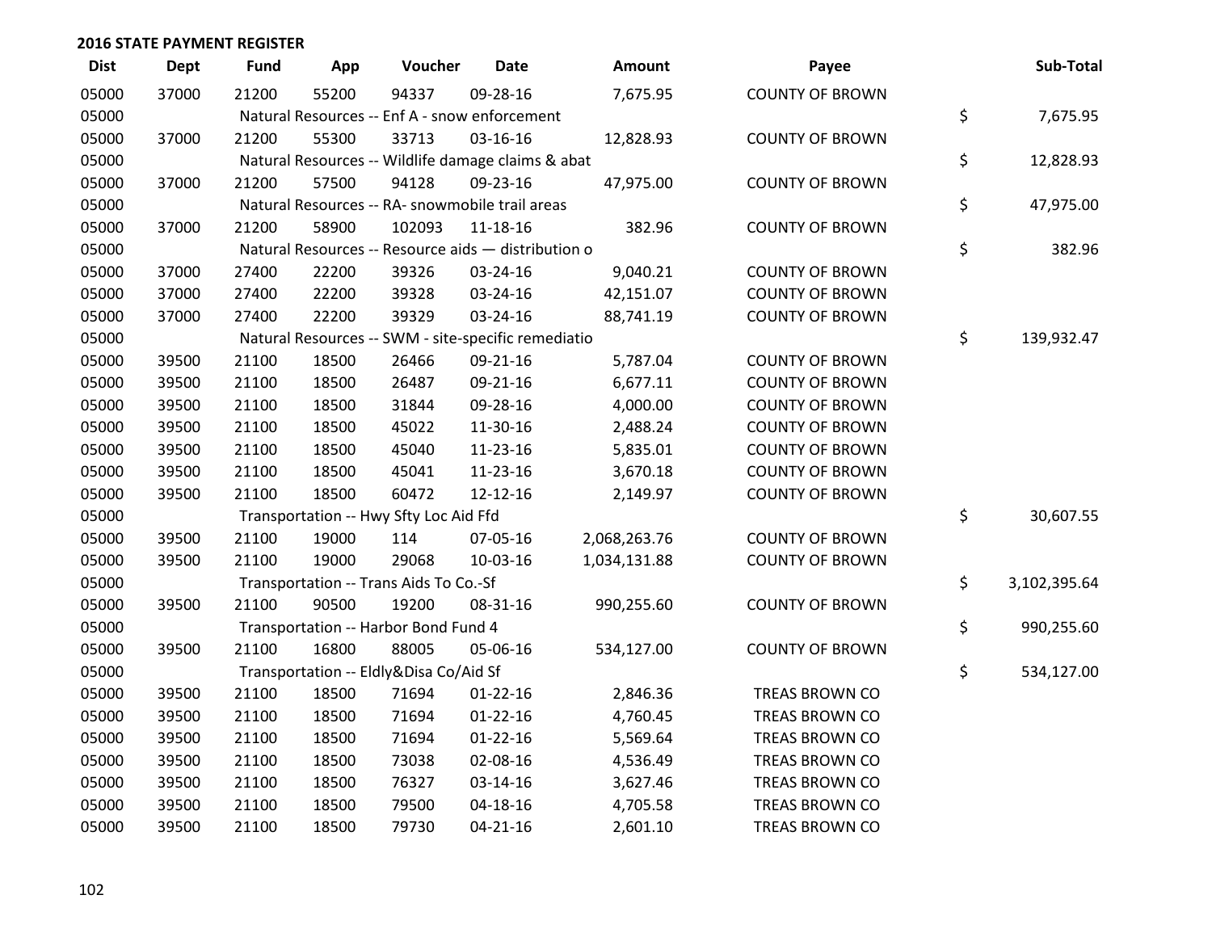## 2016 STATE PAYMENT REGISTER

| Dist | Dept | Fund | App | Voucher | Date | Amount | Payee | Sub-Total |
|---|---|---|---|---|---|---|---|---|
| 05000 | 37000 | 21200 | 55200 | 94337 | 09-28-16 | 7,675.95 | COUNTY OF BROWN | |
| 05000 | | Natural Resources -- Enf A - snow enforcement | | | | | | $ 7,675.95 |
| 05000 | 37000 | 21200 | 55300 | 33713 | 03-16-16 | 12,828.93 | COUNTY OF BROWN | |
| 05000 | | Natural Resources -- Wildlife damage claims & abat | | | | | | $ 12,828.93 |
| 05000 | 37000 | 21200 | 57500 | 94128 | 09-23-16 | 47,975.00 | COUNTY OF BROWN | |
| 05000 | | Natural Resources -- RA- snowmobile trail areas | | | | | | $ 47,975.00 |
| 05000 | 37000 | 21200 | 58900 | 102093 | 11-18-16 | 382.96 | COUNTY OF BROWN | |
| 05000 | | Natural Resources -- Resource aids — distribution o | | | | | | $ 382.96 |
| 05000 | 37000 | 27400 | 22200 | 39326 | 03-24-16 | 9,040.21 | COUNTY OF BROWN | |
| 05000 | 37000 | 27400 | 22200 | 39328 | 03-24-16 | 42,151.07 | COUNTY OF BROWN | |
| 05000 | 37000 | 27400 | 22200 | 39329 | 03-24-16 | 88,741.19 | COUNTY OF BROWN | |
| 05000 | | Natural Resources -- SWM - site-specific remediatio | | | | | | $ 139,932.47 |
| 05000 | 39500 | 21100 | 18500 | 26466 | 09-21-16 | 5,787.04 | COUNTY OF BROWN | |
| 05000 | 39500 | 21100 | 18500 | 26487 | 09-21-16 | 6,677.11 | COUNTY OF BROWN | |
| 05000 | 39500 | 21100 | 18500 | 31844 | 09-28-16 | 4,000.00 | COUNTY OF BROWN | |
| 05000 | 39500 | 21100 | 18500 | 45022 | 11-30-16 | 2,488.24 | COUNTY OF BROWN | |
| 05000 | 39500 | 21100 | 18500 | 45040 | 11-23-16 | 5,835.01 | COUNTY OF BROWN | |
| 05000 | 39500 | 21100 | 18500 | 45041 | 11-23-16 | 3,670.18 | COUNTY OF BROWN | |
| 05000 | 39500 | 21100 | 18500 | 60472 | 12-12-16 | 2,149.97 | COUNTY OF BROWN | |
| 05000 | | Transportation -- Hwy Sfty Loc Aid Ffd | | | | | | $ 30,607.55 |
| 05000 | 39500 | 21100 | 19000 | 114 | 07-05-16 | 2,068,263.76 | COUNTY OF BROWN | |
| 05000 | 39500 | 21100 | 19000 | 29068 | 10-03-16 | 1,034,131.88 | COUNTY OF BROWN | |
| 05000 | | Transportation -- Trans Aids To Co.-Sf | | | | | | $ 3,102,395.64 |
| 05000 | 39500 | 21100 | 90500 | 19200 | 08-31-16 | 990,255.60 | COUNTY OF BROWN | |
| 05000 | | Transportation -- Harbor Bond Fund 4 | | | | | | $ 990,255.60 |
| 05000 | 39500 | 21100 | 16800 | 88005 | 05-06-16 | 534,127.00 | COUNTY OF BROWN | |
| 05000 | | Transportation -- Eldly&Disa Co/Aid Sf | | | | | | $ 534,127.00 |
| 05000 | 39500 | 21100 | 18500 | 71694 | 01-22-16 | 2,846.36 | TREAS BROWN CO | |
| 05000 | 39500 | 21100 | 18500 | 71694 | 01-22-16 | 4,760.45 | TREAS BROWN CO | |
| 05000 | 39500 | 21100 | 18500 | 71694 | 01-22-16 | 5,569.64 | TREAS BROWN CO | |
| 05000 | 39500 | 21100 | 18500 | 73038 | 02-08-16 | 4,536.49 | TREAS BROWN CO | |
| 05000 | 39500 | 21100 | 18500 | 76327 | 03-14-16 | 3,627.46 | TREAS BROWN CO | |
| 05000 | 39500 | 21100 | 18500 | 79500 | 04-18-16 | 4,705.58 | TREAS BROWN CO | |
| 05000 | 39500 | 21100 | 18500 | 79730 | 04-21-16 | 2,601.10 | TREAS BROWN CO | |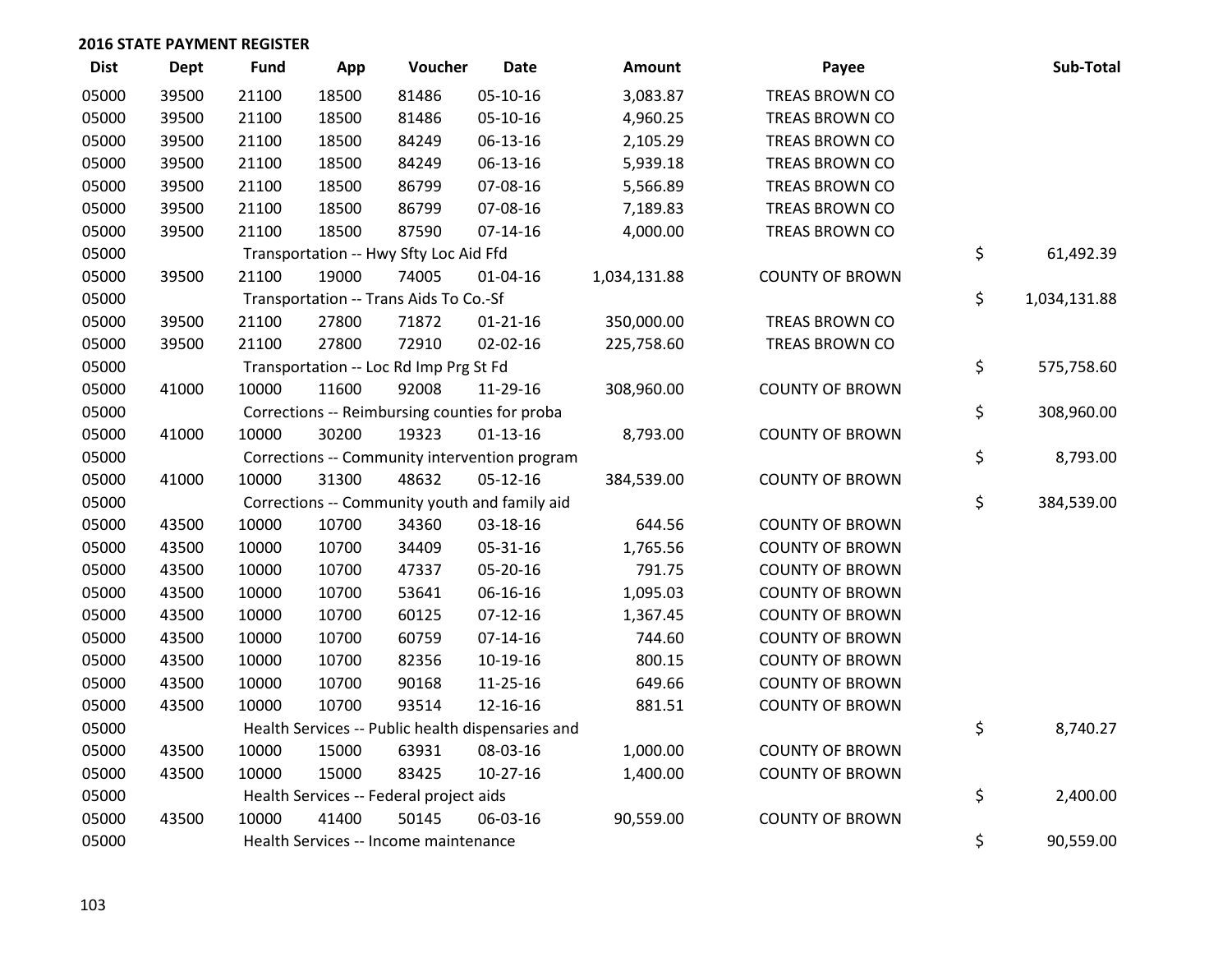## 2016 STATE PAYMENT REGISTER

| Dist | Dept | Fund | App | Voucher | Date | Amount | Payee | Sub-Total |
|---|---|---|---|---|---|---|---|---|
| 05000 | 39500 | 21100 | 18500 | 81486 | 05-10-16 | 3,083.87 | TREAS BROWN CO | |
| 05000 | 39500 | 21100 | 18500 | 81486 | 05-10-16 | 4,960.25 | TREAS BROWN CO | |
| 05000 | 39500 | 21100 | 18500 | 84249 | 06-13-16 | 2,105.29 | TREAS BROWN CO | |
| 05000 | 39500 | 21100 | 18500 | 84249 | 06-13-16 | 5,939.18 | TREAS BROWN CO | |
| 05000 | 39500 | 21100 | 18500 | 86799 | 07-08-16 | 5,566.89 | TREAS BROWN CO | |
| 05000 | 39500 | 21100 | 18500 | 86799 | 07-08-16 | 7,189.83 | TREAS BROWN CO | |
| 05000 | 39500 | 21100 | 18500 | 87590 | 07-14-16 | 4,000.00 | TREAS BROWN CO | |
| 05000 | | Transportation -- Hwy Sfty Loc Aid Ffd | | | | | | $ 61,492.39 |
| 05000 | 39500 | 21100 | 19000 | 74005 | 01-04-16 | 1,034,131.88 | COUNTY OF BROWN | |
| 05000 | | Transportation -- Trans Aids To Co.-Sf | | | | | | $ 1,034,131.88 |
| 05000 | 39500 | 21100 | 27800 | 71872 | 01-21-16 | 350,000.00 | TREAS BROWN CO | |
| 05000 | 39500 | 21100 | 27800 | 72910 | 02-02-16 | 225,758.60 | TREAS BROWN CO | |
| 05000 | | Transportation -- Loc Rd Imp Prg St Fd | | | | | | $ 575,758.60 |
| 05000 | 41000 | 10000 | 11600 | 92008 | 11-29-16 | 308,960.00 | COUNTY OF BROWN | |
| 05000 | | Corrections -- Reimbursing counties for proba | | | | | | $ 308,960.00 |
| 05000 | 41000 | 10000 | 30200 | 19323 | 01-13-16 | 8,793.00 | COUNTY OF BROWN | |
| 05000 | | Corrections -- Community intervention program | | | | | | $ 8,793.00 |
| 05000 | 41000 | 10000 | 31300 | 48632 | 05-12-16 | 384,539.00 | COUNTY OF BROWN | |
| 05000 | | Corrections -- Community youth and family aid | | | | | | $ 384,539.00 |
| 05000 | 43500 | 10000 | 10700 | 34360 | 03-18-16 | 644.56 | COUNTY OF BROWN | |
| 05000 | 43500 | 10000 | 10700 | 34409 | 05-31-16 | 1,765.56 | COUNTY OF BROWN | |
| 05000 | 43500 | 10000 | 10700 | 47337 | 05-20-16 | 791.75 | COUNTY OF BROWN | |
| 05000 | 43500 | 10000 | 10700 | 53641 | 06-16-16 | 1,095.03 | COUNTY OF BROWN | |
| 05000 | 43500 | 10000 | 10700 | 60125 | 07-12-16 | 1,367.45 | COUNTY OF BROWN | |
| 05000 | 43500 | 10000 | 10700 | 60759 | 07-14-16 | 744.60 | COUNTY OF BROWN | |
| 05000 | 43500 | 10000 | 10700 | 82356 | 10-19-16 | 800.15 | COUNTY OF BROWN | |
| 05000 | 43500 | 10000 | 10700 | 90168 | 11-25-16 | 649.66 | COUNTY OF BROWN | |
| 05000 | 43500 | 10000 | 10700 | 93514 | 12-16-16 | 881.51 | COUNTY OF BROWN | |
| 05000 | | Health Services -- Public health dispensaries and | | | | | | $ 8,740.27 |
| 05000 | 43500 | 10000 | 15000 | 63931 | 08-03-16 | 1,000.00 | COUNTY OF BROWN | |
| 05000 | 43500 | 10000 | 15000 | 83425 | 10-27-16 | 1,400.00 | COUNTY OF BROWN | |
| 05000 | | Health Services -- Federal project aids | | | | | | $ 2,400.00 |
| 05000 | 43500 | 10000 | 41400 | 50145 | 06-03-16 | 90,559.00 | COUNTY OF BROWN | |
| 05000 | | Health Services -- Income maintenance | | | | | | $ 90,559.00 |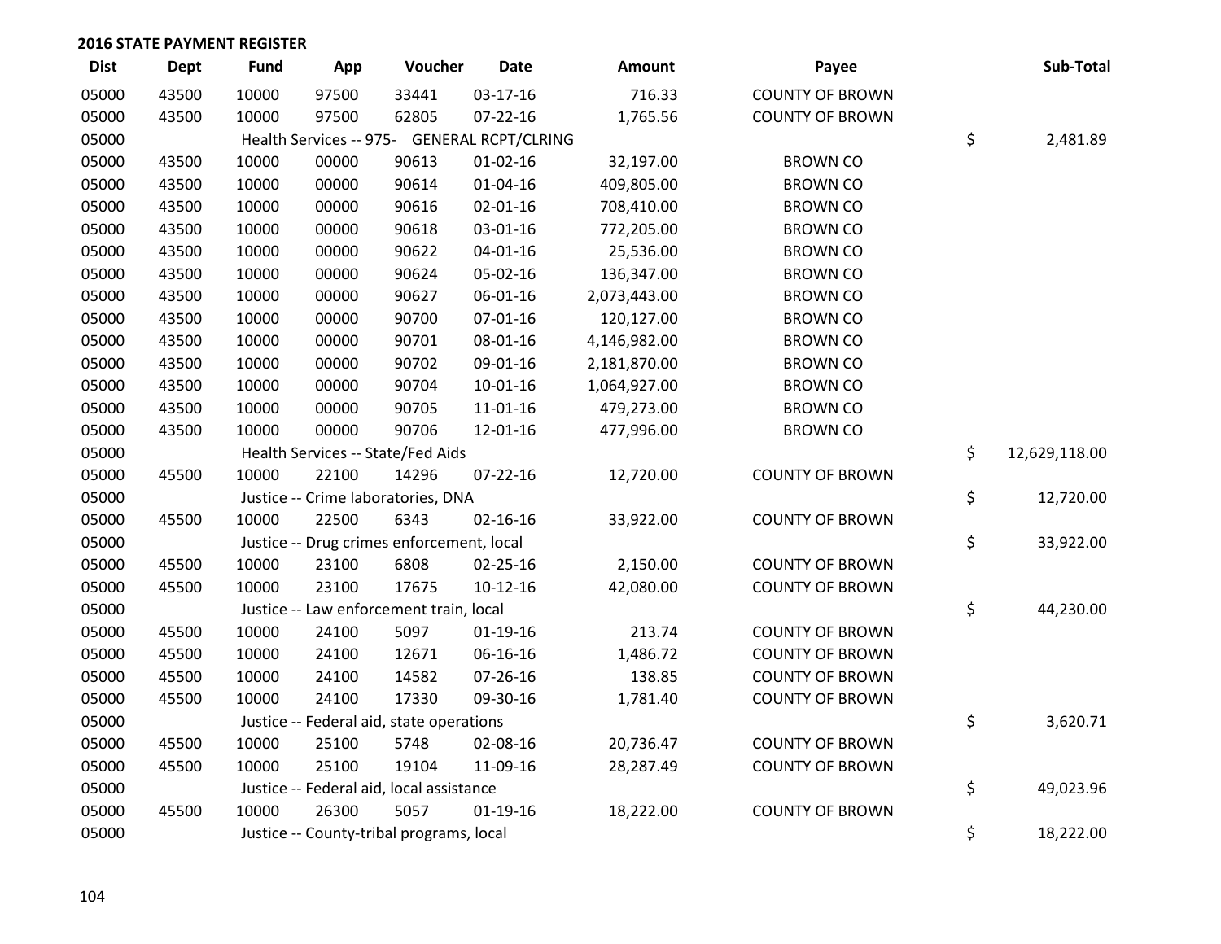## 2016 STATE PAYMENT REGISTER

| Dist | Dept | Fund | App | Voucher | Date | Amount | Payee | Sub-Total |
|---|---|---|---|---|---|---|---|---|
| 05000 | 43500 | 10000 | 97500 | 33441 | 03-17-16 | 716.33 | COUNTY OF BROWN | |
| 05000 | 43500 | 10000 | 97500 | 62805 | 07-22-16 | 1,765.56 | COUNTY OF BROWN | |
| 05000 | | Health Services -- 975- GENERAL RCPT/CLRING | | | | | | $ 2,481.89 |
| 05000 | 43500 | 10000 | 00000 | 90613 | 01-02-16 | 32,197.00 | BROWN CO | |
| 05000 | 43500 | 10000 | 00000 | 90614 | 01-04-16 | 409,805.00 | BROWN CO | |
| 05000 | 43500 | 10000 | 00000 | 90616 | 02-01-16 | 708,410.00 | BROWN CO | |
| 05000 | 43500 | 10000 | 00000 | 90618 | 03-01-16 | 772,205.00 | BROWN CO | |
| 05000 | 43500 | 10000 | 00000 | 90622 | 04-01-16 | 25,536.00 | BROWN CO | |
| 05000 | 43500 | 10000 | 00000 | 90624 | 05-02-16 | 136,347.00 | BROWN CO | |
| 05000 | 43500 | 10000 | 00000 | 90627 | 06-01-16 | 2,073,443.00 | BROWN CO | |
| 05000 | 43500 | 10000 | 00000 | 90700 | 07-01-16 | 120,127.00 | BROWN CO | |
| 05000 | 43500 | 10000 | 00000 | 90701 | 08-01-16 | 4,146,982.00 | BROWN CO | |
| 05000 | 43500 | 10000 | 00000 | 90702 | 09-01-16 | 2,181,870.00 | BROWN CO | |
| 05000 | 43500 | 10000 | 00000 | 90704 | 10-01-16 | 1,064,927.00 | BROWN CO | |
| 05000 | 43500 | 10000 | 00000 | 90705 | 11-01-16 | 479,273.00 | BROWN CO | |
| 05000 | 43500 | 10000 | 00000 | 90706 | 12-01-16 | 477,996.00 | BROWN CO | |
| 05000 | | Health Services -- State/Fed Aids | | | | | | $ 12,629,118.00 |
| 05000 | 45500 | 10000 | 22100 | 14296 | 07-22-16 | 12,720.00 | COUNTY OF BROWN | |
| 05000 | | Justice -- Crime laboratories, DNA | | | | | | $ 12,720.00 |
| 05000 | 45500 | 10000 | 22500 | 6343 | 02-16-16 | 33,922.00 | COUNTY OF BROWN | |
| 05000 | | Justice -- Drug crimes enforcement, local | | | | | | $ 33,922.00 |
| 05000 | 45500 | 10000 | 23100 | 6808 | 02-25-16 | 2,150.00 | COUNTY OF BROWN | |
| 05000 | 45500 | 10000 | 23100 | 17675 | 10-12-16 | 42,080.00 | COUNTY OF BROWN | |
| 05000 | | Justice -- Law enforcement train, local | | | | | | $ 44,230.00 |
| 05000 | 45500 | 10000 | 24100 | 5097 | 01-19-16 | 213.74 | COUNTY OF BROWN | |
| 05000 | 45500 | 10000 | 24100 | 12671 | 06-16-16 | 1,486.72 | COUNTY OF BROWN | |
| 05000 | 45500 | 10000 | 24100 | 14582 | 07-26-16 | 138.85 | COUNTY OF BROWN | |
| 05000 | 45500 | 10000 | 24100 | 17330 | 09-30-16 | 1,781.40 | COUNTY OF BROWN | |
| 05000 | | Justice -- Federal aid, state operations | | | | | | $ 3,620.71 |
| 05000 | 45500 | 10000 | 25100 | 5748 | 02-08-16 | 20,736.47 | COUNTY OF BROWN | |
| 05000 | 45500 | 10000 | 25100 | 19104 | 11-09-16 | 28,287.49 | COUNTY OF BROWN | |
| 05000 | | Justice -- Federal aid, local assistance | | | | | | $ 49,023.96 |
| 05000 | 45500 | 10000 | 26300 | 5057 | 01-19-16 | 18,222.00 | COUNTY OF BROWN | |
| 05000 | | Justice -- County-tribal programs, local | | | | | | $ 18,222.00 |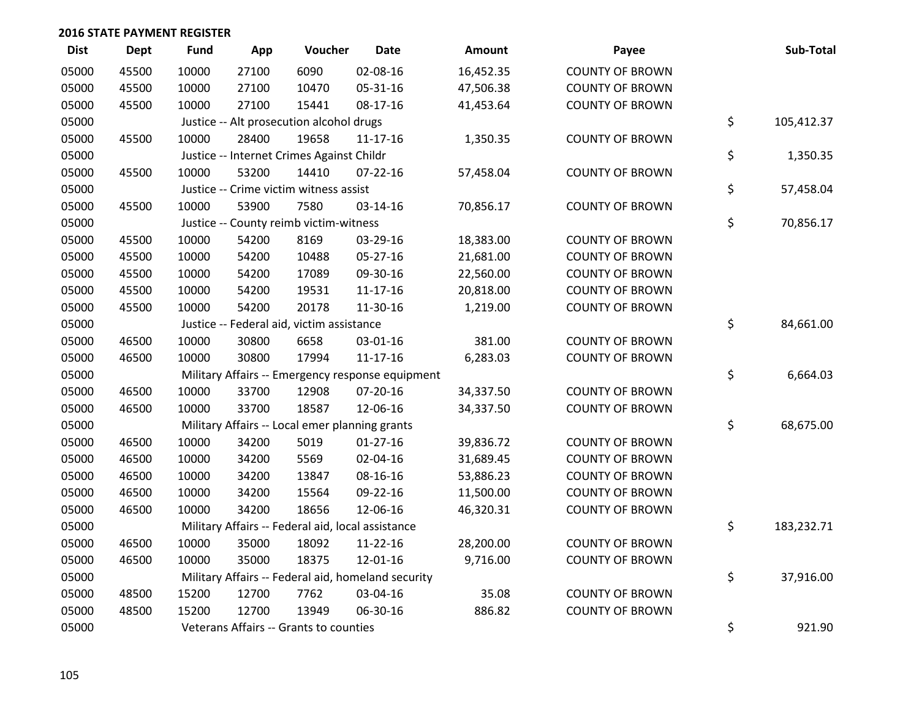# 2016 STATE PAYMENT REGISTER

| Dist | Dept | Fund | App | Voucher | Date | Amount | Payee | Sub-Total |
|---|---|---|---|---|---|---|---|---|
| 05000 | 45500 | 10000 | 27100 | 6090 | 02-08-16 | 16,452.35 | COUNTY OF BROWN | |
| 05000 | 45500 | 10000 | 27100 | 10470 | 05-31-16 | 47,506.38 | COUNTY OF BROWN | |
| 05000 | 45500 | 10000 | 27100 | 15441 | 08-17-16 | 41,453.64 | COUNTY OF BROWN | |
| 05000 | | Justice -- Alt prosecution alcohol drugs | | | | | | $ 105,412.37 |
| 05000 | 45500 | 10000 | 28400 | 19658 | 11-17-16 | 1,350.35 | COUNTY OF BROWN | |
| 05000 | | Justice -- Internet Crimes Against Childr | | | | | | $ 1,350.35 |
| 05000 | 45500 | 10000 | 53200 | 14410 | 07-22-16 | 57,458.04 | COUNTY OF BROWN | |
| 05000 | | Justice -- Crime victim witness assist | | | | | | $ 57,458.04 |
| 05000 | 45500 | 10000 | 53900 | 7580 | 03-14-16 | 70,856.17 | COUNTY OF BROWN | |
| 05000 | | Justice -- County reimb victim-witness | | | | | | $ 70,856.17 |
| 05000 | 45500 | 10000 | 54200 | 8169 | 03-29-16 | 18,383.00 | COUNTY OF BROWN | |
| 05000 | 45500 | 10000 | 54200 | 10488 | 05-27-16 | 21,681.00 | COUNTY OF BROWN | |
| 05000 | 45500 | 10000 | 54200 | 17089 | 09-30-16 | 22,560.00 | COUNTY OF BROWN | |
| 05000 | 45500 | 10000 | 54200 | 19531 | 11-17-16 | 20,818.00 | COUNTY OF BROWN | |
| 05000 | 45500 | 10000 | 54200 | 20178 | 11-30-16 | 1,219.00 | COUNTY OF BROWN | |
| 05000 | | Justice -- Federal aid, victim assistance | | | | | | $ 84,661.00 |
| 05000 | 46500 | 10000 | 30800 | 6658 | 03-01-16 | 381.00 | COUNTY OF BROWN | |
| 05000 | 46500 | 10000 | 30800 | 17994 | 11-17-16 | 6,283.03 | COUNTY OF BROWN | |
| 05000 | | Military Affairs -- Emergency response equipment | | | | | | $ 6,664.03 |
| 05000 | 46500 | 10000 | 33700 | 12908 | 07-20-16 | 34,337.50 | COUNTY OF BROWN | |
| 05000 | 46500 | 10000 | 33700 | 18587 | 12-06-16 | 34,337.50 | COUNTY OF BROWN | |
| 05000 | | Military Affairs -- Local emer planning grants | | | | | | $ 68,675.00 |
| 05000 | 46500 | 10000 | 34200 | 5019 | 01-27-16 | 39,836.72 | COUNTY OF BROWN | |
| 05000 | 46500 | 10000 | 34200 | 5569 | 02-04-16 | 31,689.45 | COUNTY OF BROWN | |
| 05000 | 46500 | 10000 | 34200 | 13847 | 08-16-16 | 53,886.23 | COUNTY OF BROWN | |
| 05000 | 46500 | 10000 | 34200 | 15564 | 09-22-16 | 11,500.00 | COUNTY OF BROWN | |
| 05000 | 46500 | 10000 | 34200 | 18656 | 12-06-16 | 46,320.31 | COUNTY OF BROWN | |
| 05000 | | Military Affairs -- Federal aid, local assistance | | | | | | $ 183,232.71 |
| 05000 | 46500 | 10000 | 35000 | 18092 | 11-22-16 | 28,200.00 | COUNTY OF BROWN | |
| 05000 | 46500 | 10000 | 35000 | 18375 | 12-01-16 | 9,716.00 | COUNTY OF BROWN | |
| 05000 | | Military Affairs -- Federal aid, homeland security | | | | | | $ 37,916.00 |
| 05000 | 48500 | 15200 | 12700 | 7762 | 03-04-16 | 35.08 | COUNTY OF BROWN | |
| 05000 | 48500 | 15200 | 12700 | 13949 | 06-30-16 | 886.82 | COUNTY OF BROWN | |
| 05000 | | Veterans Affairs -- Grants to counties | | | | | | $ 921.90 |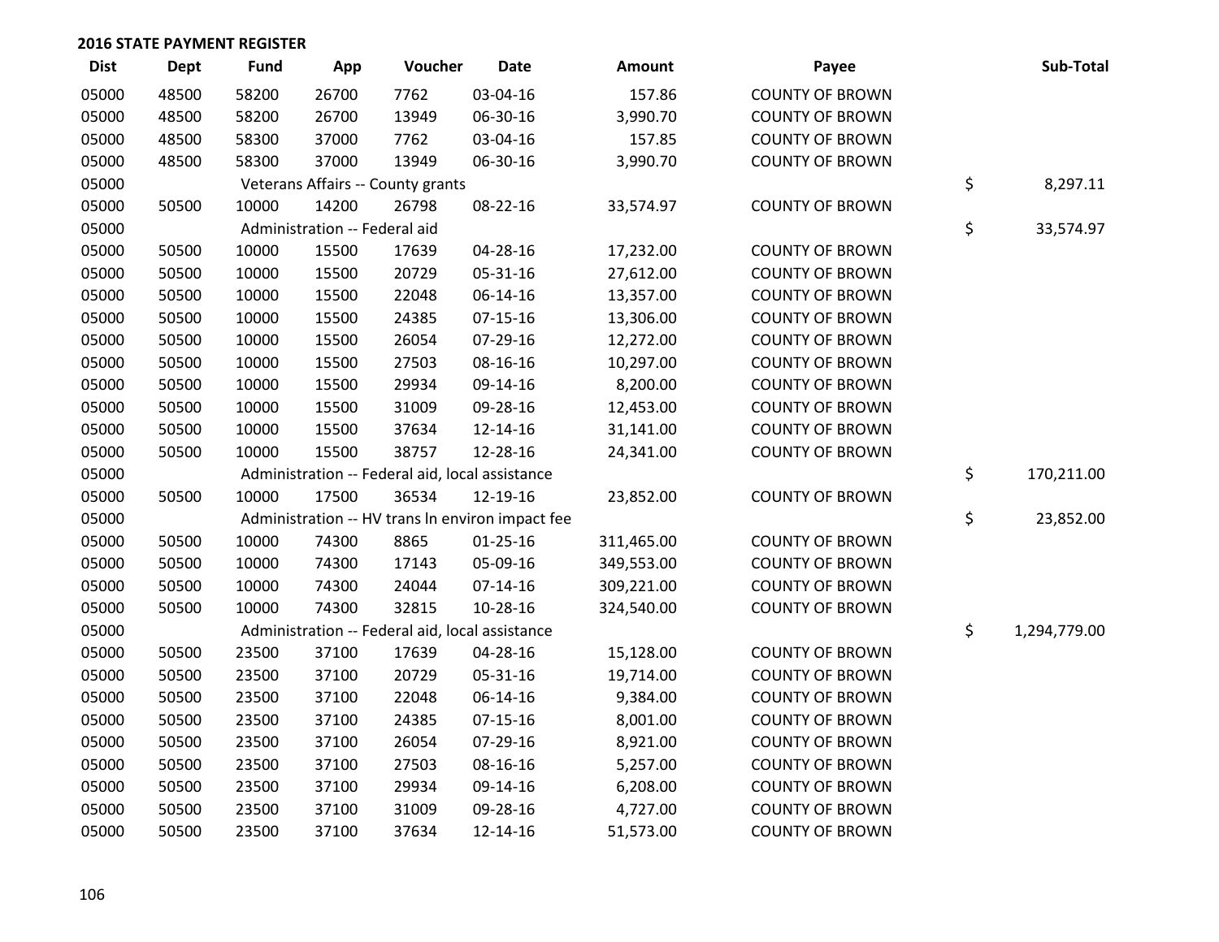## 2016 STATE PAYMENT REGISTER

| Dist | Dept | Fund | App | Voucher | Date | Amount | Payee | Sub-Total |
|---|---|---|---|---|---|---|---|---|
| 05000 | 48500 | 58200 | 26700 | 7762 | 03-04-16 | 157.86 | COUNTY OF BROWN | |
| 05000 | 48500 | 58200 | 26700 | 13949 | 06-30-16 | 3,990.70 | COUNTY OF BROWN | |
| 05000 | 48500 | 58300 | 37000 | 7762 | 03-04-16 | 157.85 | COUNTY OF BROWN | |
| 05000 | 48500 | 58300 | 37000 | 13949 | 06-30-16 | 3,990.70 | COUNTY OF BROWN | |
| 05000 | | Veterans Affairs -- County grants | | | | | | $ 8,297.11 |
| 05000 | 50500 | 10000 | 14200 | 26798 | 08-22-16 | 33,574.97 | COUNTY OF BROWN | |
| 05000 | | Administration -- Federal aid | | | | | | $ 33,574.97 |
| 05000 | 50500 | 10000 | 15500 | 17639 | 04-28-16 | 17,232.00 | COUNTY OF BROWN | |
| 05000 | 50500 | 10000 | 15500 | 20729 | 05-31-16 | 27,612.00 | COUNTY OF BROWN | |
| 05000 | 50500 | 10000 | 15500 | 22048 | 06-14-16 | 13,357.00 | COUNTY OF BROWN | |
| 05000 | 50500 | 10000 | 15500 | 24385 | 07-15-16 | 13,306.00 | COUNTY OF BROWN | |
| 05000 | 50500 | 10000 | 15500 | 26054 | 07-29-16 | 12,272.00 | COUNTY OF BROWN | |
| 05000 | 50500 | 10000 | 15500 | 27503 | 08-16-16 | 10,297.00 | COUNTY OF BROWN | |
| 05000 | 50500 | 10000 | 15500 | 29934 | 09-14-16 | 8,200.00 | COUNTY OF BROWN | |
| 05000 | 50500 | 10000 | 15500 | 31009 | 09-28-16 | 12,453.00 | COUNTY OF BROWN | |
| 05000 | 50500 | 10000 | 15500 | 37634 | 12-14-16 | 31,141.00 | COUNTY OF BROWN | |
| 05000 | 50500 | 10000 | 15500 | 38757 | 12-28-16 | 24,341.00 | COUNTY OF BROWN | |
| 05000 | | Administration -- Federal aid, local assistance | | | | | | $ 170,211.00 |
| 05000 | 50500 | 10000 | 17500 | 36534 | 12-19-16 | 23,852.00 | COUNTY OF BROWN | |
| 05000 | | Administration -- HV trans ln environ impact fee | | | | | | $ 23,852.00 |
| 05000 | 50500 | 10000 | 74300 | 8865 | 01-25-16 | 311,465.00 | COUNTY OF BROWN | |
| 05000 | 50500 | 10000 | 74300 | 17143 | 05-09-16 | 349,553.00 | COUNTY OF BROWN | |
| 05000 | 50500 | 10000 | 74300 | 24044 | 07-14-16 | 309,221.00 | COUNTY OF BROWN | |
| 05000 | 50500 | 10000 | 74300 | 32815 | 10-28-16 | 324,540.00 | COUNTY OF BROWN | |
| 05000 | | Administration -- Federal aid, local assistance | | | | | | $ 1,294,779.00 |
| 05000 | 50500 | 23500 | 37100 | 17639 | 04-28-16 | 15,128.00 | COUNTY OF BROWN | |
| 05000 | 50500 | 23500 | 37100 | 20729 | 05-31-16 | 19,714.00 | COUNTY OF BROWN | |
| 05000 | 50500 | 23500 | 37100 | 22048 | 06-14-16 | 9,384.00 | COUNTY OF BROWN | |
| 05000 | 50500 | 23500 | 37100 | 24385 | 07-15-16 | 8,001.00 | COUNTY OF BROWN | |
| 05000 | 50500 | 23500 | 37100 | 26054 | 07-29-16 | 8,921.00 | COUNTY OF BROWN | |
| 05000 | 50500 | 23500 | 37100 | 27503 | 08-16-16 | 5,257.00 | COUNTY OF BROWN | |
| 05000 | 50500 | 23500 | 37100 | 29934 | 09-14-16 | 6,208.00 | COUNTY OF BROWN | |
| 05000 | 50500 | 23500 | 37100 | 31009 | 09-28-16 | 4,727.00 | COUNTY OF BROWN | |
| 05000 | 50500 | 23500 | 37100 | 37634 | 12-14-16 | 51,573.00 | COUNTY OF BROWN | |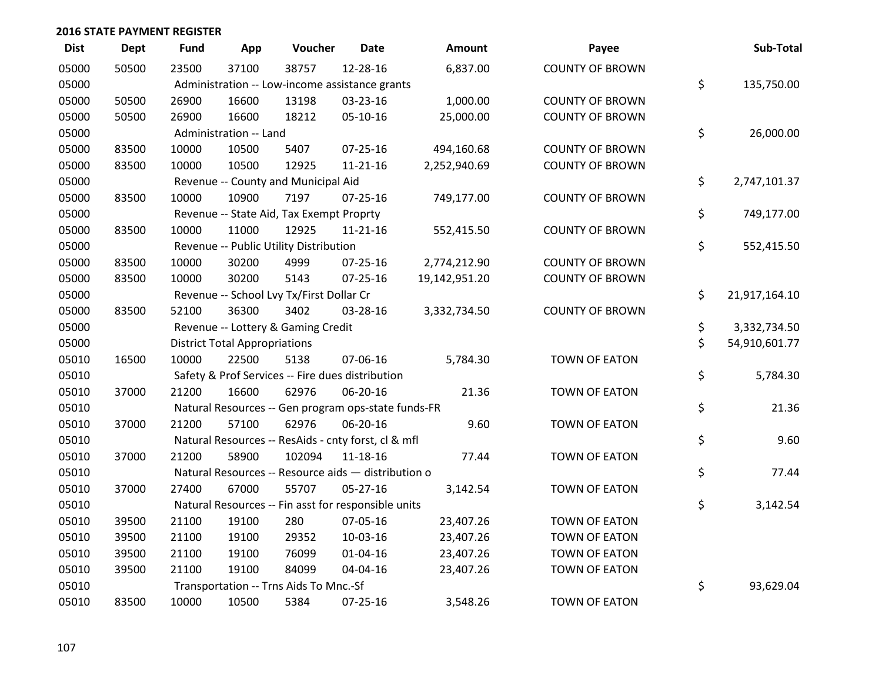## 2016 STATE PAYMENT REGISTER

| Dist | Dept | Fund | App | Voucher | Date | Amount | Payee | Sub-Total |
|---|---|---|---|---|---|---|---|---|
| 05000 | 50500 | 23500 | 37100 | 38757 | 12-28-16 | 6,837.00 | COUNTY OF BROWN | |
| 05000 | | Administration -- Low-income assistance grants | | | | | | $ 135,750.00 |
| 05000 | 50500 | 26900 | 16600 | 13198 | 03-23-16 | 1,000.00 | COUNTY OF BROWN | |
| 05000 | 50500 | 26900 | 16600 | 18212 | 05-10-16 | 25,000.00 | COUNTY OF BROWN | |
| 05000 | | Administration -- Land | | | | | | $ 26,000.00 |
| 05000 | 83500 | 10000 | 10500 | 5407 | 07-25-16 | 494,160.68 | COUNTY OF BROWN | |
| 05000 | 83500 | 10000 | 10500 | 12925 | 11-21-16 | 2,252,940.69 | COUNTY OF BROWN | |
| 05000 | | Revenue -- County and Municipal Aid | | | | | | $ 2,747,101.37 |
| 05000 | 83500 | 10000 | 10900 | 7197 | 07-25-16 | 749,177.00 | COUNTY OF BROWN | |
| 05000 | | Revenue -- State Aid, Tax Exempt Proprty | | | | | | $ 749,177.00 |
| 05000 | 83500 | 10000 | 11000 | 12925 | 11-21-16 | 552,415.50 | COUNTY OF BROWN | |
| 05000 | | Revenue -- Public Utility Distribution | | | | | | $ 552,415.50 |
| 05000 | 83500 | 10000 | 30200 | 4999 | 07-25-16 | 2,774,212.90 | COUNTY OF BROWN | |
| 05000 | 83500 | 10000 | 30200 | 5143 | 07-25-16 | 19,142,951.20 | COUNTY OF BROWN | |
| 05000 | | Revenue -- School Lvy Tx/First Dollar Cr | | | | | | $ 21,917,164.10 |
| 05000 | 83500 | 52100 | 36300 | 3402 | 03-28-16 | 3,332,734.50 | COUNTY OF BROWN | |
| 05000 | | Revenue -- Lottery & Gaming Credit | | | | | | $ 3,332,734.50 |
| 05000 | | District Total Appropriations | | | | | | $ 54,910,601.77 |
| 05010 | 16500 | 10000 | 22500 | 5138 | 07-06-16 | 5,784.30 | TOWN OF EATON | |
| 05010 | | Safety & Prof Services -- Fire dues distribution | | | | | | $ 5,784.30 |
| 05010 | 37000 | 21200 | 16600 | 62976 | 06-20-16 | 21.36 | TOWN OF EATON | |
| 05010 | | Natural Resources -- Gen program ops-state funds-FR | | | | | | $ 21.36 |
| 05010 | 37000 | 21200 | 57100 | 62976 | 06-20-16 | 9.60 | TOWN OF EATON | |
| 05010 | | Natural Resources -- ResAids - cnty forst, cl & mfl | | | | | | $ 9.60 |
| 05010 | 37000 | 21200 | 58900 | 102094 | 11-18-16 | 77.44 | TOWN OF EATON | |
| 05010 | | Natural Resources -- Resource aids — distribution o | | | | | | $ 77.44 |
| 05010 | 37000 | 27400 | 67000 | 55707 | 05-27-16 | 3,142.54 | TOWN OF EATON | |
| 05010 | | Natural Resources -- Fin asst for responsible units | | | | | | $ 3,142.54 |
| 05010 | 39500 | 21100 | 19100 | 280 | 07-05-16 | 23,407.26 | TOWN OF EATON | |
| 05010 | 39500 | 21100 | 19100 | 29352 | 10-03-16 | 23,407.26 | TOWN OF EATON | |
| 05010 | 39500 | 21100 | 19100 | 76099 | 01-04-16 | 23,407.26 | TOWN OF EATON | |
| 05010 | 39500 | 21100 | 19100 | 84099 | 04-04-16 | 23,407.26 | TOWN OF EATON | |
| 05010 | | Transportation -- Trns Aids To Mnc.-Sf | | | | | | $ 93,629.04 |
| 05010 | 83500 | 10000 | 10500 | 5384 | 07-25-16 | 3,548.26 | TOWN OF EATON | |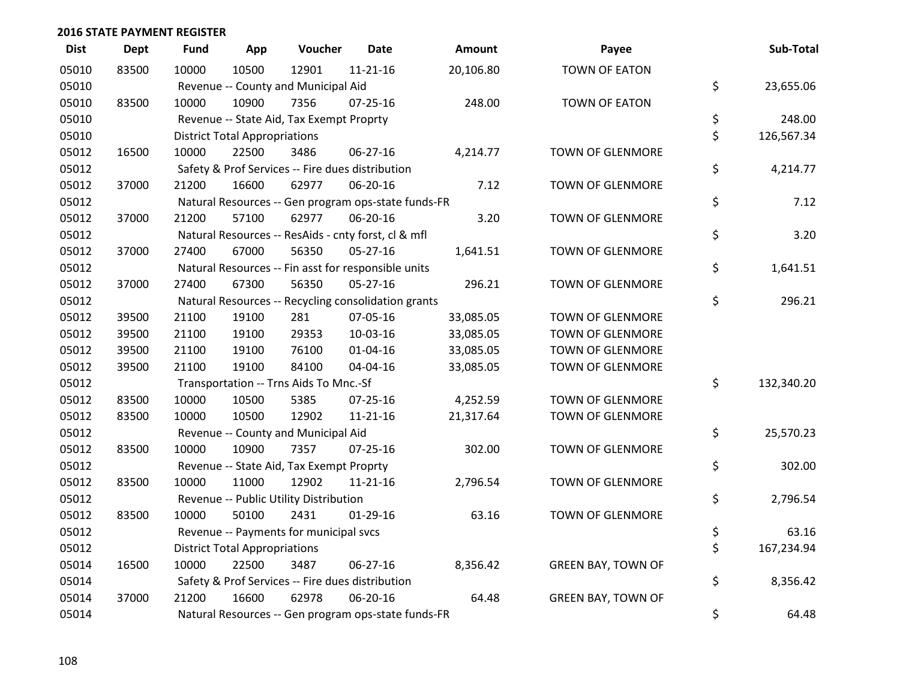## 2016 STATE PAYMENT REGISTER

| Dist | Dept | Fund | App | Voucher | Date | Amount | Payee | | Sub-Total |
|---|---|---|---|---|---|---|---|---|---|
| 05010 | 83500 | 10000 | 10500 | 12901 | 11-21-16 | 20,106.80 | TOWN OF EATON | | |
| 05010 | | Revenue -- County and Municipal Aid | | | | | | $ | 23,655.06 |
| 05010 | 83500 | 10000 | 10900 | 7356 | 07-25-16 | 248.00 | TOWN OF EATON | | |
| 05010 | | Revenue -- State Aid, Tax Exempt Proprty | | | | | | $ | 248.00 |
| 05010 | | District Total Appropriations | | | | | | $ | 126,567.34 |
| 05012 | 16500 | 10000 | 22500 | 3486 | 06-27-16 | 4,214.77 | TOWN OF GLENMORE | | |
| 05012 | | Safety & Prof Services -- Fire dues distribution | | | | | | $ | 4,214.77 |
| 05012 | 37000 | 21200 | 16600 | 62977 | 06-20-16 | 7.12 | TOWN OF GLENMORE | | |
| 05012 | | Natural Resources -- Gen program ops-state funds-FR | | | | | | $ | 7.12 |
| 05012 | 37000 | 21200 | 57100 | 62977 | 06-20-16 | 3.20 | TOWN OF GLENMORE | | |
| 05012 | | Natural Resources -- ResAids - cnty forst, cl & mfl | | | | | | $ | 3.20 |
| 05012 | 37000 | 27400 | 67000 | 56350 | 05-27-16 | 1,641.51 | TOWN OF GLENMORE | | |
| 05012 | | Natural Resources -- Fin asst for responsible units | | | | | | $ | 1,641.51 |
| 05012 | 37000 | 27400 | 67300 | 56350 | 05-27-16 | 296.21 | TOWN OF GLENMORE | | |
| 05012 | | Natural Resources -- Recycling consolidation grants | | | | | | $ | 296.21 |
| 05012 | 39500 | 21100 | 19100 | 281 | 07-05-16 | 33,085.05 | TOWN OF GLENMORE | | |
| 05012 | 39500 | 21100 | 19100 | 29353 | 10-03-16 | 33,085.05 | TOWN OF GLENMORE | | |
| 05012 | 39500 | 21100 | 19100 | 76100 | 01-04-16 | 33,085.05 | TOWN OF GLENMORE | | |
| 05012 | 39500 | 21100 | 19100 | 84100 | 04-04-16 | 33,085.05 | TOWN OF GLENMORE | | |
| 05012 | | Transportation -- Trns Aids To Mnc.-Sf | | | | | | $ | 132,340.20 |
| 05012 | 83500 | 10000 | 10500 | 5385 | 07-25-16 | 4,252.59 | TOWN OF GLENMORE | | |
| 05012 | 83500 | 10000 | 10500 | 12902 | 11-21-16 | 21,317.64 | TOWN OF GLENMORE | | |
| 05012 | | Revenue -- County and Municipal Aid | | | | | | $ | 25,570.23 |
| 05012 | 83500 | 10000 | 10900 | 7357 | 07-25-16 | 302.00 | TOWN OF GLENMORE | | |
| 05012 | | Revenue -- State Aid, Tax Exempt Proprty | | | | | | $ | 302.00 |
| 05012 | 83500 | 10000 | 11000 | 12902 | 11-21-16 | 2,796.54 | TOWN OF GLENMORE | | |
| 05012 | | Revenue -- Public Utility Distribution | | | | | | $ | 2,796.54 |
| 05012 | 83500 | 10000 | 50100 | 2431 | 01-29-16 | 63.16 | TOWN OF GLENMORE | | |
| 05012 | | Revenue -- Payments for municipal svcs | | | | | | $ | 63.16 |
| 05012 | | District Total Appropriations | | | | | | $ | 167,234.94 |
| 05014 | 16500 | 10000 | 22500 | 3487 | 06-27-16 | 8,356.42 | GREEN BAY, TOWN OF | | |
| 05014 | | Safety & Prof Services -- Fire dues distribution | | | | | | $ | 8,356.42 |
| 05014 | 37000 | 21200 | 16600 | 62978 | 06-20-16 | 64.48 | GREEN BAY, TOWN OF | | |
| 05014 | | Natural Resources -- Gen program ops-state funds-FR | | | | | | $ | 64.48 |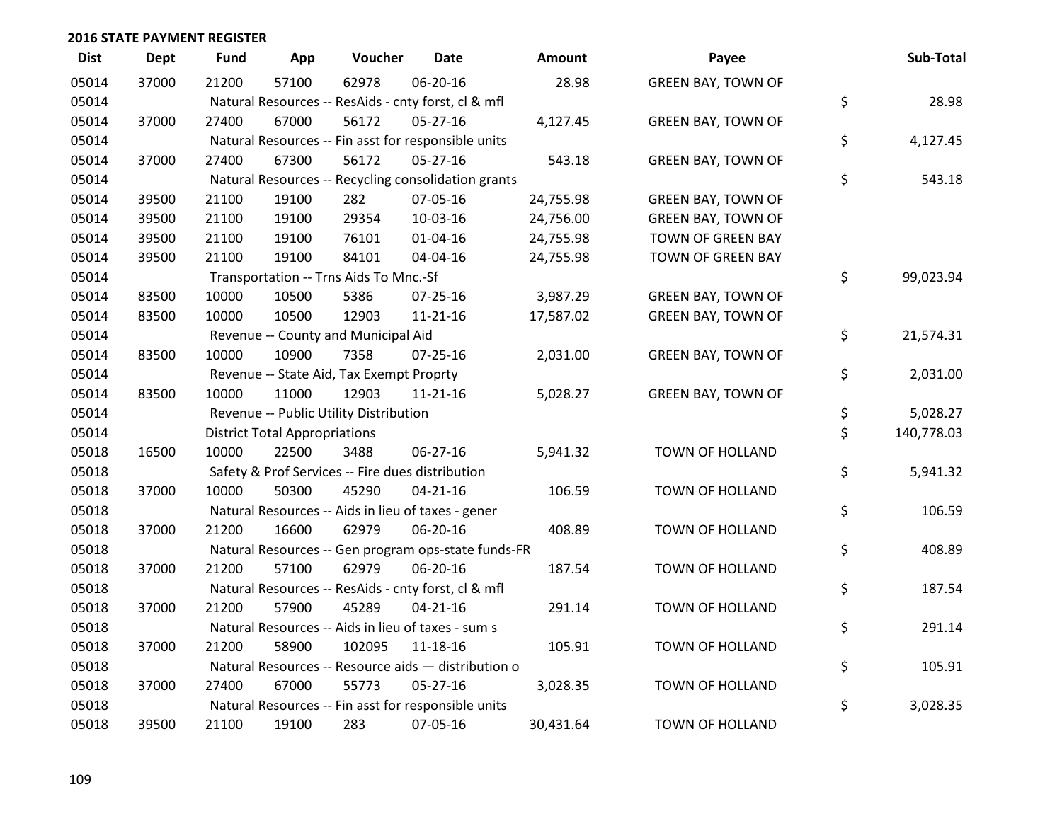## 2016 STATE PAYMENT REGISTER

| Dist | Dept | Fund | App | Voucher | Date | Amount | Payee | Sub-Total |
|---|---|---|---|---|---|---|---|---|
| 05014 | 37000 | 21200 | 57100 | 62978 | 06-20-16 | 28.98 | GREEN BAY, TOWN OF | |
| 05014 | | Natural Resources -- ResAids - cnty forst, cl & mfl | | | | | | $ 28.98 |
| 05014 | 37000 | 27400 | 67000 | 56172 | 05-27-16 | 4,127.45 | GREEN BAY, TOWN OF | |
| 05014 | | Natural Resources -- Fin asst for responsible units | | | | | | $ 4,127.45 |
| 05014 | 37000 | 27400 | 67300 | 56172 | 05-27-16 | 543.18 | GREEN BAY, TOWN OF | |
| 05014 | | Natural Resources -- Recycling consolidation grants | | | | | | $ 543.18 |
| 05014 | 39500 | 21100 | 19100 | 282 | 07-05-16 | 24,755.98 | GREEN BAY, TOWN OF | |
| 05014 | 39500 | 21100 | 19100 | 29354 | 10-03-16 | 24,756.00 | GREEN BAY, TOWN OF | |
| 05014 | 39500 | 21100 | 19100 | 76101 | 01-04-16 | 24,755.98 | TOWN OF GREEN BAY | |
| 05014 | 39500 | 21100 | 19100 | 84101 | 04-04-16 | 24,755.98 | TOWN OF GREEN BAY | |
| 05014 | | Transportation -- Trns Aids To Mnc.-Sf | | | | | | $ 99,023.94 |
| 05014 | 83500 | 10000 | 10500 | 5386 | 07-25-16 | 3,987.29 | GREEN BAY, TOWN OF | |
| 05014 | 83500 | 10000 | 10500 | 12903 | 11-21-16 | 17,587.02 | GREEN BAY, TOWN OF | |
| 05014 | | Revenue -- County and Municipal Aid | | | | | | $ 21,574.31 |
| 05014 | 83500 | 10000 | 10900 | 7358 | 07-25-16 | 2,031.00 | GREEN BAY, TOWN OF | |
| 05014 | | Revenue -- State Aid, Tax Exempt Proprty | | | | | | $ 2,031.00 |
| 05014 | 83500 | 10000 | 11000 | 12903 | 11-21-16 | 5,028.27 | GREEN BAY, TOWN OF | |
| 05014 | | Revenue -- Public Utility Distribution | | | | | | $ 5,028.27 |
| 05014 | | District Total Appropriations | | | | | | $ 140,778.03 |
| 05018 | 16500 | 10000 | 22500 | 3488 | 06-27-16 | 5,941.32 | TOWN OF HOLLAND | |
| 05018 | | Safety & Prof Services -- Fire dues distribution | | | | | | $ 5,941.32 |
| 05018 | 37000 | 10000 | 50300 | 45290 | 04-21-16 | 106.59 | TOWN OF HOLLAND | |
| 05018 | | Natural Resources -- Aids in lieu of taxes - gener | | | | | | $ 106.59 |
| 05018 | 37000 | 21200 | 16600 | 62979 | 06-20-16 | 408.89 | TOWN OF HOLLAND | |
| 05018 | | Natural Resources -- Gen program ops-state funds-FR | | | | | | $ 408.89 |
| 05018 | 37000 | 21200 | 57100 | 62979 | 06-20-16 | 187.54 | TOWN OF HOLLAND | |
| 05018 | | Natural Resources -- ResAids - cnty forst, cl & mfl | | | | | | $ 187.54 |
| 05018 | 37000 | 21200 | 57900 | 45289 | 04-21-16 | 291.14 | TOWN OF HOLLAND | |
| 05018 | | Natural Resources -- Aids in lieu of taxes - sum s | | | | | | $ 291.14 |
| 05018 | 37000 | 21200 | 58900 | 102095 | 11-18-16 | 105.91 | TOWN OF HOLLAND | |
| 05018 | | Natural Resources -- Resource aids — distribution o | | | | | | $ 105.91 |
| 05018 | 37000 | 27400 | 67000 | 55773 | 05-27-16 | 3,028.35 | TOWN OF HOLLAND | |
| 05018 | | Natural Resources -- Fin asst for responsible units | | | | | | $ 3,028.35 |
| 05018 | 39500 | 21100 | 19100 | 283 | 07-05-16 | 30,431.64 | TOWN OF HOLLAND | |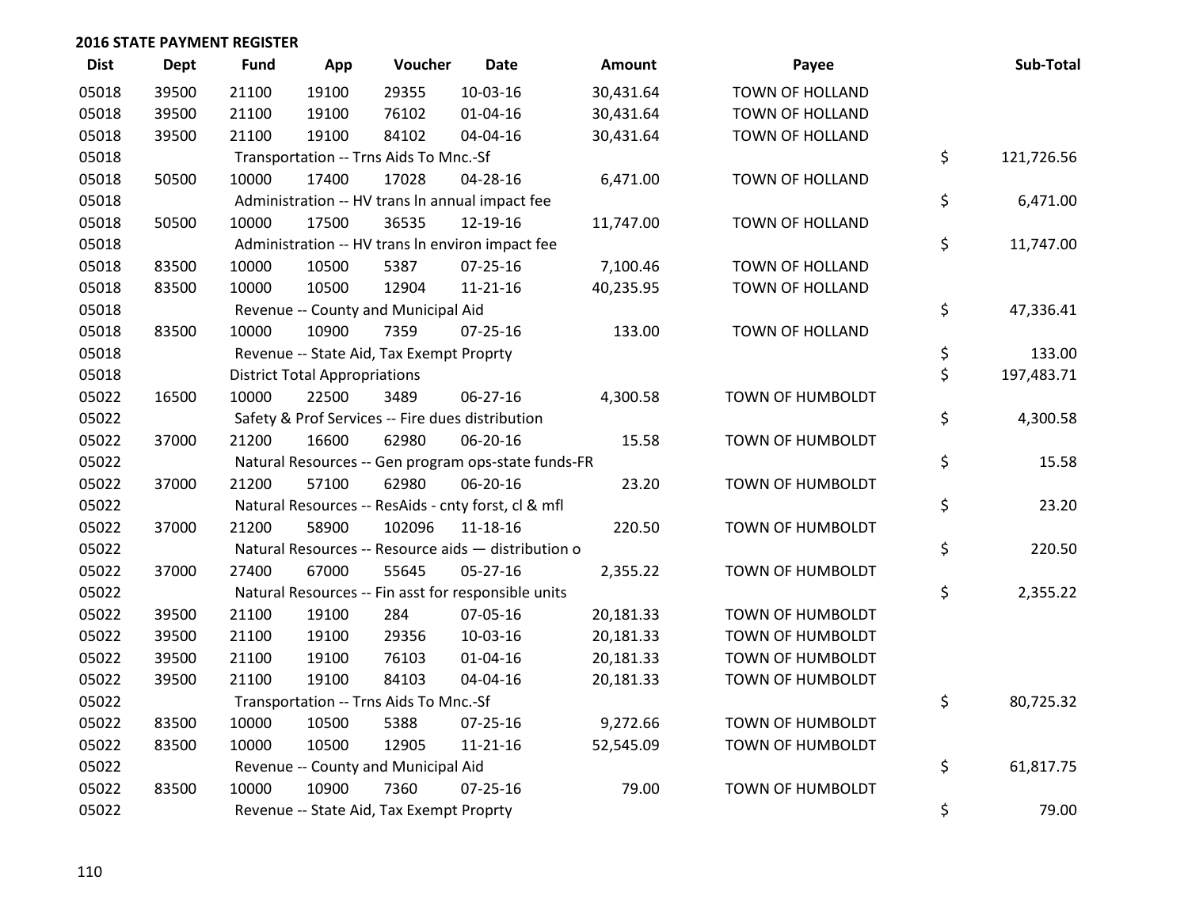## 2016 STATE PAYMENT REGISTER

| Dist | Dept | Fund | App | Voucher | Date | Amount | Payee | | Sub-Total |
|---|---|---|---|---|---|---|---|---|---|
| 05018 | 39500 | 21100 | 19100 | 29355 | 10-03-16 | 30,431.64 | TOWN OF HOLLAND | | |
| 05018 | 39500 | 21100 | 19100 | 76102 | 01-04-16 | 30,431.64 | TOWN OF HOLLAND | | |
| 05018 | 39500 | 21100 | 19100 | 84102 | 04-04-16 | 30,431.64 | TOWN OF HOLLAND | | |
| 05018 | | Transportation -- Trns Aids To Mnc.-Sf | | | | | | $ | 121,726.56 |
| 05018 | 50500 | 10000 | 17400 | 17028 | 04-28-16 | 6,471.00 | TOWN OF HOLLAND | | |
| 05018 | | Administration -- HV trans ln annual impact fee | | | | | | $ | 6,471.00 |
| 05018 | 50500 | 10000 | 17500 | 36535 | 12-19-16 | 11,747.00 | TOWN OF HOLLAND | | |
| 05018 | | Administration -- HV trans ln environ impact fee | | | | | | $ | 11,747.00 |
| 05018 | 83500 | 10000 | 10500 | 5387 | 07-25-16 | 7,100.46 | TOWN OF HOLLAND | | |
| 05018 | 83500 | 10000 | 10500 | 12904 | 11-21-16 | 40,235.95 | TOWN OF HOLLAND | | |
| 05018 | | Revenue -- County and Municipal Aid | | | | | | $ | 47,336.41 |
| 05018 | 83500 | 10000 | 10900 | 7359 | 07-25-16 | 133.00 | TOWN OF HOLLAND | | |
| 05018 | | Revenue -- State Aid, Tax Exempt Proprty | | | | | | $ | 133.00 |
| 05018 | | District Total Appropriations | | | | | | $ | 197,483.71 |
| 05022 | 16500 | 10000 | 22500 | 3489 | 06-27-16 | 4,300.58 | TOWN OF HUMBOLDT | | |
| 05022 | | Safety & Prof Services -- Fire dues distribution | | | | | | $ | 4,300.58 |
| 05022 | 37000 | 21200 | 16600 | 62980 | 06-20-16 | 15.58 | TOWN OF HUMBOLDT | | |
| 05022 | | Natural Resources -- Gen program ops-state funds-FR | | | | | | $ | 15.58 |
| 05022 | 37000 | 21200 | 57100 | 62980 | 06-20-16 | 23.20 | TOWN OF HUMBOLDT | | |
| 05022 | | Natural Resources -- ResAids - cnty forst, cl & mfl | | | | | | $ | 23.20 |
| 05022 | 37000 | 21200 | 58900 | 102096 | 11-18-16 | 220.50 | TOWN OF HUMBOLDT | | |
| 05022 | | Natural Resources -- Resource aids — distribution o | | | | | | $ | 220.50 |
| 05022 | 37000 | 27400 | 67000 | 55645 | 05-27-16 | 2,355.22 | TOWN OF HUMBOLDT | | |
| 05022 | | Natural Resources -- Fin asst for responsible units | | | | | | $ | 2,355.22 |
| 05022 | 39500 | 21100 | 19100 | 284 | 07-05-16 | 20,181.33 | TOWN OF HUMBOLDT | | |
| 05022 | 39500 | 21100 | 19100 | 29356 | 10-03-16 | 20,181.33 | TOWN OF HUMBOLDT | | |
| 05022 | 39500 | 21100 | 19100 | 76103 | 01-04-16 | 20,181.33 | TOWN OF HUMBOLDT | | |
| 05022 | 39500 | 21100 | 19100 | 84103 | 04-04-16 | 20,181.33 | TOWN OF HUMBOLDT | | |
| 05022 | | Transportation -- Trns Aids To Mnc.-Sf | | | | | | $ | 80,725.32 |
| 05022 | 83500 | 10000 | 10500 | 5388 | 07-25-16 | 9,272.66 | TOWN OF HUMBOLDT | | |
| 05022 | 83500 | 10000 | 10500 | 12905 | 11-21-16 | 52,545.09 | TOWN OF HUMBOLDT | | |
| 05022 | | Revenue -- County and Municipal Aid | | | | | | $ | 61,817.75 |
| 05022 | 83500 | 10000 | 10900 | 7360 | 07-25-16 | 79.00 | TOWN OF HUMBOLDT | | |
| 05022 | | Revenue -- State Aid, Tax Exempt Proprty | | | | | | $ | 79.00 |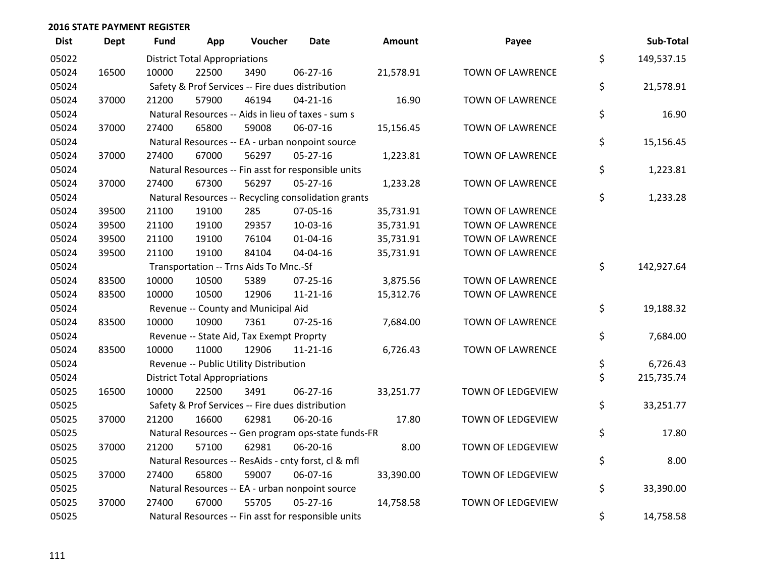## 2016 STATE PAYMENT REGISTER

| Dist | Dept | Fund | App | Voucher | Date | Amount | Payee | | Sub-Total |
|---|---|---|---|---|---|---|---|---|---|
| 05022 | | District Total Appropriations | | | | | | $ | 149,537.15 |
| 05024 | 16500 | 10000 | 22500 | 3490 | 06-27-16 | 21,578.91 | TOWN OF LAWRENCE | | |
| 05024 | | Safety & Prof Services -- Fire dues distribution | | | | | | $ | 21,578.91 |
| 05024 | 37000 | 21200 | 57900 | 46194 | 04-21-16 | 16.90 | TOWN OF LAWRENCE | | |
| 05024 | | Natural Resources -- Aids in lieu of taxes - sum s | | | | | | $ | 16.90 |
| 05024 | 37000 | 27400 | 65800 | 59008 | 06-07-16 | 15,156.45 | TOWN OF LAWRENCE | | |
| 05024 | | Natural Resources -- EA - urban nonpoint source | | | | | | $ | 15,156.45 |
| 05024 | 37000 | 27400 | 67000 | 56297 | 05-27-16 | 1,223.81 | TOWN OF LAWRENCE | | |
| 05024 | | Natural Resources -- Fin asst for responsible units | | | | | | $ | 1,223.81 |
| 05024 | 37000 | 27400 | 67300 | 56297 | 05-27-16 | 1,233.28 | TOWN OF LAWRENCE | | |
| 05024 | | Natural Resources -- Recycling consolidation grants | | | | | | $ | 1,233.28 |
| 05024 | 39500 | 21100 | 19100 | 285 | 07-05-16 | 35,731.91 | TOWN OF LAWRENCE | | |
| 05024 | 39500 | 21100 | 19100 | 29357 | 10-03-16 | 35,731.91 | TOWN OF LAWRENCE | | |
| 05024 | 39500 | 21100 | 19100 | 76104 | 01-04-16 | 35,731.91 | TOWN OF LAWRENCE | | |
| 05024 | 39500 | 21100 | 19100 | 84104 | 04-04-16 | 35,731.91 | TOWN OF LAWRENCE | | |
| 05024 | | Transportation -- Trns Aids To Mnc.-Sf | | | | | | $ | 142,927.64 |
| 05024 | 83500 | 10000 | 10500 | 5389 | 07-25-16 | 3,875.56 | TOWN OF LAWRENCE | | |
| 05024 | 83500 | 10000 | 10500 | 12906 | 11-21-16 | 15,312.76 | TOWN OF LAWRENCE | | |
| 05024 | | Revenue -- County and Municipal Aid | | | | | | $ | 19,188.32 |
| 05024 | 83500 | 10000 | 10900 | 7361 | 07-25-16 | 7,684.00 | TOWN OF LAWRENCE | | |
| 05024 | | Revenue -- State Aid, Tax Exempt Proprty | | | | | | $ | 7,684.00 |
| 05024 | 83500 | 10000 | 11000 | 12906 | 11-21-16 | 6,726.43 | TOWN OF LAWRENCE | | |
| 05024 | | Revenue -- Public Utility Distribution | | | | | | $ | 6,726.43 |
| 05024 | | District Total Appropriations | | | | | | $ | 215,735.74 |
| 05025 | 16500 | 10000 | 22500 | 3491 | 06-27-16 | 33,251.77 | TOWN OF LEDGEVIEW | | |
| 05025 | | Safety & Prof Services -- Fire dues distribution | | | | | | $ | 33,251.77 |
| 05025 | 37000 | 21200 | 16600 | 62981 | 06-20-16 | 17.80 | TOWN OF LEDGEVIEW | | |
| 05025 | | Natural Resources -- Gen program ops-state funds-FR | | | | | | $ | 17.80 |
| 05025 | 37000 | 21200 | 57100 | 62981 | 06-20-16 | 8.00 | TOWN OF LEDGEVIEW | | |
| 05025 | | Natural Resources -- ResAids - cnty forst, cl & mfl | | | | | | $ | 8.00 |
| 05025 | 37000 | 27400 | 65800 | 59007 | 06-07-16 | 33,390.00 | TOWN OF LEDGEVIEW | | |
| 05025 | | Natural Resources -- EA - urban nonpoint source | | | | | | $ | 33,390.00 |
| 05025 | 37000 | 27400 | 67000 | 55705 | 05-27-16 | 14,758.58 | TOWN OF LEDGEVIEW | | |
| 05025 | | Natural Resources -- Fin asst for responsible units | | | | | | $ | 14,758.58 |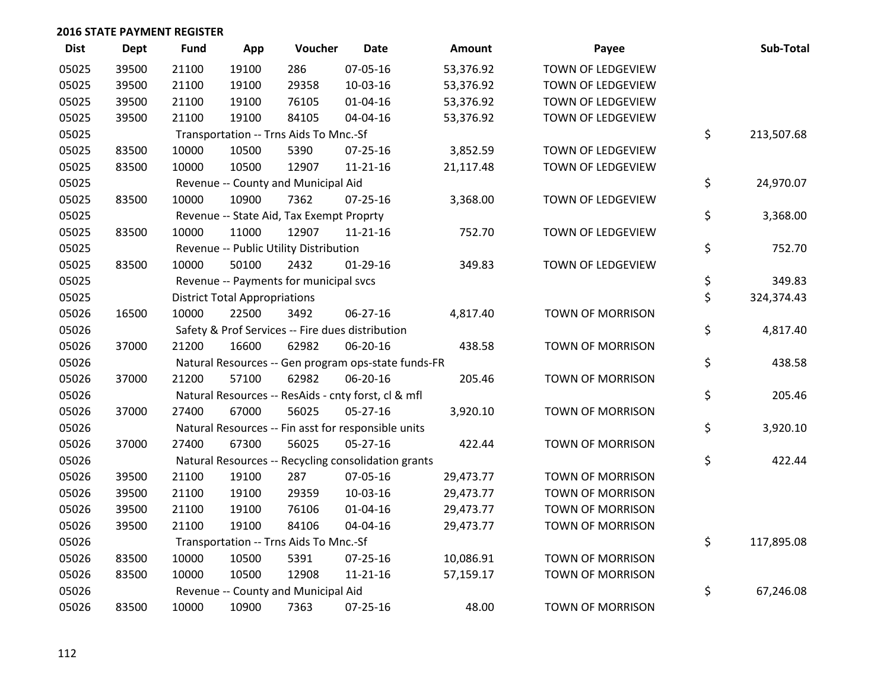## 2016 STATE PAYMENT REGISTER

| Dist | Dept | Fund | App | Voucher | Date | Amount | Payee | Sub-Total |
|---|---|---|---|---|---|---|---|---|
| 05025 | 39500 | 21100 | 19100 | 286 | 07-05-16 | 53,376.92 | TOWN OF LEDGEVIEW | |
| 05025 | 39500 | 21100 | 19100 | 29358 | 10-03-16 | 53,376.92 | TOWN OF LEDGEVIEW | |
| 05025 | 39500 | 21100 | 19100 | 76105 | 01-04-16 | 53,376.92 | TOWN OF LEDGEVIEW | |
| 05025 | 39500 | 21100 | 19100 | 84105 | 04-04-16 | 53,376.92 | TOWN OF LEDGEVIEW | |
| 05025 | | Transportation -- Trns Aids To Mnc.-Sf | | | | | | $ 213,507.68 |
| 05025 | 83500 | 10000 | 10500 | 5390 | 07-25-16 | 3,852.59 | TOWN OF LEDGEVIEW | |
| 05025 | 83500 | 10000 | 10500 | 12907 | 11-21-16 | 21,117.48 | TOWN OF LEDGEVIEW | |
| 05025 | | Revenue -- County and Municipal Aid | | | | | | $ 24,970.07 |
| 05025 | 83500 | 10000 | 10900 | 7362 | 07-25-16 | 3,368.00 | TOWN OF LEDGEVIEW | |
| 05025 | | Revenue -- State Aid, Tax Exempt Proprty | | | | | | $ 3,368.00 |
| 05025 | 83500 | 10000 | 11000 | 12907 | 11-21-16 | 752.70 | TOWN OF LEDGEVIEW | |
| 05025 | | Revenue -- Public Utility Distribution | | | | | | $ 752.70 |
| 05025 | 83500 | 10000 | 50100 | 2432 | 01-29-16 | 349.83 | TOWN OF LEDGEVIEW | |
| 05025 | | Revenue -- Payments for municipal svcs | | | | | | $ 349.83 |
| 05025 | | District Total Appropriations | | | | | | $ 324,374.43 |
| 05026 | 16500 | 10000 | 22500 | 3492 | 06-27-16 | 4,817.40 | TOWN OF MORRISON | |
| 05026 | | Safety & Prof Services -- Fire dues distribution | | | | | | $ 4,817.40 |
| 05026 | 37000 | 21200 | 16600 | 62982 | 06-20-16 | 438.58 | TOWN OF MORRISON | |
| 05026 | | Natural Resources -- Gen program ops-state funds-FR | | | | | | $ 438.58 |
| 05026 | 37000 | 21200 | 57100 | 62982 | 06-20-16 | 205.46 | TOWN OF MORRISON | |
| 05026 | | Natural Resources -- ResAids - cnty forst, cl & mfl | | | | | | $ 205.46 |
| 05026 | 37000 | 27400 | 67000 | 56025 | 05-27-16 | 3,920.10 | TOWN OF MORRISON | |
| 05026 | | Natural Resources -- Fin asst for responsible units | | | | | | $ 3,920.10 |
| 05026 | 37000 | 27400 | 67300 | 56025 | 05-27-16 | 422.44 | TOWN OF MORRISON | |
| 05026 | | Natural Resources -- Recycling consolidation grants | | | | | | $ 422.44 |
| 05026 | 39500 | 21100 | 19100 | 287 | 07-05-16 | 29,473.77 | TOWN OF MORRISON | |
| 05026 | 39500 | 21100 | 19100 | 29359 | 10-03-16 | 29,473.77 | TOWN OF MORRISON | |
| 05026 | 39500 | 21100 | 19100 | 76106 | 01-04-16 | 29,473.77 | TOWN OF MORRISON | |
| 05026 | 39500 | 21100 | 19100 | 84106 | 04-04-16 | 29,473.77 | TOWN OF MORRISON | |
| 05026 | | Transportation -- Trns Aids To Mnc.-Sf | | | | | | $ 117,895.08 |
| 05026 | 83500 | 10000 | 10500 | 5391 | 07-25-16 | 10,086.91 | TOWN OF MORRISON | |
| 05026 | 83500 | 10000 | 10500 | 12908 | 11-21-16 | 57,159.17 | TOWN OF MORRISON | |
| 05026 | | Revenue -- County and Municipal Aid | | | | | | $ 67,246.08 |
| 05026 | 83500 | 10000 | 10900 | 7363 | 07-25-16 | 48.00 | TOWN OF MORRISON | |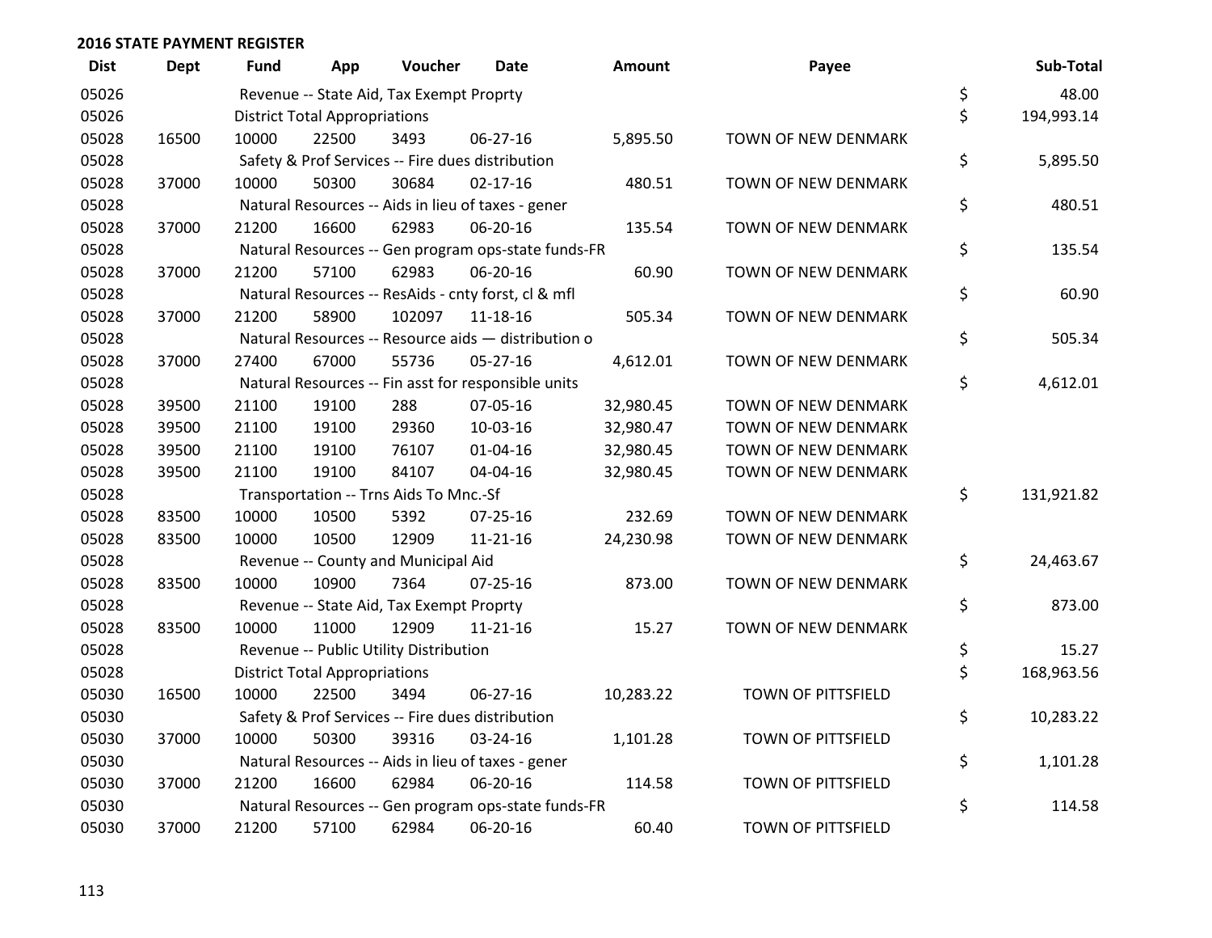## 2016 STATE PAYMENT REGISTER

| Dist | Dept | Fund | App | Voucher | Date | Amount | Payee | | Sub-Total |
|---|---|---|---|---|---|---|---|---|---|
| 05026 | | Revenue -- State Aid, Tax Exempt Proprty | | | | | | $ | 48.00 |
| 05026 | | District Total Appropriations | | | | | | $ | 194,993.14 |
| 05028 | 16500 | 10000 | 22500 | 3493 | 06-27-16 | 5,895.50 | TOWN OF NEW DENMARK | | |
| 05028 | | Safety & Prof Services -- Fire dues distribution | | | | | | $ | 5,895.50 |
| 05028 | 37000 | 10000 | 50300 | 30684 | 02-17-16 | 480.51 | TOWN OF NEW DENMARK | | |
| 05028 | | Natural Resources -- Aids in lieu of taxes - gener | | | | | | $ | 480.51 |
| 05028 | 37000 | 21200 | 16600 | 62983 | 06-20-16 | 135.54 | TOWN OF NEW DENMARK | | |
| 05028 | | Natural Resources -- Gen program ops-state funds-FR | | | | | | $ | 135.54 |
| 05028 | 37000 | 21200 | 57100 | 62983 | 06-20-16 | 60.90 | TOWN OF NEW DENMARK | | |
| 05028 | | Natural Resources -- ResAids - cnty forst, cl & mfl | | | | | | $ | 60.90 |
| 05028 | 37000 | 21200 | 58900 | 102097 | 11-18-16 | 505.34 | TOWN OF NEW DENMARK | | |
| 05028 | | Natural Resources -- Resource aids — distribution o | | | | | | $ | 505.34 |
| 05028 | 37000 | 27400 | 67000 | 55736 | 05-27-16 | 4,612.01 | TOWN OF NEW DENMARK | | |
| 05028 | | Natural Resources -- Fin asst for responsible units | | | | | | $ | 4,612.01 |
| 05028 | 39500 | 21100 | 19100 | 288 | 07-05-16 | 32,980.45 | TOWN OF NEW DENMARK | | |
| 05028 | 39500 | 21100 | 19100 | 29360 | 10-03-16 | 32,980.47 | TOWN OF NEW DENMARK | | |
| 05028 | 39500 | 21100 | 19100 | 76107 | 01-04-16 | 32,980.45 | TOWN OF NEW DENMARK | | |
| 05028 | 39500 | 21100 | 19100 | 84107 | 04-04-16 | 32,980.45 | TOWN OF NEW DENMARK | | |
| 05028 | | Transportation -- Trns Aids To Mnc.-Sf | | | | | | $ | 131,921.82 |
| 05028 | 83500 | 10000 | 10500 | 5392 | 07-25-16 | 232.69 | TOWN OF NEW DENMARK | | |
| 05028 | 83500 | 10000 | 10500 | 12909 | 11-21-16 | 24,230.98 | TOWN OF NEW DENMARK | | |
| 05028 | | Revenue -- County and Municipal Aid | | | | | | $ | 24,463.67 |
| 05028 | 83500 | 10000 | 10900 | 7364 | 07-25-16 | 873.00 | TOWN OF NEW DENMARK | | |
| 05028 | | Revenue -- State Aid, Tax Exempt Proprty | | | | | | $ | 873.00 |
| 05028 | 83500 | 10000 | 11000 | 12909 | 11-21-16 | 15.27 | TOWN OF NEW DENMARK | | |
| 05028 | | Revenue -- Public Utility Distribution | | | | | | $ | 15.27 |
| 05028 | | District Total Appropriations | | | | | | $ | 168,963.56 |
| 05030 | 16500 | 10000 | 22500 | 3494 | 06-27-16 | 10,283.22 | TOWN OF PITTSFIELD | | |
| 05030 | | Safety & Prof Services -- Fire dues distribution | | | | | | $ | 10,283.22 |
| 05030 | 37000 | 10000 | 50300 | 39316 | 03-24-16 | 1,101.28 | TOWN OF PITTSFIELD | | |
| 05030 | | Natural Resources -- Aids in lieu of taxes - gener | | | | | | $ | 1,101.28 |
| 05030 | 37000 | 21200 | 16600 | 62984 | 06-20-16 | 114.58 | TOWN OF PITTSFIELD | | |
| 05030 | | Natural Resources -- Gen program ops-state funds-FR | | | | | | $ | 114.58 |
| 05030 | 37000 | 21200 | 57100 | 62984 | 06-20-16 | 60.40 | TOWN OF PITTSFIELD | | |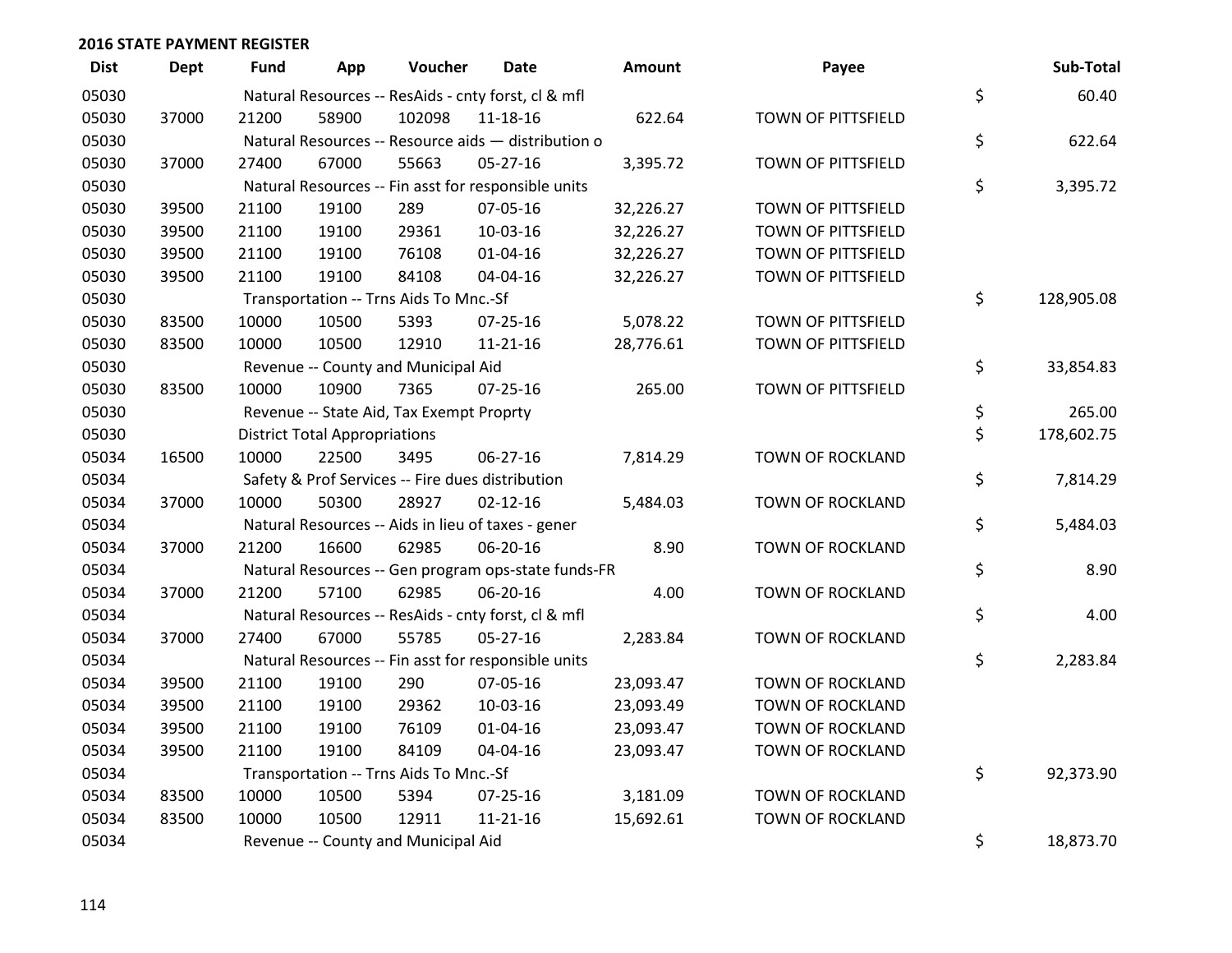## 2016 STATE PAYMENT REGISTER

| Dist | Dept | Fund | App | Voucher | Date | Amount | Payee | | Sub-Total |
|---|---|---|---|---|---|---|---|---|---|
| 05030 | | Natural Resources -- ResAids - cnty forst, cl & mfl | | | | | | $ | 60.40 |
| 05030 | 37000 | 21200 | 58900 | 102098 | 11-18-16 | 622.64 | TOWN OF PITTSFIELD | | |
| 05030 | | Natural Resources -- Resource aids — distribution o | | | | | | $ | 622.64 |
| 05030 | 37000 | 27400 | 67000 | 55663 | 05-27-16 | 3,395.72 | TOWN OF PITTSFIELD | | |
| 05030 | | Natural Resources -- Fin asst for responsible units | | | | | | $ | 3,395.72 |
| 05030 | 39500 | 21100 | 19100 | 289 | 07-05-16 | 32,226.27 | TOWN OF PITTSFIELD | | |
| 05030 | 39500 | 21100 | 19100 | 29361 | 10-03-16 | 32,226.27 | TOWN OF PITTSFIELD | | |
| 05030 | 39500 | 21100 | 19100 | 76108 | 01-04-16 | 32,226.27 | TOWN OF PITTSFIELD | | |
| 05030 | 39500 | 21100 | 19100 | 84108 | 04-04-16 | 32,226.27 | TOWN OF PITTSFIELD | | |
| 05030 | | Transportation -- Trns Aids To Mnc.-Sf | | | | | | $ | 128,905.08 |
| 05030 | 83500 | 10000 | 10500 | 5393 | 07-25-16 | 5,078.22 | TOWN OF PITTSFIELD | | |
| 05030 | 83500 | 10000 | 10500 | 12910 | 11-21-16 | 28,776.61 | TOWN OF PITTSFIELD | | |
| 05030 | | Revenue -- County and Municipal Aid | | | | | | $ | 33,854.83 |
| 05030 | 83500 | 10000 | 10900 | 7365 | 07-25-16 | 265.00 | TOWN OF PITTSFIELD | | |
| 05030 | | Revenue -- State Aid, Tax Exempt Proprty | | | | | | $ | 265.00 |
| 05030 | | District Total Appropriations | | | | | | $ | 178,602.75 |
| 05034 | 16500 | 10000 | 22500 | 3495 | 06-27-16 | 7,814.29 | TOWN OF ROCKLAND | | |
| 05034 | | Safety & Prof Services -- Fire dues distribution | | | | | | $ | 7,814.29 |
| 05034 | 37000 | 10000 | 50300 | 28927 | 02-12-16 | 5,484.03 | TOWN OF ROCKLAND | | |
| 05034 | | Natural Resources -- Aids in lieu of taxes - gener | | | | | | $ | 5,484.03 |
| 05034 | 37000 | 21200 | 16600 | 62985 | 06-20-16 | 8.90 | TOWN OF ROCKLAND | | |
| 05034 | | Natural Resources -- Gen program ops-state funds-FR | | | | | | $ | 8.90 |
| 05034 | 37000 | 21200 | 57100 | 62985 | 06-20-16 | 4.00 | TOWN OF ROCKLAND | | |
| 05034 | | Natural Resources -- ResAids - cnty forst, cl & mfl | | | | | | $ | 4.00 |
| 05034 | 37000 | 27400 | 67000 | 55785 | 05-27-16 | 2,283.84 | TOWN OF ROCKLAND | | |
| 05034 | | Natural Resources -- Fin asst for responsible units | | | | | | $ | 2,283.84 |
| 05034 | 39500 | 21100 | 19100 | 290 | 07-05-16 | 23,093.47 | TOWN OF ROCKLAND | | |
| 05034 | 39500 | 21100 | 19100 | 29362 | 10-03-16 | 23,093.49 | TOWN OF ROCKLAND | | |
| 05034 | 39500 | 21100 | 19100 | 76109 | 01-04-16 | 23,093.47 | TOWN OF ROCKLAND | | |
| 05034 | 39500 | 21100 | 19100 | 84109 | 04-04-16 | 23,093.47 | TOWN OF ROCKLAND | | |
| 05034 | | Transportation -- Trns Aids To Mnc.-Sf | | | | | | $ | 92,373.90 |
| 05034 | 83500 | 10000 | 10500 | 5394 | 07-25-16 | 3,181.09 | TOWN OF ROCKLAND | | |
| 05034 | 83500 | 10000 | 10500 | 12911 | 11-21-16 | 15,692.61 | TOWN OF ROCKLAND | | |
| 05034 | | Revenue -- County and Municipal Aid | | | | | | $ | 18,873.70 |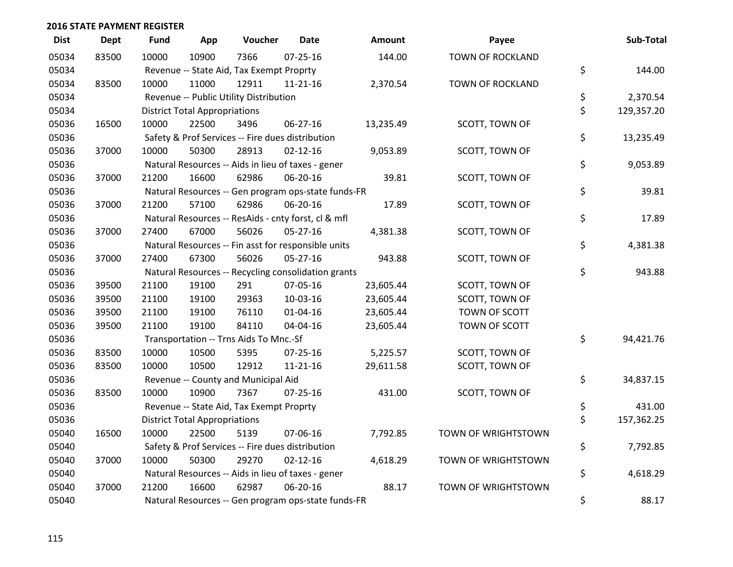## 2016 STATE PAYMENT REGISTER

| Dist | Dept | Fund | App | Voucher | Date | Amount | Payee | Sub-Total |
|---|---|---|---|---|---|---|---|---|
| 05034 | 83500 | 10000 | 10900 | 7366 | 07-25-16 | 144.00 | TOWN OF ROCKLAND | |
| 05034 | | Revenue -- State Aid, Tax Exempt Proprty | | | | | | $ 144.00 |
| 05034 | 83500 | 10000 | 11000 | 12911 | 11-21-16 | 2,370.54 | TOWN OF ROCKLAND | |
| 05034 | | Revenue -- Public Utility Distribution | | | | | | $ 2,370.54 |
| 05034 | | District Total Appropriations | | | | | | $ 129,357.20 |
| 05036 | 16500 | 10000 | 22500 | 3496 | 06-27-16 | 13,235.49 | SCOTT, TOWN OF | |
| 05036 | | Safety & Prof Services -- Fire dues distribution | | | | | | $ 13,235.49 |
| 05036 | 37000 | 10000 | 50300 | 28913 | 02-12-16 | 9,053.89 | SCOTT, TOWN OF | |
| 05036 | | Natural Resources -- Aids in lieu of taxes - gener | | | | | | $ 9,053.89 |
| 05036 | 37000 | 21200 | 16600 | 62986 | 06-20-16 | 39.81 | SCOTT, TOWN OF | |
| 05036 | | Natural Resources -- Gen program ops-state funds-FR | | | | | | $ 39.81 |
| 05036 | 37000 | 21200 | 57100 | 62986 | 06-20-16 | 17.89 | SCOTT, TOWN OF | |
| 05036 | | Natural Resources -- ResAids - cnty forst, cl & mfl | | | | | | $ 17.89 |
| 05036 | 37000 | 27400 | 67000 | 56026 | 05-27-16 | 4,381.38 | SCOTT, TOWN OF | |
| 05036 | | Natural Resources -- Fin asst for responsible units | | | | | | $ 4,381.38 |
| 05036 | 37000 | 27400 | 67300 | 56026 | 05-27-16 | 943.88 | SCOTT, TOWN OF | |
| 05036 | | Natural Resources -- Recycling consolidation grants | | | | | | $ 943.88 |
| 05036 | 39500 | 21100 | 19100 | 291 | 07-05-16 | 23,605.44 | SCOTT, TOWN OF | |
| 05036 | 39500 | 21100 | 19100 | 29363 | 10-03-16 | 23,605.44 | SCOTT, TOWN OF | |
| 05036 | 39500 | 21100 | 19100 | 76110 | 01-04-16 | 23,605.44 | TOWN OF SCOTT | |
| 05036 | 39500 | 21100 | 19100 | 84110 | 04-04-16 | 23,605.44 | TOWN OF SCOTT | |
| 05036 | | Transportation -- Trns Aids To Mnc.-Sf | | | | | | $ 94,421.76 |
| 05036 | 83500 | 10000 | 10500 | 5395 | 07-25-16 | 5,225.57 | SCOTT, TOWN OF | |
| 05036 | 83500 | 10000 | 10500 | 12912 | 11-21-16 | 29,611.58 | SCOTT, TOWN OF | |
| 05036 | | Revenue -- County and Municipal Aid | | | | | | $ 34,837.15 |
| 05036 | 83500 | 10000 | 10900 | 7367 | 07-25-16 | 431.00 | SCOTT, TOWN OF | |
| 05036 | | Revenue -- State Aid, Tax Exempt Proprty | | | | | | $ 431.00 |
| 05036 | | District Total Appropriations | | | | | | $ 157,362.25 |
| 05040 | 16500 | 10000 | 22500 | 5139 | 07-06-16 | 7,792.85 | TOWN OF WRIGHTSTOWN | |
| 05040 | | Safety & Prof Services -- Fire dues distribution | | | | | | $ 7,792.85 |
| 05040 | 37000 | 10000 | 50300 | 29270 | 02-12-16 | 4,618.29 | TOWN OF WRIGHTSTOWN | |
| 05040 | | Natural Resources -- Aids in lieu of taxes - gener | | | | | | $ 4,618.29 |
| 05040 | 37000 | 21200 | 16600 | 62987 | 06-20-16 | 88.17 | TOWN OF WRIGHTSTOWN | |
| 05040 | | Natural Resources -- Gen program ops-state funds-FR | | | | | | $ 88.17 |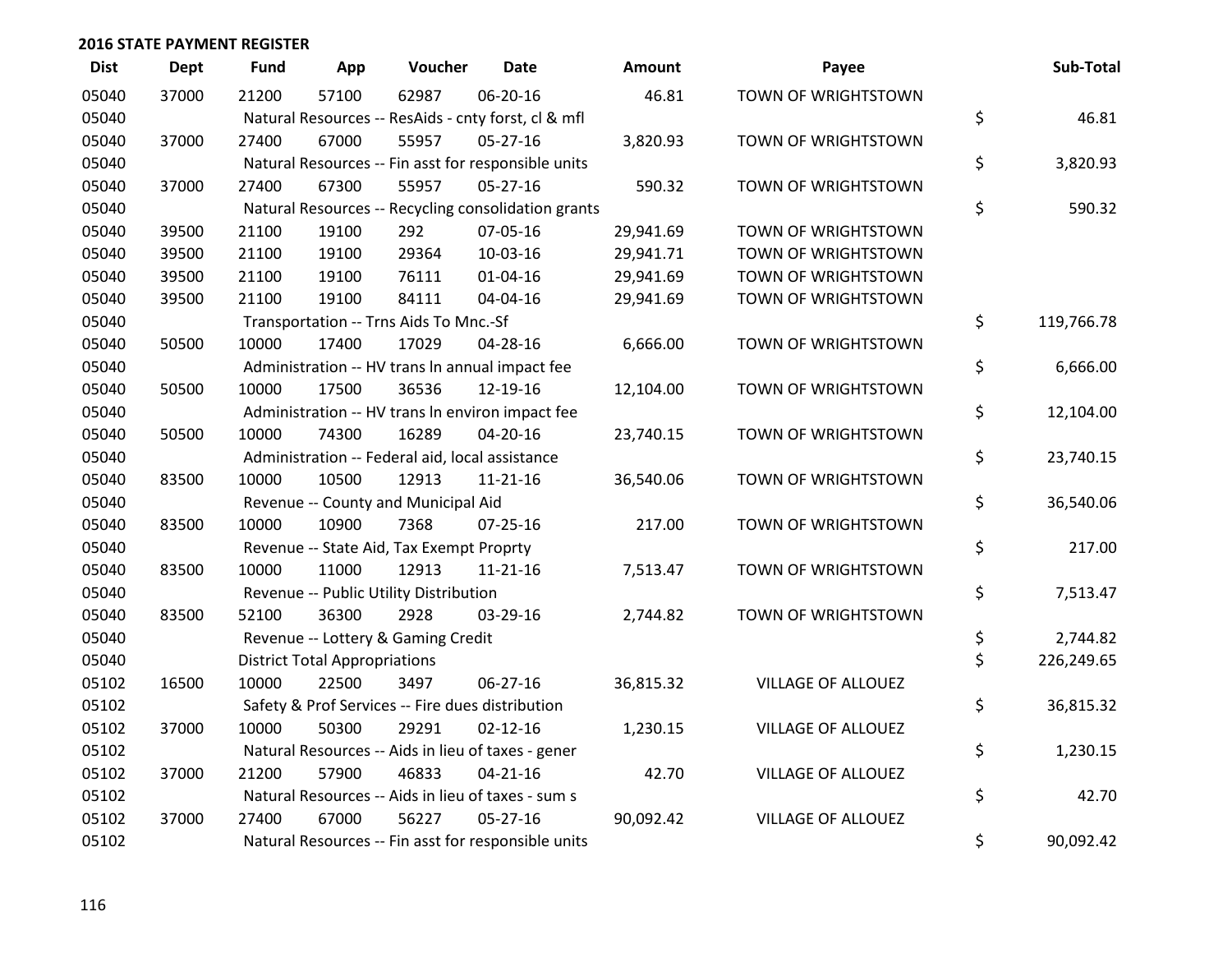## 2016 STATE PAYMENT REGISTER

| Dist | Dept | Fund | App | Voucher | Date | Amount | Payee | Sub-Total |
|---|---|---|---|---|---|---|---|---|
| 05040 | 37000 | 21200 | 57100 | 62987 | 06-20-16 | 46.81 | TOWN OF WRIGHTSTOWN | |
| 05040 | | Natural Resources -- ResAids - cnty forst, cl & mfl | | | | | | $ 46.81 |
| 05040 | 37000 | 27400 | 67000 | 55957 | 05-27-16 | 3,820.93 | TOWN OF WRIGHTSTOWN | |
| 05040 | | Natural Resources -- Fin asst for responsible units | | | | | | $ 3,820.93 |
| 05040 | 37000 | 27400 | 67300 | 55957 | 05-27-16 | 590.32 | TOWN OF WRIGHTSTOWN | |
| 05040 | | Natural Resources -- Recycling consolidation grants | | | | | | $ 590.32 |
| 05040 | 39500 | 21100 | 19100 | 292 | 07-05-16 | 29,941.69 | TOWN OF WRIGHTSTOWN | |
| 05040 | 39500 | 21100 | 19100 | 29364 | 10-03-16 | 29,941.71 | TOWN OF WRIGHTSTOWN | |
| 05040 | 39500 | 21100 | 19100 | 76111 | 01-04-16 | 29,941.69 | TOWN OF WRIGHTSTOWN | |
| 05040 | 39500 | 21100 | 19100 | 84111 | 04-04-16 | 29,941.69 | TOWN OF WRIGHTSTOWN | |
| 05040 | | Transportation -- Trns Aids To Mnc.-Sf | | | | | | $ 119,766.78 |
| 05040 | 50500 | 10000 | 17400 | 17029 | 04-28-16 | 6,666.00 | TOWN OF WRIGHTSTOWN | |
| 05040 | | Administration -- HV trans ln annual impact fee | | | | | | $ 6,666.00 |
| 05040 | 50500 | 10000 | 17500 | 36536 | 12-19-16 | 12,104.00 | TOWN OF WRIGHTSTOWN | |
| 05040 | | Administration -- HV trans ln environ impact fee | | | | | | $ 12,104.00 |
| 05040 | 50500 | 10000 | 74300 | 16289 | 04-20-16 | 23,740.15 | TOWN OF WRIGHTSTOWN | |
| 05040 | | Administration -- Federal aid, local assistance | | | | | | $ 23,740.15 |
| 05040 | 83500 | 10000 | 10500 | 12913 | 11-21-16 | 36,540.06 | TOWN OF WRIGHTSTOWN | |
| 05040 | | Revenue -- County and Municipal Aid | | | | | | $ 36,540.06 |
| 05040 | 83500 | 10000 | 10900 | 7368 | 07-25-16 | 217.00 | TOWN OF WRIGHTSTOWN | |
| 05040 | | Revenue -- State Aid, Tax Exempt Proprty | | | | | | $ 217.00 |
| 05040 | 83500 | 10000 | 11000 | 12913 | 11-21-16 | 7,513.47 | TOWN OF WRIGHTSTOWN | |
| 05040 | | Revenue -- Public Utility Distribution | | | | | | $ 7,513.47 |
| 05040 | 83500 | 52100 | 36300 | 2928 | 03-29-16 | 2,744.82 | TOWN OF WRIGHTSTOWN | |
| 05040 | | Revenue -- Lottery & Gaming Credit | | | | | | $ 2,744.82 |
| 05040 | | District Total Appropriations | | | | | | $ 226,249.65 |
| 05102 | 16500 | 10000 | 22500 | 3497 | 06-27-16 | 36,815.32 | VILLAGE OF ALLOUEZ | |
| 05102 | | Safety & Prof Services -- Fire dues distribution | | | | | | $ 36,815.32 |
| 05102 | 37000 | 10000 | 50300 | 29291 | 02-12-16 | 1,230.15 | VILLAGE OF ALLOUEZ | |
| 05102 | | Natural Resources -- Aids in lieu of taxes - gener | | | | | | $ 1,230.15 |
| 05102 | 37000 | 21200 | 57900 | 46833 | 04-21-16 | 42.70 | VILLAGE OF ALLOUEZ | |
| 05102 | | Natural Resources -- Aids in lieu of taxes - sum s | | | | | | $ 42.70 |
| 05102 | 37000 | 27400 | 67000 | 56227 | 05-27-16 | 90,092.42 | VILLAGE OF ALLOUEZ | |
| 05102 | | Natural Resources -- Fin asst for responsible units | | | | | | $ 90,092.42 |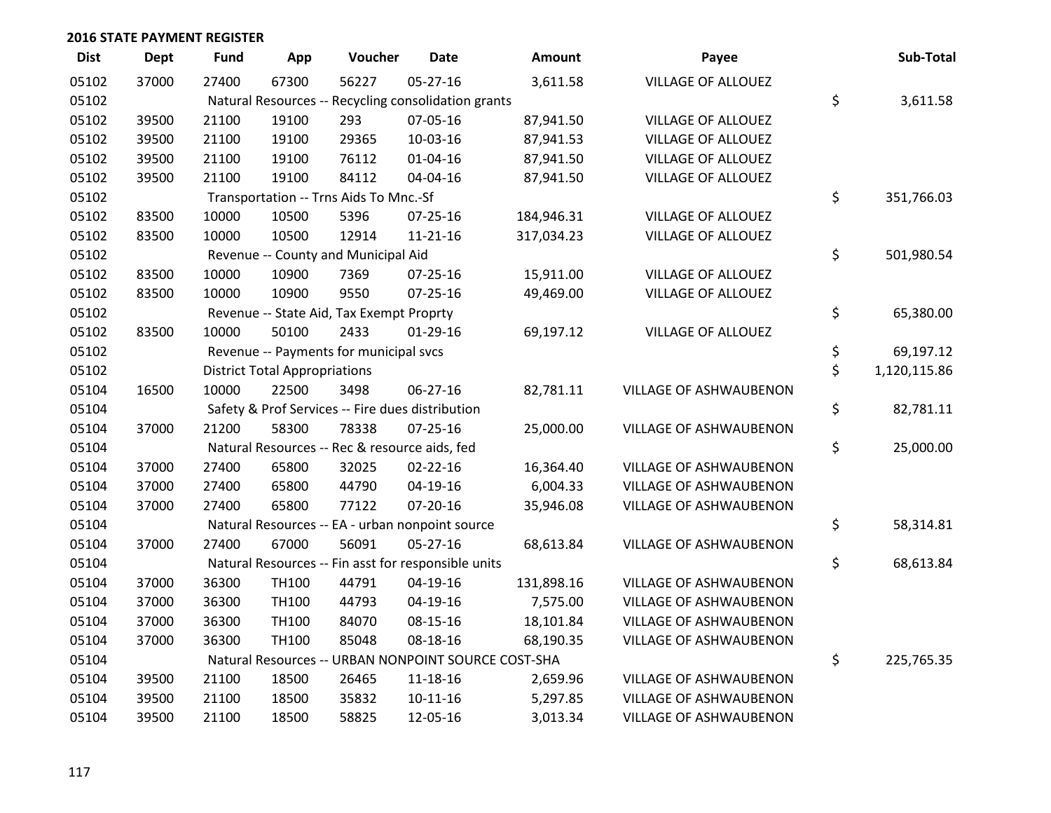## 2016 STATE PAYMENT REGISTER

| Dist | Dept | Fund | App | Voucher | Date | Amount | Payee | | Sub-Total |
|---|---|---|---|---|---|---|---|---|---|
| 05102 | 37000 | 27400 | 67300 | 56227 | 05-27-16 | 3,611.58 | VILLAGE OF ALLOUEZ | | |
| 05102 | | Natural Resources -- Recycling consolidation grants | | | | | | $ | 3,611.58 |
| 05102 | 39500 | 21100 | 19100 | 293 | 07-05-16 | 87,941.50 | VILLAGE OF ALLOUEZ | | |
| 05102 | 39500 | 21100 | 19100 | 29365 | 10-03-16 | 87,941.53 | VILLAGE OF ALLOUEZ | | |
| 05102 | 39500 | 21100 | 19100 | 76112 | 01-04-16 | 87,941.50 | VILLAGE OF ALLOUEZ | | |
| 05102 | 39500 | 21100 | 19100 | 84112 | 04-04-16 | 87,941.50 | VILLAGE OF ALLOUEZ | | |
| 05102 | | Transportation -- Trns Aids To Mnc.-Sf | | | | | | $ | 351,766.03 |
| 05102 | 83500 | 10000 | 10500 | 5396 | 07-25-16 | 184,946.31 | VILLAGE OF ALLOUEZ | | |
| 05102 | 83500 | 10000 | 10500 | 12914 | 11-21-16 | 317,034.23 | VILLAGE OF ALLOUEZ | | |
| 05102 | | Revenue -- County and Municipal Aid | | | | | | $ | 501,980.54 |
| 05102 | 83500 | 10000 | 10900 | 7369 | 07-25-16 | 15,911.00 | VILLAGE OF ALLOUEZ | | |
| 05102 | 83500 | 10000 | 10900 | 9550 | 07-25-16 | 49,469.00 | VILLAGE OF ALLOUEZ | | |
| 05102 | | Revenue -- State Aid, Tax Exempt Proprty | | | | | | $ | 65,380.00 |
| 05102 | 83500 | 10000 | 50100 | 2433 | 01-29-16 | 69,197.12 | VILLAGE OF ALLOUEZ | | |
| 05102 | | Revenue -- Payments for municipal svcs | | | | | | $ | 69,197.12 |
| 05102 | | District Total Appropriations | | | | | | $ | 1,120,115.86 |
| 05104 | 16500 | 10000 | 22500 | 3498 | 06-27-16 | 82,781.11 | VILLAGE OF ASHWAUBENON | | |
| 05104 | | Safety & Prof Services -- Fire dues distribution | | | | | | $ | 82,781.11 |
| 05104 | 37000 | 21200 | 58300 | 78338 | 07-25-16 | 25,000.00 | VILLAGE OF ASHWAUBENON | | |
| 05104 | | Natural Resources -- Rec & resource aids, fed | | | | | | $ | 25,000.00 |
| 05104 | 37000 | 27400 | 65800 | 32025 | 02-22-16 | 16,364.40 | VILLAGE OF ASHWAUBENON | | |
| 05104 | 37000 | 27400 | 65800 | 44790 | 04-19-16 | 6,004.33 | VILLAGE OF ASHWAUBENON | | |
| 05104 | 37000 | 27400 | 65800 | 77122 | 07-20-16 | 35,946.08 | VILLAGE OF ASHWAUBENON | | |
| 05104 | | Natural Resources -- EA - urban nonpoint source | | | | | | $ | 58,314.81 |
| 05104 | 37000 | 27400 | 67000 | 56091 | 05-27-16 | 68,613.84 | VILLAGE OF ASHWAUBENON | | |
| 05104 | | Natural Resources -- Fin asst for responsible units | | | | | | $ | 68,613.84 |
| 05104 | 37000 | 36300 | TH100 | 44791 | 04-19-16 | 131,898.16 | VILLAGE OF ASHWAUBENON | | |
| 05104 | 37000 | 36300 | TH100 | 44793 | 04-19-16 | 7,575.00 | VILLAGE OF ASHWAUBENON | | |
| 05104 | 37000 | 36300 | TH100 | 84070 | 08-15-16 | 18,101.84 | VILLAGE OF ASHWAUBENON | | |
| 05104 | 37000 | 36300 | TH100 | 85048 | 08-18-16 | 68,190.35 | VILLAGE OF ASHWAUBENON | | |
| 05104 | | Natural Resources -- URBAN NONPOINT SOURCE COST-SHA | | | | | | $ | 225,765.35 |
| 05104 | 39500 | 21100 | 18500 | 26465 | 11-18-16 | 2,659.96 | VILLAGE OF ASHWAUBENON | | |
| 05104 | 39500 | 21100 | 18500 | 35832 | 10-11-16 | 5,297.85 | VILLAGE OF ASHWAUBENON | | |
| 05104 | 39500 | 21100 | 18500 | 58825 | 12-05-16 | 3,013.34 | VILLAGE OF ASHWAUBENON | | |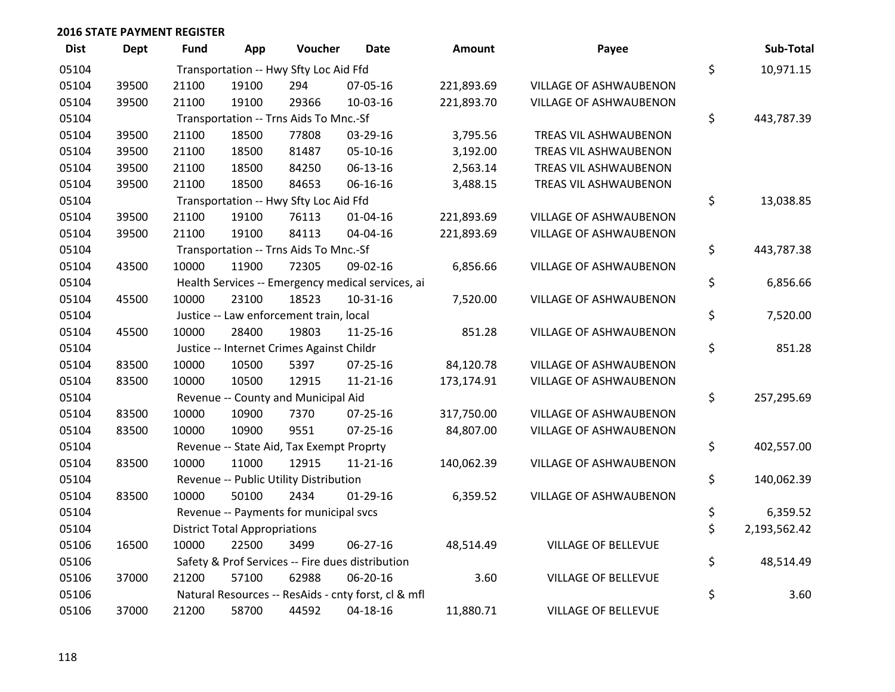## 2016 STATE PAYMENT REGISTER

| Dist | Dept | Fund | App | Voucher | Date | Amount | Payee | | Sub-Total |
|---|---|---|---|---|---|---|---|---|---|
| 05104 | | Transportation -- Hwy Sfty Loc Aid Ffd | | | | | | $ | 10,971.15 |
| 05104 | 39500 | 21100 | 19100 | 294 | 07-05-16 | 221,893.69 | VILLAGE OF ASHWAUBENON | | |
| 05104 | 39500 | 21100 | 19100 | 29366 | 10-03-16 | 221,893.70 | VILLAGE OF ASHWAUBENON | | |
| 05104 | | Transportation -- Trns Aids To Mnc.-Sf | | | | | | $ | 443,787.39 |
| 05104 | 39500 | 21100 | 18500 | 77808 | 03-29-16 | 3,795.56 | TREAS VIL ASHWAUBENON | | |
| 05104 | 39500 | 21100 | 18500 | 81487 | 05-10-16 | 3,192.00 | TREAS VIL ASHWAUBENON | | |
| 05104 | 39500 | 21100 | 18500 | 84250 | 06-13-16 | 2,563.14 | TREAS VIL ASHWAUBENON | | |
| 05104 | 39500 | 21100 | 18500 | 84653 | 06-16-16 | 3,488.15 | TREAS VIL ASHWAUBENON | | |
| 05104 | | Transportation -- Hwy Sfty Loc Aid Ffd | | | | | | $ | 13,038.85 |
| 05104 | 39500 | 21100 | 19100 | 76113 | 01-04-16 | 221,893.69 | VILLAGE OF ASHWAUBENON | | |
| 05104 | 39500 | 21100 | 19100 | 84113 | 04-04-16 | 221,893.69 | VILLAGE OF ASHWAUBENON | | |
| 05104 | | Transportation -- Trns Aids To Mnc.-Sf | | | | | | $ | 443,787.38 |
| 05104 | 43500 | 10000 | 11900 | 72305 | 09-02-16 | 6,856.66 | VILLAGE OF ASHWAUBENON | | |
| 05104 | | Health Services -- Emergency medical services, ai | | | | | | $ | 6,856.66 |
| 05104 | 45500 | 10000 | 23100 | 18523 | 10-31-16 | 7,520.00 | VILLAGE OF ASHWAUBENON | | |
| 05104 | | Justice -- Law enforcement train, local | | | | | | $ | 7,520.00 |
| 05104 | 45500 | 10000 | 28400 | 19803 | 11-25-16 | 851.28 | VILLAGE OF ASHWAUBENON | | |
| 05104 | | Justice -- Internet Crimes Against Childr | | | | | | $ | 851.28 |
| 05104 | 83500 | 10000 | 10500 | 5397 | 07-25-16 | 84,120.78 | VILLAGE OF ASHWAUBENON | | |
| 05104 | 83500 | 10000 | 10500 | 12915 | 11-21-16 | 173,174.91 | VILLAGE OF ASHWAUBENON | | |
| 05104 | | Revenue -- County and Municipal Aid | | | | | | $ | 257,295.69 |
| 05104 | 83500 | 10000 | 10900 | 7370 | 07-25-16 | 317,750.00 | VILLAGE OF ASHWAUBENON | | |
| 05104 | 83500 | 10000 | 10900 | 9551 | 07-25-16 | 84,807.00 | VILLAGE OF ASHWAUBENON | | |
| 05104 | | Revenue -- State Aid, Tax Exempt Proprty | | | | | | $ | 402,557.00 |
| 05104 | 83500 | 10000 | 11000 | 12915 | 11-21-16 | 140,062.39 | VILLAGE OF ASHWAUBENON | | |
| 05104 | | Revenue -- Public Utility Distribution | | | | | | $ | 140,062.39 |
| 05104 | 83500 | 10000 | 50100 | 2434 | 01-29-16 | 6,359.52 | VILLAGE OF ASHWAUBENON | | |
| 05104 | | Revenue -- Payments for municipal svcs | | | | | | $ | 6,359.52 |
| 05104 | | District Total Appropriations | | | | | | $ | 2,193,562.42 |
| 05106 | 16500 | 10000 | 22500 | 3499 | 06-27-16 | 48,514.49 | VILLAGE OF BELLEVUE | | |
| 05106 | | Safety & Prof Services -- Fire dues distribution | | | | | | $ | 48,514.49 |
| 05106 | 37000 | 21200 | 57100 | 62988 | 06-20-16 | 3.60 | VILLAGE OF BELLEVUE | | |
| 05106 | | Natural Resources -- ResAids - cnty forst, cl & mfl | | | | | | $ | 3.60 |
| 05106 | 37000 | 21200 | 58700 | 44592 | 04-18-16 | 11,880.71 | VILLAGE OF BELLEVUE | | |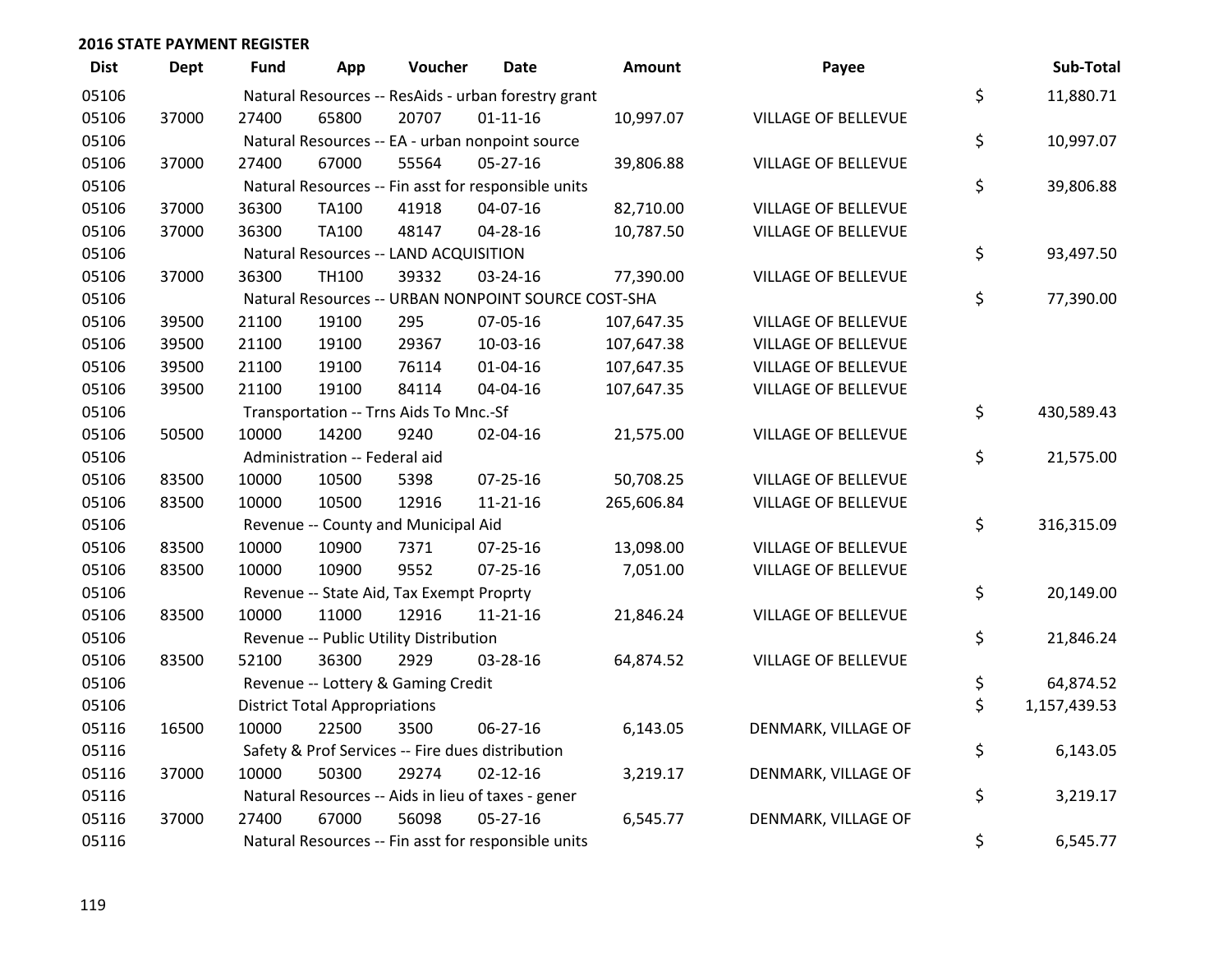## 2016 STATE PAYMENT REGISTER

| Dist | Dept | Fund | App | Voucher | Date | Amount | Payee | Sub-Total |
|---|---|---|---|---|---|---|---|---|
| 05106 | | Natural Resources -- ResAids - urban forestry grant | | | | | | $ 11,880.71 |
| 05106 | 37000 | 27400 | 65800 | 20707 | 01-11-16 | 10,997.07 | VILLAGE OF BELLEVUE | |
| 05106 | | Natural Resources -- EA - urban nonpoint source | | | | | | $ 10,997.07 |
| 05106 | 37000 | 27400 | 67000 | 55564 | 05-27-16 | 39,806.88 | VILLAGE OF BELLEVUE | |
| 05106 | | Natural Resources -- Fin asst for responsible units | | | | | | $ 39,806.88 |
| 05106 | 37000 | 36300 | TA100 | 41918 | 04-07-16 | 82,710.00 | VILLAGE OF BELLEVUE | |
| 05106 | 37000 | 36300 | TA100 | 48147 | 04-28-16 | 10,787.50 | VILLAGE OF BELLEVUE | |
| 05106 | | Natural Resources -- LAND ACQUISITION | | | | | | $ 93,497.50 |
| 05106 | 37000 | 36300 | TH100 | 39332 | 03-24-16 | 77,390.00 | VILLAGE OF BELLEVUE | |
| 05106 | | Natural Resources -- URBAN NONPOINT SOURCE COST-SHA | | | | | | $ 77,390.00 |
| 05106 | 39500 | 21100 | 19100 | 295 | 07-05-16 | 107,647.35 | VILLAGE OF BELLEVUE | |
| 05106 | 39500 | 21100 | 19100 | 29367 | 10-03-16 | 107,647.38 | VILLAGE OF BELLEVUE | |
| 05106 | 39500 | 21100 | 19100 | 76114 | 01-04-16 | 107,647.35 | VILLAGE OF BELLEVUE | |
| 05106 | 39500 | 21100 | 19100 | 84114 | 04-04-16 | 107,647.35 | VILLAGE OF BELLEVUE | |
| 05106 | | Transportation -- Trns Aids To Mnc.-Sf | | | | | | $ 430,589.43 |
| 05106 | 50500 | 10000 | 14200 | 9240 | 02-04-16 | 21,575.00 | VILLAGE OF BELLEVUE | |
| 05106 | | Administration -- Federal aid | | | | | | $ 21,575.00 |
| 05106 | 83500 | 10000 | 10500 | 5398 | 07-25-16 | 50,708.25 | VILLAGE OF BELLEVUE | |
| 05106 | 83500 | 10000 | 10500 | 12916 | 11-21-16 | 265,606.84 | VILLAGE OF BELLEVUE | |
| 05106 | | Revenue -- County and Municipal Aid | | | | | | $ 316,315.09 |
| 05106 | 83500 | 10000 | 10900 | 7371 | 07-25-16 | 13,098.00 | VILLAGE OF BELLEVUE | |
| 05106 | 83500 | 10000 | 10900 | 9552 | 07-25-16 | 7,051.00 | VILLAGE OF BELLEVUE | |
| 05106 | | Revenue -- State Aid, Tax Exempt Proprty | | | | | | $ 20,149.00 |
| 05106 | 83500 | 10000 | 11000 | 12916 | 11-21-16 | 21,846.24 | VILLAGE OF BELLEVUE | |
| 05106 | | Revenue -- Public Utility Distribution | | | | | | $ 21,846.24 |
| 05106 | 83500 | 52100 | 36300 | 2929 | 03-28-16 | 64,874.52 | VILLAGE OF BELLEVUE | |
| 05106 | | Revenue -- Lottery & Gaming Credit | | | | | | $ 64,874.52 |
| 05106 | | District Total Appropriations | | | | | | $ 1,157,439.53 |
| 05116 | 16500 | 10000 | 22500 | 3500 | 06-27-16 | 6,143.05 | DENMARK, VILLAGE OF | |
| 05116 | | Safety & Prof Services -- Fire dues distribution | | | | | | $ 6,143.05 |
| 05116 | 37000 | 10000 | 50300 | 29274 | 02-12-16 | 3,219.17 | DENMARK, VILLAGE OF | |
| 05116 | | Natural Resources -- Aids in lieu of taxes - gener | | | | | | $ 3,219.17 |
| 05116 | 37000 | 27400 | 67000 | 56098 | 05-27-16 | 6,545.77 | DENMARK, VILLAGE OF | |
| 05116 | | Natural Resources -- Fin asst for responsible units | | | | | | $ 6,545.77 |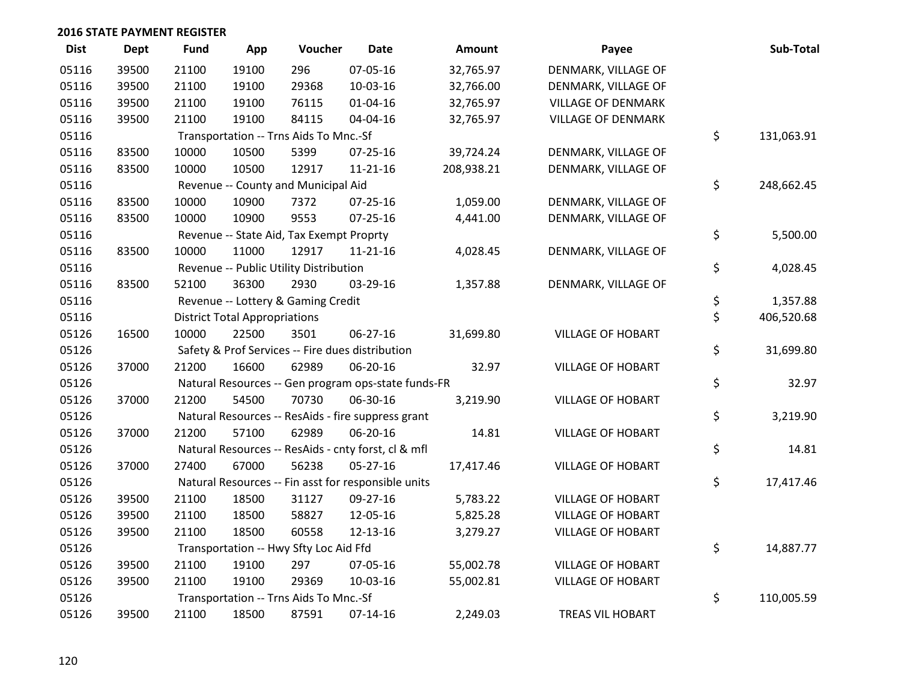## 2016 STATE PAYMENT REGISTER

| Dist | Dept | Fund | App | Voucher | Date | Amount | Payee | Sub-Total |
|---|---|---|---|---|---|---|---|---|
| 05116 | 39500 | 21100 | 19100 | 296 | 07-05-16 | 32,765.97 | DENMARK, VILLAGE OF | |
| 05116 | 39500 | 21100 | 19100 | 29368 | 10-03-16 | 32,766.00 | DENMARK, VILLAGE OF | |
| 05116 | 39500 | 21100 | 19100 | 76115 | 01-04-16 | 32,765.97 | VILLAGE OF DENMARK | |
| 05116 | 39500 | 21100 | 19100 | 84115 | 04-04-16 | 32,765.97 | VILLAGE OF DENMARK | |
| 05116 | | Transportation -- Trns Aids To Mnc.-Sf | | | | | | $ 131,063.91 |
| 05116 | 83500 | 10000 | 10500 | 5399 | 07-25-16 | 39,724.24 | DENMARK, VILLAGE OF | |
| 05116 | 83500 | 10000 | 10500 | 12917 | 11-21-16 | 208,938.21 | DENMARK, VILLAGE OF | |
| 05116 | | Revenue -- County and Municipal Aid | | | | | | $ 248,662.45 |
| 05116 | 83500 | 10000 | 10900 | 7372 | 07-25-16 | 1,059.00 | DENMARK, VILLAGE OF | |
| 05116 | 83500 | 10000 | 10900 | 9553 | 07-25-16 | 4,441.00 | DENMARK, VILLAGE OF | |
| 05116 | | Revenue -- State Aid, Tax Exempt Proprty | | | | | | $ 5,500.00 |
| 05116 | 83500 | 10000 | 11000 | 12917 | 11-21-16 | 4,028.45 | DENMARK, VILLAGE OF | |
| 05116 | | Revenue -- Public Utility Distribution | | | | | | $ 4,028.45 |
| 05116 | 83500 | 52100 | 36300 | 2930 | 03-29-16 | 1,357.88 | DENMARK, VILLAGE OF | |
| 05116 | | Revenue -- Lottery & Gaming Credit | | | | | | $ 1,357.88 |
| 05116 | | District Total Appropriations | | | | | | $ 406,520.68 |
| 05126 | 16500 | 10000 | 22500 | 3501 | 06-27-16 | 31,699.80 | VILLAGE OF HOBART | |
| 05126 | | Safety & Prof Services -- Fire dues distribution | | | | | | $ 31,699.80 |
| 05126 | 37000 | 21200 | 16600 | 62989 | 06-20-16 | 32.97 | VILLAGE OF HOBART | |
| 05126 | | Natural Resources -- Gen program ops-state funds-FR | | | | | | $ 32.97 |
| 05126 | 37000 | 21200 | 54500 | 70730 | 06-30-16 | 3,219.90 | VILLAGE OF HOBART | |
| 05126 | | Natural Resources -- ResAids - fire suppress grant | | | | | | $ 3,219.90 |
| 05126 | 37000 | 21200 | 57100 | 62989 | 06-20-16 | 14.81 | VILLAGE OF HOBART | |
| 05126 | | Natural Resources -- ResAids - cnty forst, cl & mfl | | | | | | $ 14.81 |
| 05126 | 37000 | 27400 | 67000 | 56238 | 05-27-16 | 17,417.46 | VILLAGE OF HOBART | |
| 05126 | | Natural Resources -- Fin asst for responsible units | | | | | | $ 17,417.46 |
| 05126 | 39500 | 21100 | 18500 | 31127 | 09-27-16 | 5,783.22 | VILLAGE OF HOBART | |
| 05126 | 39500 | 21100 | 18500 | 58827 | 12-05-16 | 5,825.28 | VILLAGE OF HOBART | |
| 05126 | 39500 | 21100 | 18500 | 60558 | 12-13-16 | 3,279.27 | VILLAGE OF HOBART | |
| 05126 | | Transportation -- Hwy Sfty Loc Aid Ffd | | | | | | $ 14,887.77 |
| 05126 | 39500 | 21100 | 19100 | 297 | 07-05-16 | 55,002.78 | VILLAGE OF HOBART | |
| 05126 | 39500 | 21100 | 19100 | 29369 | 10-03-16 | 55,002.81 | VILLAGE OF HOBART | |
| 05126 | | Transportation -- Trns Aids To Mnc.-Sf | | | | | | $ 110,005.59 |
| 05126 | 39500 | 21100 | 18500 | 87591 | 07-14-16 | 2,249.03 | TREAS VIL HOBART | |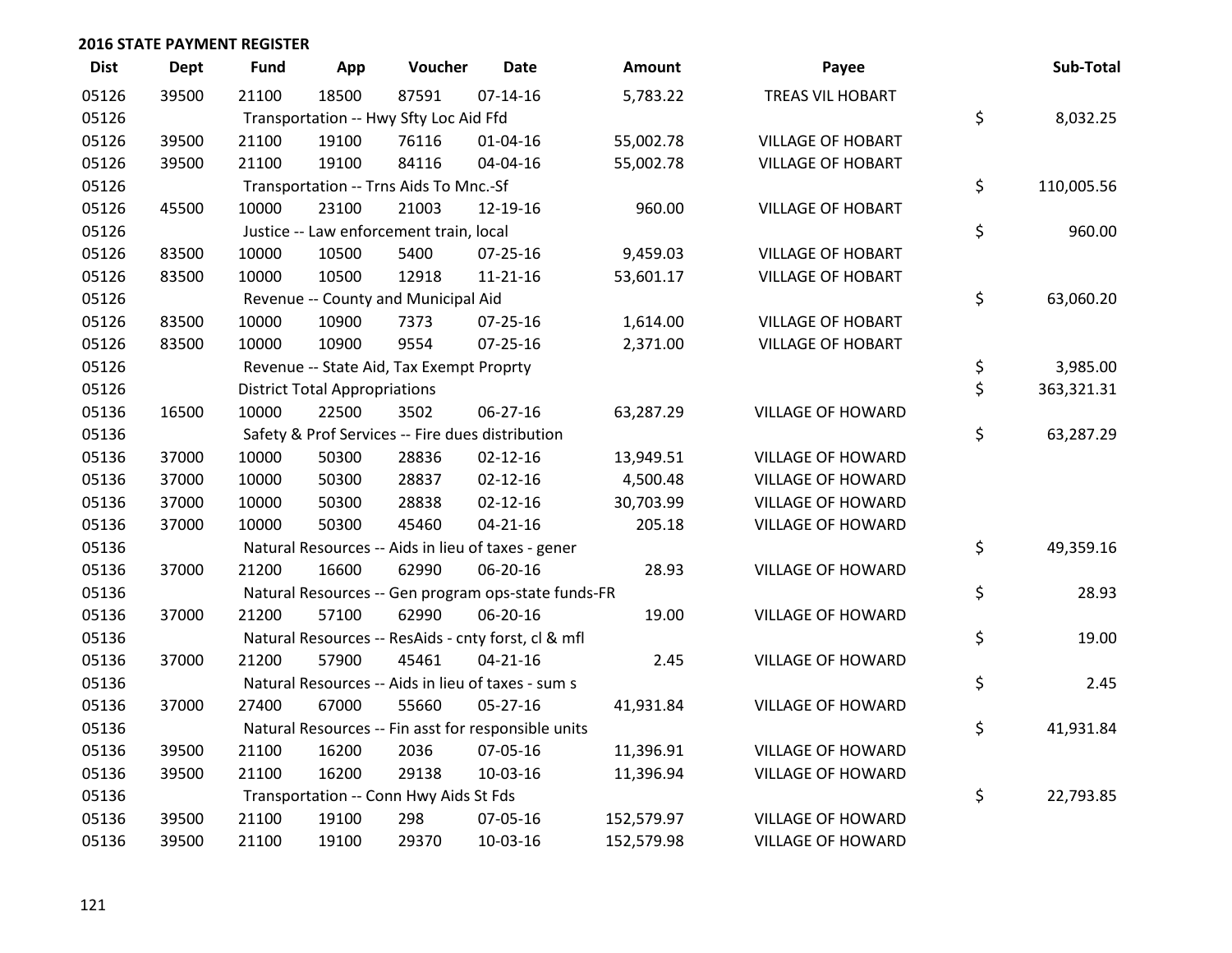## 2016 STATE PAYMENT REGISTER

| Dist | Dept | Fund | App | Voucher | Date | Amount | Payee | Sub-Total |
|---|---|---|---|---|---|---|---|---|
| 05126 | 39500 | 21100 | 18500 | 87591 | 07-14-16 | 5,783.22 | TREAS VIL HOBART | |
| 05126 | | Transportation -- Hwy Sfty Loc Aid Ffd | | | | | | $ 8,032.25 |
| 05126 | 39500 | 21100 | 19100 | 76116 | 01-04-16 | 55,002.78 | VILLAGE OF HOBART | |
| 05126 | 39500 | 21100 | 19100 | 84116 | 04-04-16 | 55,002.78 | VILLAGE OF HOBART | |
| 05126 | | Transportation -- Trns Aids To Mnc.-Sf | | | | | | $ 110,005.56 |
| 05126 | 45500 | 10000 | 23100 | 21003 | 12-19-16 | 960.00 | VILLAGE OF HOBART | |
| 05126 | | Justice -- Law enforcement train, local | | | | | | $ 960.00 |
| 05126 | 83500 | 10000 | 10500 | 5400 | 07-25-16 | 9,459.03 | VILLAGE OF HOBART | |
| 05126 | 83500 | 10000 | 10500 | 12918 | 11-21-16 | 53,601.17 | VILLAGE OF HOBART | |
| 05126 | | Revenue -- County and Municipal Aid | | | | | | $ 63,060.20 |
| 05126 | 83500 | 10000 | 10900 | 7373 | 07-25-16 | 1,614.00 | VILLAGE OF HOBART | |
| 05126 | 83500 | 10000 | 10900 | 9554 | 07-25-16 | 2,371.00 | VILLAGE OF HOBART | |
| 05126 | | Revenue -- State Aid, Tax Exempt Proprty | | | | | | $ 3,985.00 |
| 05126 | | District Total Appropriations | | | | | | $ 363,321.31 |
| 05136 | 16500 | 10000 | 22500 | 3502 | 06-27-16 | 63,287.29 | VILLAGE OF HOWARD | |
| 05136 | | Safety & Prof Services -- Fire dues distribution | | | | | | $ 63,287.29 |
| 05136 | 37000 | 10000 | 50300 | 28836 | 02-12-16 | 13,949.51 | VILLAGE OF HOWARD | |
| 05136 | 37000 | 10000 | 50300 | 28837 | 02-12-16 | 4,500.48 | VILLAGE OF HOWARD | |
| 05136 | 37000 | 10000 | 50300 | 28838 | 02-12-16 | 30,703.99 | VILLAGE OF HOWARD | |
| 05136 | 37000 | 10000 | 50300 | 45460 | 04-21-16 | 205.18 | VILLAGE OF HOWARD | |
| 05136 | | Natural Resources -- Aids in lieu of taxes - gener | | | | | | $ 49,359.16 |
| 05136 | 37000 | 21200 | 16600 | 62990 | 06-20-16 | 28.93 | VILLAGE OF HOWARD | |
| 05136 | | Natural Resources -- Gen program ops-state funds-FR | | | | | | $ 28.93 |
| 05136 | 37000 | 21200 | 57100 | 62990 | 06-20-16 | 19.00 | VILLAGE OF HOWARD | |
| 05136 | | Natural Resources -- ResAids - cnty forst, cl & mfl | | | | | | $ 19.00 |
| 05136 | 37000 | 21200 | 57900 | 45461 | 04-21-16 | 2.45 | VILLAGE OF HOWARD | |
| 05136 | | Natural Resources -- Aids in lieu of taxes - sum s | | | | | | $ 2.45 |
| 05136 | 37000 | 27400 | 67000 | 55660 | 05-27-16 | 41,931.84 | VILLAGE OF HOWARD | |
| 05136 | | Natural Resources -- Fin asst for responsible units | | | | | | $ 41,931.84 |
| 05136 | 39500 | 21100 | 16200 | 2036 | 07-05-16 | 11,396.91 | VILLAGE OF HOWARD | |
| 05136 | 39500 | 21100 | 16200 | 29138 | 10-03-16 | 11,396.94 | VILLAGE OF HOWARD | |
| 05136 | | Transportation -- Conn Hwy Aids St Fds | | | | | | $ 22,793.85 |
| 05136 | 39500 | 21100 | 19100 | 298 | 07-05-16 | 152,579.97 | VILLAGE OF HOWARD | |
| 05136 | 39500 | 21100 | 19100 | 29370 | 10-03-16 | 152,579.98 | VILLAGE OF HOWARD | |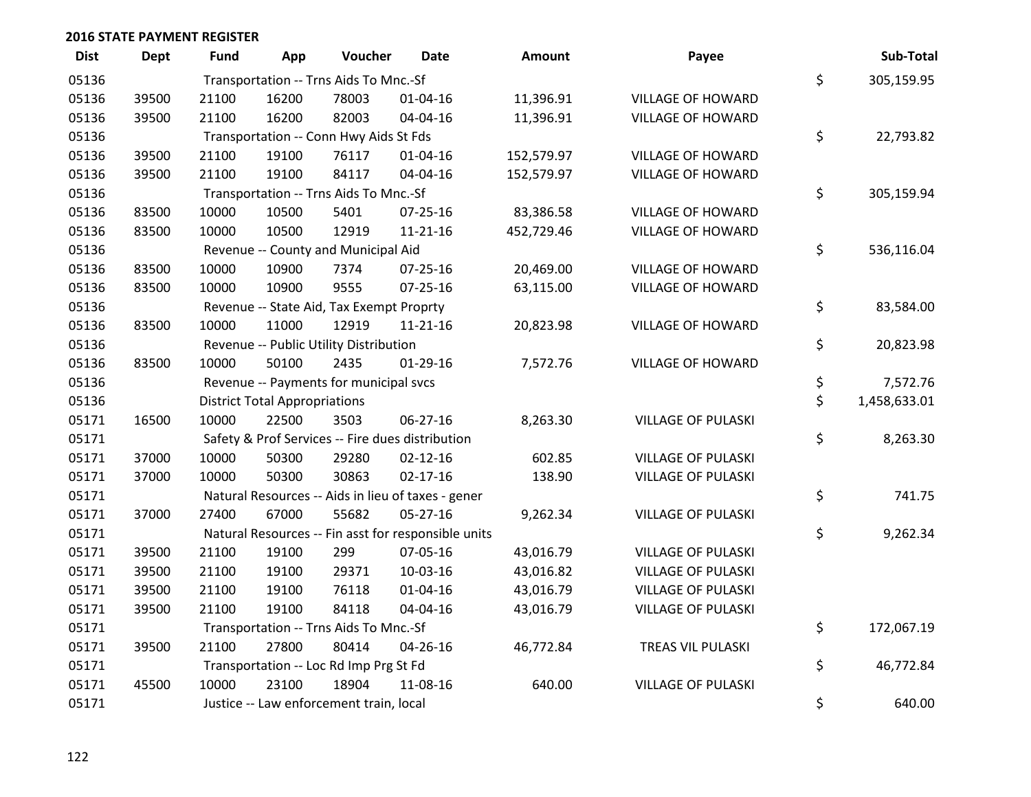## 2016 STATE PAYMENT REGISTER

| Dist | Dept | Fund | App | Voucher | Date | Amount | Payee | | Sub-Total |
|---|---|---|---|---|---|---|---|---|---|
| 05136 | | Transportation -- Trns Aids To Mnc.-Sf | | | | | | $ | 305,159.95 |
| 05136 | 39500 | 21100 | 16200 | 78003 | 01-04-16 | 11,396.91 | VILLAGE OF HOWARD | | |
| 05136 | 39500 | 21100 | 16200 | 82003 | 04-04-16 | 11,396.91 | VILLAGE OF HOWARD | | |
| 05136 | | Transportation -- Conn Hwy Aids St Fds | | | | | | $ | 22,793.82 |
| 05136 | 39500 | 21100 | 19100 | 76117 | 01-04-16 | 152,579.97 | VILLAGE OF HOWARD | | |
| 05136 | 39500 | 21100 | 19100 | 84117 | 04-04-16 | 152,579.97 | VILLAGE OF HOWARD | | |
| 05136 | | Transportation -- Trns Aids To Mnc.-Sf | | | | | | $ | 305,159.94 |
| 05136 | 83500 | 10000 | 10500 | 5401 | 07-25-16 | 83,386.58 | VILLAGE OF HOWARD | | |
| 05136 | 83500 | 10000 | 10500 | 12919 | 11-21-16 | 452,729.46 | VILLAGE OF HOWARD | | |
| 05136 | | Revenue -- County and Municipal Aid | | | | | | $ | 536,116.04 |
| 05136 | 83500 | 10000 | 10900 | 7374 | 07-25-16 | 20,469.00 | VILLAGE OF HOWARD | | |
| 05136 | 83500 | 10000 | 10900 | 9555 | 07-25-16 | 63,115.00 | VILLAGE OF HOWARD | | |
| 05136 | | Revenue -- State Aid, Tax Exempt Proprty | | | | | | $ | 83,584.00 |
| 05136 | 83500 | 10000 | 11000 | 12919 | 11-21-16 | 20,823.98 | VILLAGE OF HOWARD | | |
| 05136 | | Revenue -- Public Utility Distribution | | | | | | $ | 20,823.98 |
| 05136 | 83500 | 10000 | 50100 | 2435 | 01-29-16 | 7,572.76 | VILLAGE OF HOWARD | | |
| 05136 | | Revenue -- Payments for municipal svcs | | | | | | $ | 7,572.76 |
| 05136 | | District Total Appropriations | | | | | | $ | 1,458,633.01 |
| 05171 | 16500 | 10000 | 22500 | 3503 | 06-27-16 | 8,263.30 | VILLAGE OF PULASKI | | |
| 05171 | | Safety & Prof Services -- Fire dues distribution | | | | | | $ | 8,263.30 |
| 05171 | 37000 | 10000 | 50300 | 29280 | 02-12-16 | 602.85 | VILLAGE OF PULASKI | | |
| 05171 | 37000 | 10000 | 50300 | 30863 | 02-17-16 | 138.90 | VILLAGE OF PULASKI | | |
| 05171 | | Natural Resources -- Aids in lieu of taxes - gener | | | | | | $ | 741.75 |
| 05171 | 37000 | 27400 | 67000 | 55682 | 05-27-16 | 9,262.34 | VILLAGE OF PULASKI | | |
| 05171 | | Natural Resources -- Fin asst for responsible units | | | | | | $ | 9,262.34 |
| 05171 | 39500 | 21100 | 19100 | 299 | 07-05-16 | 43,016.79 | VILLAGE OF PULASKI | | |
| 05171 | 39500 | 21100 | 19100 | 29371 | 10-03-16 | 43,016.82 | VILLAGE OF PULASKI | | |
| 05171 | 39500 | 21100 | 19100 | 76118 | 01-04-16 | 43,016.79 | VILLAGE OF PULASKI | | |
| 05171 | 39500 | 21100 | 19100 | 84118 | 04-04-16 | 43,016.79 | VILLAGE OF PULASKI | | |
| 05171 | | Transportation -- Trns Aids To Mnc.-Sf | | | | | | $ | 172,067.19 |
| 05171 | 39500 | 21100 | 27800 | 80414 | 04-26-16 | 46,772.84 | TREAS VIL PULASKI | | |
| 05171 | | Transportation -- Loc Rd Imp Prg St Fd | | | | | | $ | 46,772.84 |
| 05171 | 45500 | 10000 | 23100 | 18904 | 11-08-16 | 640.00 | VILLAGE OF PULASKI | | |
| 05171 | | Justice -- Law enforcement train, local | | | | | | $ | 640.00 |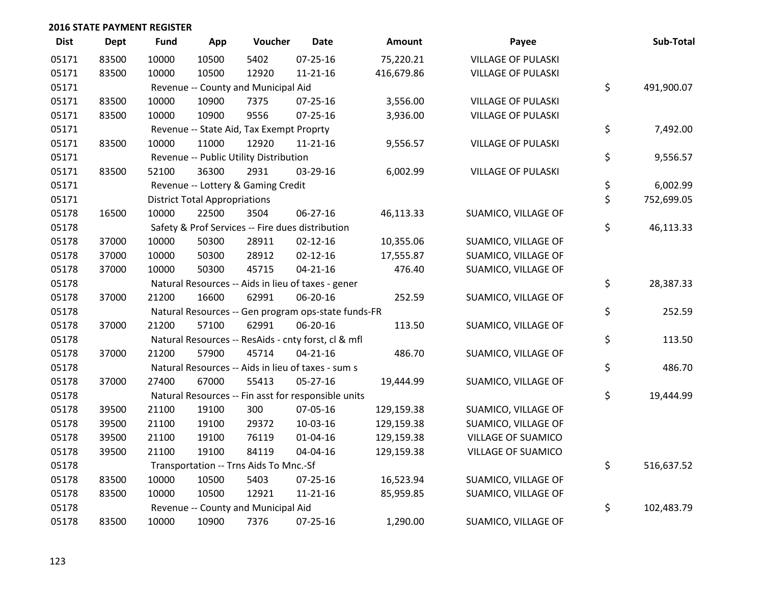## 2016 STATE PAYMENT REGISTER

| Dist | Dept | Fund | App | Voucher | Date | Amount | Payee | Sub-Total |
|---|---|---|---|---|---|---|---|---|
| 05171 | 83500 | 10000 | 10500 | 5402 | 07-25-16 | 75,220.21 | VILLAGE OF PULASKI | |
| 05171 | 83500 | 10000 | 10500 | 12920 | 11-21-16 | 416,679.86 | VILLAGE OF PULASKI | |
| 05171 | | Revenue -- County and Municipal Aid | | | | | | $ 491,900.07 |
| 05171 | 83500 | 10000 | 10900 | 7375 | 07-25-16 | 3,556.00 | VILLAGE OF PULASKI | |
| 05171 | 83500 | 10000 | 10900 | 9556 | 07-25-16 | 3,936.00 | VILLAGE OF PULASKI | |
| 05171 | | Revenue -- State Aid, Tax Exempt Proprty | | | | | | $ 7,492.00 |
| 05171 | 83500 | 10000 | 11000 | 12920 | 11-21-16 | 9,556.57 | VILLAGE OF PULASKI | |
| 05171 | | Revenue -- Public Utility Distribution | | | | | | $ 9,556.57 |
| 05171 | 83500 | 52100 | 36300 | 2931 | 03-29-16 | 6,002.99 | VILLAGE OF PULASKI | |
| 05171 | | Revenue -- Lottery & Gaming Credit | | | | | | $ 6,002.99 |
| 05171 | | District Total Appropriations | | | | | | $ 752,699.05 |
| 05178 | 16500 | 10000 | 22500 | 3504 | 06-27-16 | 46,113.33 | SUAMICO, VILLAGE OF | |
| 05178 | | Safety & Prof Services -- Fire dues distribution | | | | | | $ 46,113.33 |
| 05178 | 37000 | 10000 | 50300 | 28911 | 02-12-16 | 10,355.06 | SUAMICO, VILLAGE OF | |
| 05178 | 37000 | 10000 | 50300 | 28912 | 02-12-16 | 17,555.87 | SUAMICO, VILLAGE OF | |
| 05178 | 37000 | 10000 | 50300 | 45715 | 04-21-16 | 476.40 | SUAMICO, VILLAGE OF | |
| 05178 | | Natural Resources -- Aids in lieu of taxes - gener | | | | | | $ 28,387.33 |
| 05178 | 37000 | 21200 | 16600 | 62991 | 06-20-16 | 252.59 | SUAMICO, VILLAGE OF | |
| 05178 | | Natural Resources -- Gen program ops-state funds-FR | | | | | | $ 252.59 |
| 05178 | 37000 | 21200 | 57100 | 62991 | 06-20-16 | 113.50 | SUAMICO, VILLAGE OF | |
| 05178 | | Natural Resources -- ResAids - cnty forst, cl & mfl | | | | | | $ 113.50 |
| 05178 | 37000 | 21200 | 57900 | 45714 | 04-21-16 | 486.70 | SUAMICO, VILLAGE OF | |
| 05178 | | Natural Resources -- Aids in lieu of taxes - sum s | | | | | | $ 486.70 |
| 05178 | 37000 | 27400 | 67000 | 55413 | 05-27-16 | 19,444.99 | SUAMICO, VILLAGE OF | |
| 05178 | | Natural Resources -- Fin asst for responsible units | | | | | | $ 19,444.99 |
| 05178 | 39500 | 21100 | 19100 | 300 | 07-05-16 | 129,159.38 | SUAMICO, VILLAGE OF | |
| 05178 | 39500 | 21100 | 19100 | 29372 | 10-03-16 | 129,159.38 | SUAMICO, VILLAGE OF | |
| 05178 | 39500 | 21100 | 19100 | 76119 | 01-04-16 | 129,159.38 | VILLAGE OF SUAMICO | |
| 05178 | 39500 | 21100 | 19100 | 84119 | 04-04-16 | 129,159.38 | VILLAGE OF SUAMICO | |
| 05178 | | Transportation -- Trns Aids To Mnc.-Sf | | | | | | $ 516,637.52 |
| 05178 | 83500 | 10000 | 10500 | 5403 | 07-25-16 | 16,523.94 | SUAMICO, VILLAGE OF | |
| 05178 | 83500 | 10000 | 10500 | 12921 | 11-21-16 | 85,959.85 | SUAMICO, VILLAGE OF | |
| 05178 | | Revenue -- County and Municipal Aid | | | | | | $ 102,483.79 |
| 05178 | 83500 | 10000 | 10900 | 7376 | 07-25-16 | 1,290.00 | SUAMICO, VILLAGE OF | |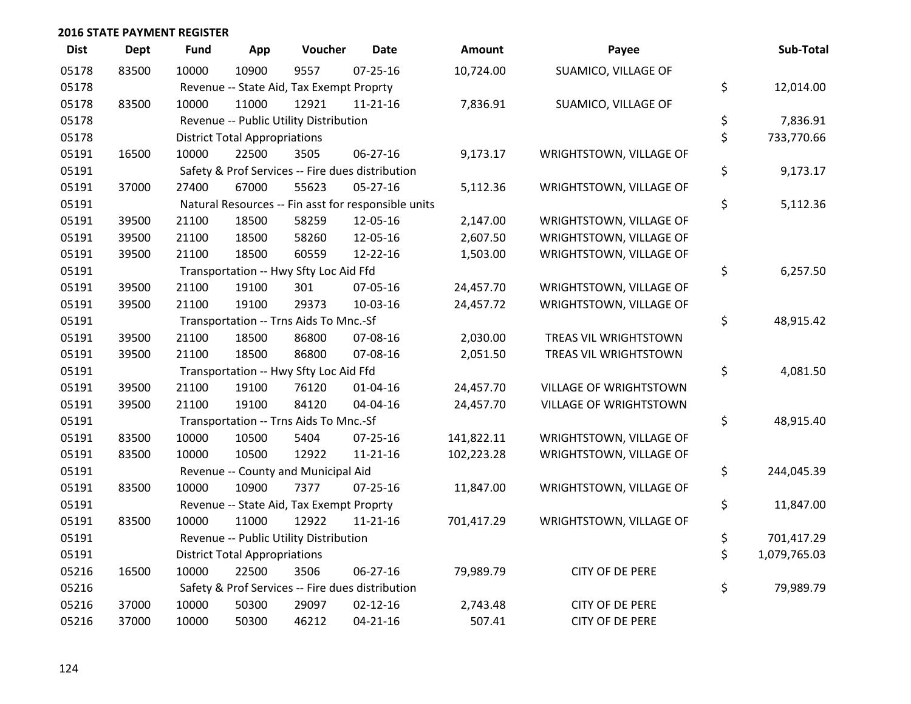**2016 STATE PAYMENT REGISTER**

| Dist | Dept | Fund | App | Voucher | Date | Amount | Payee | Sub-Total |
|---|---|---|---|---|---|---|---|---|
| 05178 | 83500 | 10000 | 10900 | 9557 | 07-25-16 | 10,724.00 | SUAMICO, VILLAGE OF | |
| 05178 | | Revenue -- State Aid, Tax Exempt Proprty | | | | | | $ 12,014.00 |
| 05178 | 83500 | 10000 | 11000 | 12921 | 11-21-16 | 7,836.91 | SUAMICO, VILLAGE OF | |
| 05178 | | Revenue -- Public Utility Distribution | | | | | | $ 7,836.91 |
| 05178 | | District Total Appropriations | | | | | | $ 733,770.66 |
| 05191 | 16500 | 10000 | 22500 | 3505 | 06-27-16 | 9,173.17 | WRIGHTSTOWN, VILLAGE OF | |
| 05191 | | Safety & Prof Services -- Fire dues distribution | | | | | | $ 9,173.17 |
| 05191 | 37000 | 27400 | 67000 | 55623 | 05-27-16 | 5,112.36 | WRIGHTSTOWN, VILLAGE OF | |
| 05191 | | Natural Resources -- Fin asst for responsible units | | | | | | $ 5,112.36 |
| 05191 | 39500 | 21100 | 18500 | 58259 | 12-05-16 | 2,147.00 | WRIGHTSTOWN, VILLAGE OF | |
| 05191 | 39500 | 21100 | 18500 | 58260 | 12-05-16 | 2,607.50 | WRIGHTSTOWN, VILLAGE OF | |
| 05191 | 39500 | 21100 | 18500 | 60559 | 12-22-16 | 1,503.00 | WRIGHTSTOWN, VILLAGE OF | |
| 05191 | | Transportation -- Hwy Sfty Loc Aid Ffd | | | | | | $ 6,257.50 |
| 05191 | 39500 | 21100 | 19100 | 301 | 07-05-16 | 24,457.70 | WRIGHTSTOWN, VILLAGE OF | |
| 05191 | 39500 | 21100 | 19100 | 29373 | 10-03-16 | 24,457.72 | WRIGHTSTOWN, VILLAGE OF | |
| 05191 | | Transportation -- Trns Aids To Mnc.-Sf | | | | | | $ 48,915.42 |
| 05191 | 39500 | 21100 | 18500 | 86800 | 07-08-16 | 2,030.00 | TREAS VIL WRIGHTSTOWN | |
| 05191 | 39500 | 21100 | 18500 | 86800 | 07-08-16 | 2,051.50 | TREAS VIL WRIGHTSTOWN | |
| 05191 | | Transportation -- Hwy Sfty Loc Aid Ffd | | | | | | $ 4,081.50 |
| 05191 | 39500 | 21100 | 19100 | 76120 | 01-04-16 | 24,457.70 | VILLAGE OF WRIGHTSTOWN | |
| 05191 | 39500 | 21100 | 19100 | 84120 | 04-04-16 | 24,457.70 | VILLAGE OF WRIGHTSTOWN | |
| 05191 | | Transportation -- Trns Aids To Mnc.-Sf | | | | | | $ 48,915.40 |
| 05191 | 83500 | 10000 | 10500 | 5404 | 07-25-16 | 141,822.11 | WRIGHTSTOWN, VILLAGE OF | |
| 05191 | 83500 | 10000 | 10500 | 12922 | 11-21-16 | 102,223.28 | WRIGHTSTOWN, VILLAGE OF | |
| 05191 | | Revenue -- County and Municipal Aid | | | | | | $ 244,045.39 |
| 05191 | 83500 | 10000 | 10900 | 7377 | 07-25-16 | 11,847.00 | WRIGHTSTOWN, VILLAGE OF | |
| 05191 | | Revenue -- State Aid, Tax Exempt Proprty | | | | | | $ 11,847.00 |
| 05191 | 83500 | 10000 | 11000 | 12922 | 11-21-16 | 701,417.29 | WRIGHTSTOWN, VILLAGE OF | |
| 05191 | | Revenue -- Public Utility Distribution | | | | | | $ 701,417.29 |
| 05191 | | District Total Appropriations | | | | | | $ 1,079,765.03 |
| 05216 | 16500 | 10000 | 22500 | 3506 | 06-27-16 | 79,989.79 | CITY OF DE PERE | |
| 05216 | | Safety & Prof Services -- Fire dues distribution | | | | | | $ 79,989.79 |
| 05216 | 37000 | 10000 | 50300 | 29097 | 02-12-16 | 2,743.48 | CITY OF DE PERE | |
| 05216 | 37000 | 10000 | 50300 | 46212 | 04-21-16 | 507.41 | CITY OF DE PERE | |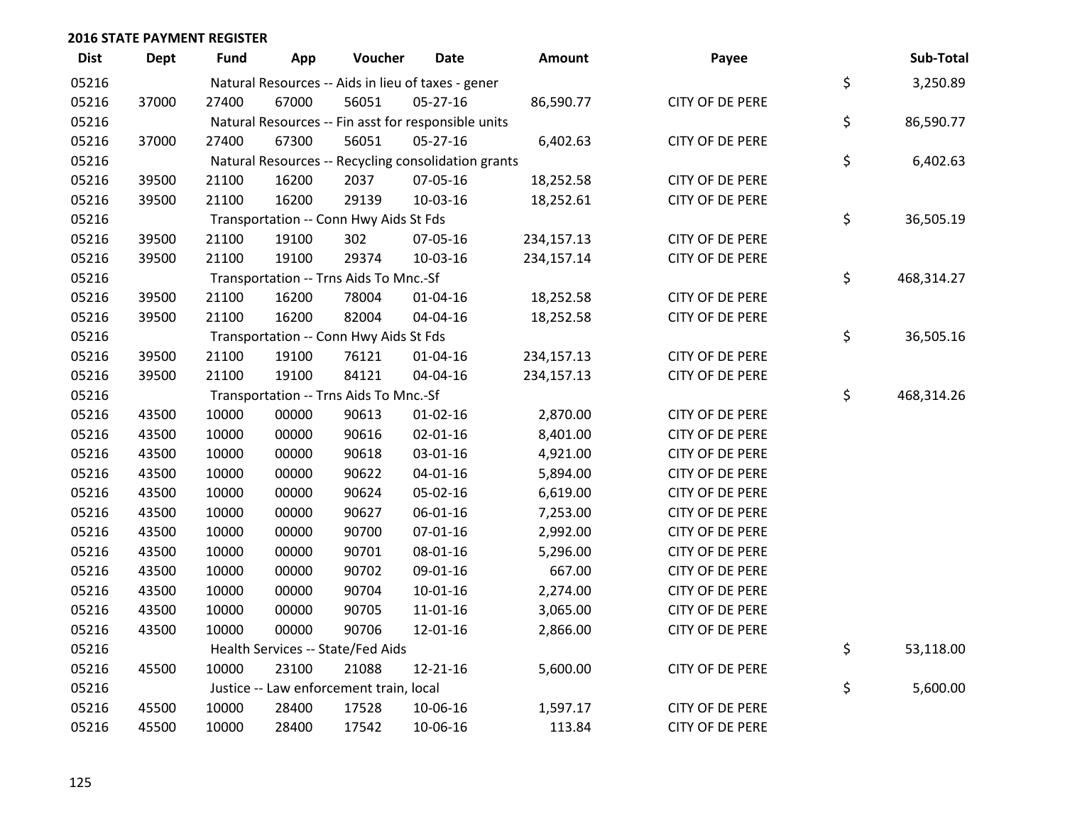**2016 STATE PAYMENT REGISTER**

| Dist | Dept | Fund | App | Voucher | Date | Amount | Payee | | Sub-Total |
|---|---|---|---|---|---|---|---|---|---|
| 05216 | | Natural Resources -- Aids in lieu of taxes - gener | | | | | | $ | 3,250.89 |
| 05216 | 37000 | 27400 | 67000 | 56051 | 05-27-16 | 86,590.77 | CITY OF DE PERE | | |
| 05216 | | Natural Resources -- Fin asst for responsible units | | | | | | $ | 86,590.77 |
| 05216 | 37000 | 27400 | 67300 | 56051 | 05-27-16 | 6,402.63 | CITY OF DE PERE | | |
| 05216 | | Natural Resources -- Recycling consolidation grants | | | | | | $ | 6,402.63 |
| 05216 | 39500 | 21100 | 16200 | 2037 | 07-05-16 | 18,252.58 | CITY OF DE PERE | | |
| 05216 | 39500 | 21100 | 16200 | 29139 | 10-03-16 | 18,252.61 | CITY OF DE PERE | | |
| 05216 | | Transportation -- Conn Hwy Aids St Fds | | | | | | $ | 36,505.19 |
| 05216 | 39500 | 21100 | 19100 | 302 | 07-05-16 | 234,157.13 | CITY OF DE PERE | | |
| 05216 | 39500 | 21100 | 19100 | 29374 | 10-03-16 | 234,157.14 | CITY OF DE PERE | | |
| 05216 | | Transportation -- Trns Aids To Mnc.-Sf | | | | | | $ | 468,314.27 |
| 05216 | 39500 | 21100 | 16200 | 78004 | 01-04-16 | 18,252.58 | CITY OF DE PERE | | |
| 05216 | 39500 | 21100 | 16200 | 82004 | 04-04-16 | 18,252.58 | CITY OF DE PERE | | |
| 05216 | | Transportation -- Conn Hwy Aids St Fds | | | | | | $ | 36,505.16 |
| 05216 | 39500 | 21100 | 19100 | 76121 | 01-04-16 | 234,157.13 | CITY OF DE PERE | | |
| 05216 | 39500 | 21100 | 19100 | 84121 | 04-04-16 | 234,157.13 | CITY OF DE PERE | | |
| 05216 | | Transportation -- Trns Aids To Mnc.-Sf | | | | | | $ | 468,314.26 |
| 05216 | 43500 | 10000 | 00000 | 90613 | 01-02-16 | 2,870.00 | CITY OF DE PERE | | |
| 05216 | 43500 | 10000 | 00000 | 90616 | 02-01-16 | 8,401.00 | CITY OF DE PERE | | |
| 05216 | 43500 | 10000 | 00000 | 90618 | 03-01-16 | 4,921.00 | CITY OF DE PERE | | |
| 05216 | 43500 | 10000 | 00000 | 90622 | 04-01-16 | 5,894.00 | CITY OF DE PERE | | |
| 05216 | 43500 | 10000 | 00000 | 90624 | 05-02-16 | 6,619.00 | CITY OF DE PERE | | |
| 05216 | 43500 | 10000 | 00000 | 90627 | 06-01-16 | 7,253.00 | CITY OF DE PERE | | |
| 05216 | 43500 | 10000 | 00000 | 90700 | 07-01-16 | 2,992.00 | CITY OF DE PERE | | |
| 05216 | 43500 | 10000 | 00000 | 90701 | 08-01-16 | 5,296.00 | CITY OF DE PERE | | |
| 05216 | 43500 | 10000 | 00000 | 90702 | 09-01-16 | 667.00 | CITY OF DE PERE | | |
| 05216 | 43500 | 10000 | 00000 | 90704 | 10-01-16 | 2,274.00 | CITY OF DE PERE | | |
| 05216 | 43500 | 10000 | 00000 | 90705 | 11-01-16 | 3,065.00 | CITY OF DE PERE | | |
| 05216 | 43500 | 10000 | 00000 | 90706 | 12-01-16 | 2,866.00 | CITY OF DE PERE | | |
| 05216 | | Health Services -- State/Fed Aids | | | | | | $ | 53,118.00 |
| 05216 | 45500 | 10000 | 23100 | 21088 | 12-21-16 | 5,600.00 | CITY OF DE PERE | | |
| 05216 | | Justice -- Law enforcement train, local | | | | | | $ | 5,600.00 |
| 05216 | 45500 | 10000 | 28400 | 17528 | 10-06-16 | 1,597.17 | CITY OF DE PERE | | |
| 05216 | 45500 | 10000 | 28400 | 17542 | 10-06-16 | 113.84 | CITY OF DE PERE | | |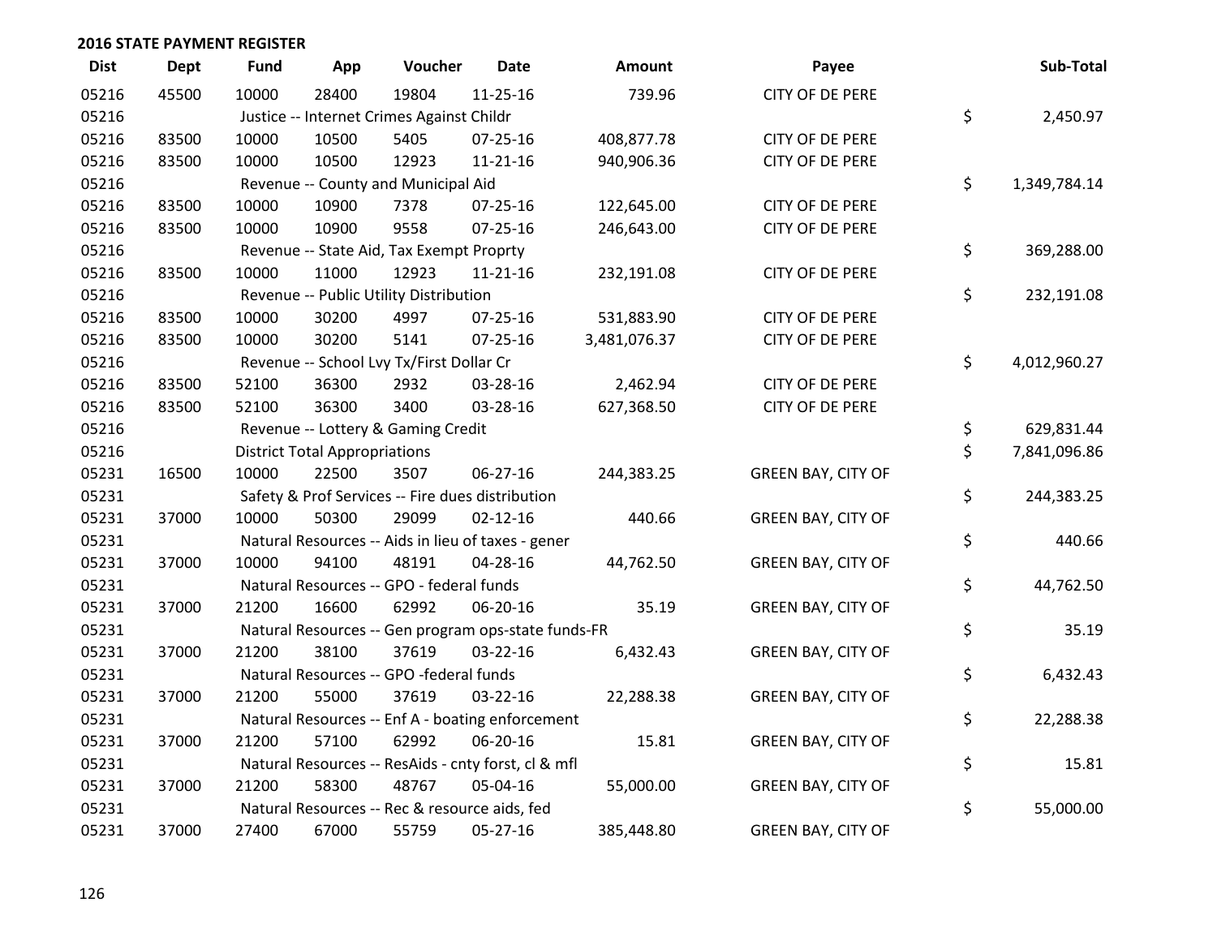## 2016 STATE PAYMENT REGISTER

| Dist | Dept | Fund | App | Voucher | Date | Amount | Payee | Sub-Total |
|---|---|---|---|---|---|---|---|---|
| 05216 | 45500 | 10000 | 28400 | 19804 | 11-25-16 | 739.96 | CITY OF DE PERE | |
| 05216 | | Justice -- Internet Crimes Against Childr | | | | | | $ 2,450.97 |
| 05216 | 83500 | 10000 | 10500 | 5405 | 07-25-16 | 408,877.78 | CITY OF DE PERE | |
| 05216 | 83500 | 10000 | 10500 | 12923 | 11-21-16 | 940,906.36 | CITY OF DE PERE | |
| 05216 | | Revenue -- County and Municipal Aid | | | | | | $ 1,349,784.14 |
| 05216 | 83500 | 10000 | 10900 | 7378 | 07-25-16 | 122,645.00 | CITY OF DE PERE | |
| 05216 | 83500 | 10000 | 10900 | 9558 | 07-25-16 | 246,643.00 | CITY OF DE PERE | |
| 05216 | | Revenue -- State Aid, Tax Exempt Proprty | | | | | | $ 369,288.00 |
| 05216 | 83500 | 10000 | 11000 | 12923 | 11-21-16 | 232,191.08 | CITY OF DE PERE | |
| 05216 | | Revenue -- Public Utility Distribution | | | | | | $ 232,191.08 |
| 05216 | 83500 | 10000 | 30200 | 4997 | 07-25-16 | 531,883.90 | CITY OF DE PERE | |
| 05216 | 83500 | 10000 | 30200 | 5141 | 07-25-16 | 3,481,076.37 | CITY OF DE PERE | |
| 05216 | | Revenue -- School Lvy Tx/First Dollar Cr | | | | | | $ 4,012,960.27 |
| 05216 | 83500 | 52100 | 36300 | 2932 | 03-28-16 | 2,462.94 | CITY OF DE PERE | |
| 05216 | 83500 | 52100 | 36300 | 3400 | 03-28-16 | 627,368.50 | CITY OF DE PERE | |
| 05216 | | Revenue -- Lottery & Gaming Credit | | | | | | $ 629,831.44 |
| 05216 | | District Total Appropriations | | | | | | $ 7,841,096.86 |
| 05231 | 16500 | 10000 | 22500 | 3507 | 06-27-16 | 244,383.25 | GREEN BAY, CITY OF | |
| 05231 | | Safety & Prof Services -- Fire dues distribution | | | | | | $ 244,383.25 |
| 05231 | 37000 | 10000 | 50300 | 29099 | 02-12-16 | 440.66 | GREEN BAY, CITY OF | |
| 05231 | | Natural Resources -- Aids in lieu of taxes - gener | | | | | | $ 440.66 |
| 05231 | 37000 | 10000 | 94100 | 48191 | 04-28-16 | 44,762.50 | GREEN BAY, CITY OF | |
| 05231 | | Natural Resources -- GPO - federal funds | | | | | | $ 44,762.50 |
| 05231 | 37000 | 21200 | 16600 | 62992 | 06-20-16 | 35.19 | GREEN BAY, CITY OF | |
| 05231 | | Natural Resources -- Gen program ops-state funds-FR | | | | | | $ 35.19 |
| 05231 | 37000 | 21200 | 38100 | 37619 | 03-22-16 | 6,432.43 | GREEN BAY, CITY OF | |
| 05231 | | Natural Resources -- GPO -federal funds | | | | | | $ 6,432.43 |
| 05231 | 37000 | 21200 | 55000 | 37619 | 03-22-16 | 22,288.38 | GREEN BAY, CITY OF | |
| 05231 | | Natural Resources -- Enf A - boating enforcement | | | | | | $ 22,288.38 |
| 05231 | 37000 | 21200 | 57100 | 62992 | 06-20-16 | 15.81 | GREEN BAY, CITY OF | |
| 05231 | | Natural Resources -- ResAids - cnty forst, cl & mfl | | | | | | $ 15.81 |
| 05231 | 37000 | 21200 | 58300 | 48767 | 05-04-16 | 55,000.00 | GREEN BAY, CITY OF | |
| 05231 | | Natural Resources -- Rec & resource aids, fed | | | | | | $ 55,000.00 |
| 05231 | 37000 | 27400 | 67000 | 55759 | 05-27-16 | 385,448.80 | GREEN BAY, CITY OF | |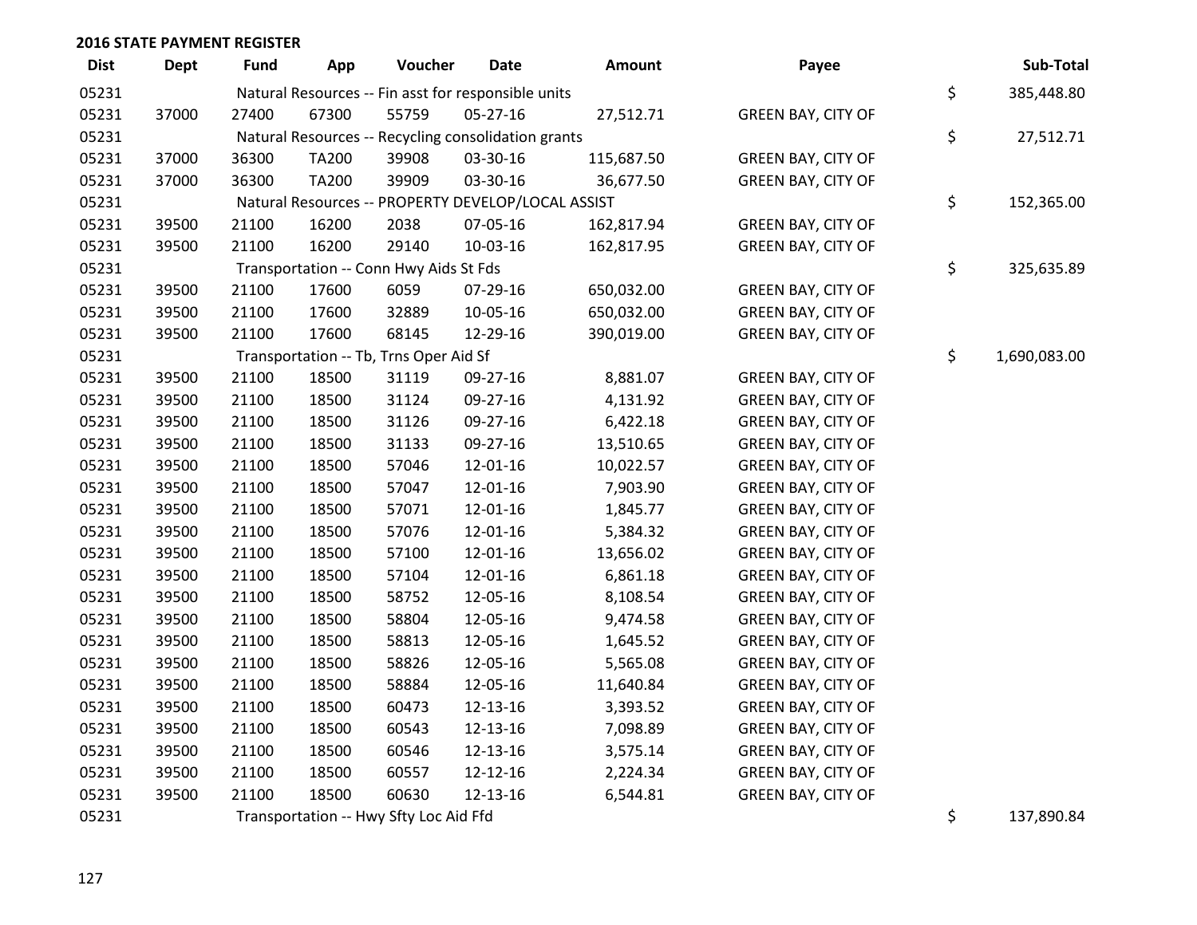## 2016 STATE PAYMENT REGISTER

| Dist | Dept | Fund | App | Voucher | Date | Amount | Payee | | Sub-Total |
|---|---|---|---|---|---|---|---|---|---|
| 05231 | | Natural Resources -- Fin asst for responsible units | | | | | | $ | 385,448.80 |
| 05231 | 37000 | 27400 | 67300 | 55759 | 05-27-16 | 27,512.71 | GREEN BAY, CITY OF | | |
| 05231 | | Natural Resources -- Recycling consolidation grants | | | | | | $ | 27,512.71 |
| 05231 | 37000 | 36300 | TA200 | 39908 | 03-30-16 | 115,687.50 | GREEN BAY, CITY OF | | |
| 05231 | 37000 | 36300 | TA200 | 39909 | 03-30-16 | 36,677.50 | GREEN BAY, CITY OF | | |
| 05231 | | Natural Resources -- PROPERTY DEVELOP/LOCAL ASSIST | | | | | | $ | 152,365.00 |
| 05231 | 39500 | 21100 | 16200 | 2038 | 07-05-16 | 162,817.94 | GREEN BAY, CITY OF | | |
| 05231 | 39500 | 21100 | 16200 | 29140 | 10-03-16 | 162,817.95 | GREEN BAY, CITY OF | | |
| 05231 | | Transportation -- Conn Hwy Aids St Fds | | | | | | $ | 325,635.89 |
| 05231 | 39500 | 21100 | 17600 | 6059 | 07-29-16 | 650,032.00 | GREEN BAY, CITY OF | | |
| 05231 | 39500 | 21100 | 17600 | 32889 | 10-05-16 | 650,032.00 | GREEN BAY, CITY OF | | |
| 05231 | 39500 | 21100 | 17600 | 68145 | 12-29-16 | 390,019.00 | GREEN BAY, CITY OF | | |
| 05231 | | Transportation -- Tb, Trns Oper Aid Sf | | | | | | $ | 1,690,083.00 |
| 05231 | 39500 | 21100 | 18500 | 31119 | 09-27-16 | 8,881.07 | GREEN BAY, CITY OF | | |
| 05231 | 39500 | 21100 | 18500 | 31124 | 09-27-16 | 4,131.92 | GREEN BAY, CITY OF | | |
| 05231 | 39500 | 21100 | 18500 | 31126 | 09-27-16 | 6,422.18 | GREEN BAY, CITY OF | | |
| 05231 | 39500 | 21100 | 18500 | 31133 | 09-27-16 | 13,510.65 | GREEN BAY, CITY OF | | |
| 05231 | 39500 | 21100 | 18500 | 57046 | 12-01-16 | 10,022.57 | GREEN BAY, CITY OF | | |
| 05231 | 39500 | 21100 | 18500 | 57047 | 12-01-16 | 7,903.90 | GREEN BAY, CITY OF | | |
| 05231 | 39500 | 21100 | 18500 | 57071 | 12-01-16 | 1,845.77 | GREEN BAY, CITY OF | | |
| 05231 | 39500 | 21100 | 18500 | 57076 | 12-01-16 | 5,384.32 | GREEN BAY, CITY OF | | |
| 05231 | 39500 | 21100 | 18500 | 57100 | 12-01-16 | 13,656.02 | GREEN BAY, CITY OF | | |
| 05231 | 39500 | 21100 | 18500 | 57104 | 12-01-16 | 6,861.18 | GREEN BAY, CITY OF | | |
| 05231 | 39500 | 21100 | 18500 | 58752 | 12-05-16 | 8,108.54 | GREEN BAY, CITY OF | | |
| 05231 | 39500 | 21100 | 18500 | 58804 | 12-05-16 | 9,474.58 | GREEN BAY, CITY OF | | |
| 05231 | 39500 | 21100 | 18500 | 58813 | 12-05-16 | 1,645.52 | GREEN BAY, CITY OF | | |
| 05231 | 39500 | 21100 | 18500 | 58826 | 12-05-16 | 5,565.08 | GREEN BAY, CITY OF | | |
| 05231 | 39500 | 21100 | 18500 | 58884 | 12-05-16 | 11,640.84 | GREEN BAY, CITY OF | | |
| 05231 | 39500 | 21100 | 18500 | 60473 | 12-13-16 | 3,393.52 | GREEN BAY, CITY OF | | |
| 05231 | 39500 | 21100 | 18500 | 60543 | 12-13-16 | 7,098.89 | GREEN BAY, CITY OF | | |
| 05231 | 39500 | 21100 | 18500 | 60546 | 12-13-16 | 3,575.14 | GREEN BAY, CITY OF | | |
| 05231 | 39500 | 21100 | 18500 | 60557 | 12-12-16 | 2,224.34 | GREEN BAY, CITY OF | | |
| 05231 | 39500 | 21100 | 18500 | 60630 | 12-13-16 | 6,544.81 | GREEN BAY, CITY OF | | |
| 05231 | | Transportation -- Hwy Sfty Loc Aid Ffd | | | | | | $ | 137,890.84 |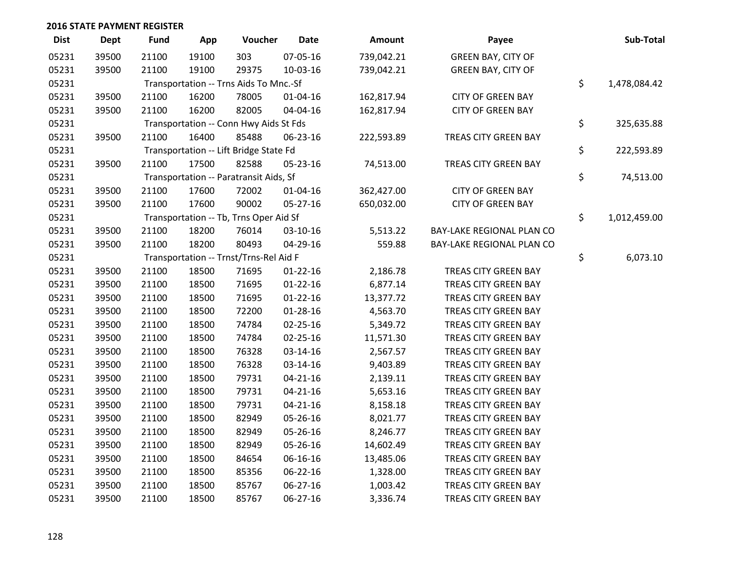## 2016 STATE PAYMENT REGISTER

| Dist | Dept | Fund | App | Voucher | Date | Amount | Payee | Sub-Total |
|---|---|---|---|---|---|---|---|---|
| 05231 | 39500 | 21100 | 19100 | 303 | 07-05-16 | 739,042.21 | GREEN BAY, CITY OF | |
| 05231 | 39500 | 21100 | 19100 | 29375 | 10-03-16 | 739,042.21 | GREEN BAY, CITY OF | |
| 05231 | | Transportation -- Trns Aids To Mnc.-Sf | | | | | | $ 1,478,084.42 |
| 05231 | 39500 | 21100 | 16200 | 78005 | 01-04-16 | 162,817.94 | CITY OF GREEN BAY | |
| 05231 | 39500 | 21100 | 16200 | 82005 | 04-04-16 | 162,817.94 | CITY OF GREEN BAY | |
| 05231 | | Transportation -- Conn Hwy Aids St Fds | | | | | | $ 325,635.88 |
| 05231 | 39500 | 21100 | 16400 | 85488 | 06-23-16 | 222,593.89 | TREAS CITY GREEN BAY | |
| 05231 | | Transportation -- Lift Bridge State Fd | | | | | | $ 222,593.89 |
| 05231 | 39500 | 21100 | 17500 | 82588 | 05-23-16 | 74,513.00 | TREAS CITY GREEN BAY | |
| 05231 | | Transportation -- Paratransit Aids, Sf | | | | | | $ 74,513.00 |
| 05231 | 39500 | 21100 | 17600 | 72002 | 01-04-16 | 362,427.00 | CITY OF GREEN BAY | |
| 05231 | 39500 | 21100 | 17600 | 90002 | 05-27-16 | 650,032.00 | CITY OF GREEN BAY | |
| 05231 | | Transportation -- Tb, Trns Oper Aid Sf | | | | | | $ 1,012,459.00 |
| 05231 | 39500 | 21100 | 18200 | 76014 | 03-10-16 | 5,513.22 | BAY-LAKE REGIONAL PLAN CO | |
| 05231 | 39500 | 21100 | 18200 | 80493 | 04-29-16 | 559.88 | BAY-LAKE REGIONAL PLAN CO | |
| 05231 | | Transportation -- Trnst/Trns-Rel Aid F | | | | | | $ 6,073.10 |
| 05231 | 39500 | 21100 | 18500 | 71695 | 01-22-16 | 2,186.78 | TREAS CITY GREEN BAY | |
| 05231 | 39500 | 21100 | 18500 | 71695 | 01-22-16 | 6,877.14 | TREAS CITY GREEN BAY | |
| 05231 | 39500 | 21100 | 18500 | 71695 | 01-22-16 | 13,377.72 | TREAS CITY GREEN BAY | |
| 05231 | 39500 | 21100 | 18500 | 72200 | 01-28-16 | 4,563.70 | TREAS CITY GREEN BAY | |
| 05231 | 39500 | 21100 | 18500 | 74784 | 02-25-16 | 5,349.72 | TREAS CITY GREEN BAY | |
| 05231 | 39500 | 21100 | 18500 | 74784 | 02-25-16 | 11,571.30 | TREAS CITY GREEN BAY | |
| 05231 | 39500 | 21100 | 18500 | 76328 | 03-14-16 | 2,567.57 | TREAS CITY GREEN BAY | |
| 05231 | 39500 | 21100 | 18500 | 76328 | 03-14-16 | 9,403.89 | TREAS CITY GREEN BAY | |
| 05231 | 39500 | 21100 | 18500 | 79731 | 04-21-16 | 2,139.11 | TREAS CITY GREEN BAY | |
| 05231 | 39500 | 21100 | 18500 | 79731 | 04-21-16 | 5,653.16 | TREAS CITY GREEN BAY | |
| 05231 | 39500 | 21100 | 18500 | 79731 | 04-21-16 | 8,158.18 | TREAS CITY GREEN BAY | |
| 05231 | 39500 | 21100 | 18500 | 82949 | 05-26-16 | 8,021.77 | TREAS CITY GREEN BAY | |
| 05231 | 39500 | 21100 | 18500 | 82949 | 05-26-16 | 8,246.77 | TREAS CITY GREEN BAY | |
| 05231 | 39500 | 21100 | 18500 | 82949 | 05-26-16 | 14,602.49 | TREAS CITY GREEN BAY | |
| 05231 | 39500 | 21100 | 18500 | 84654 | 06-16-16 | 13,485.06 | TREAS CITY GREEN BAY | |
| 05231 | 39500 | 21100 | 18500 | 85356 | 06-22-16 | 1,328.00 | TREAS CITY GREEN BAY | |
| 05231 | 39500 | 21100 | 18500 | 85767 | 06-27-16 | 1,003.42 | TREAS CITY GREEN BAY | |
| 05231 | 39500 | 21100 | 18500 | 85767 | 06-27-16 | 3,336.74 | TREAS CITY GREEN BAY | |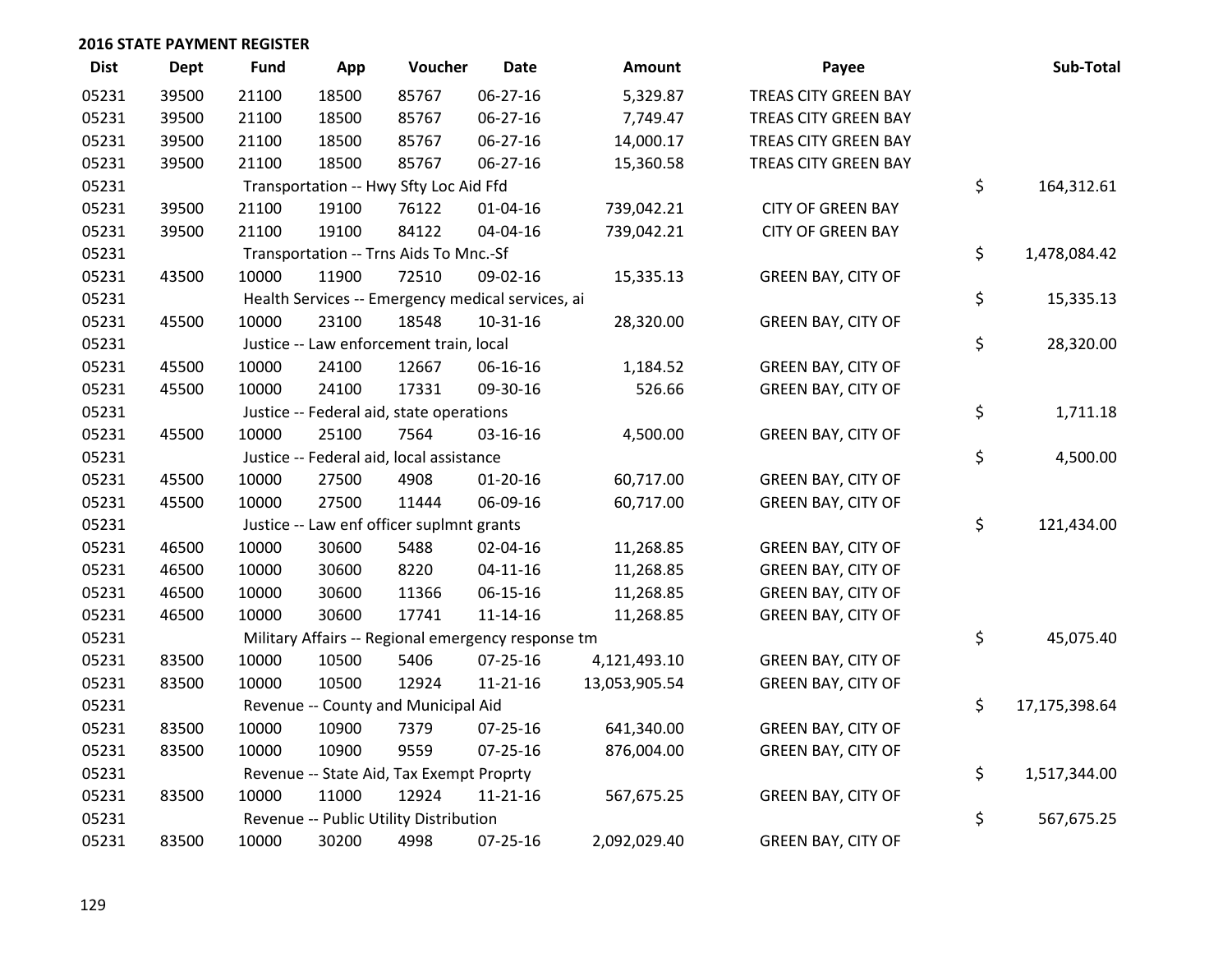**2016 STATE PAYMENT REGISTER**

| Dist | Dept | Fund | App | Voucher | Date | Amount | Payee | Sub-Total |
|---|---|---|---|---|---|---|---|---|
| 05231 | 39500 | 21100 | 18500 | 85767 | 06-27-16 | 5,329.87 | TREAS CITY GREEN BAY | |
| 05231 | 39500 | 21100 | 18500 | 85767 | 06-27-16 | 7,749.47 | TREAS CITY GREEN BAY | |
| 05231 | 39500 | 21100 | 18500 | 85767 | 06-27-16 | 14,000.17 | TREAS CITY GREEN BAY | |
| 05231 | 39500 | 21100 | 18500 | 85767 | 06-27-16 | 15,360.58 | TREAS CITY GREEN BAY | |
| 05231 | | Transportation -- Hwy Sfty Loc Aid Ffd | | | | | | $ 164,312.61 |
| 05231 | 39500 | 21100 | 19100 | 76122 | 01-04-16 | 739,042.21 | CITY OF GREEN BAY | |
| 05231 | 39500 | 21100 | 19100 | 84122 | 04-04-16 | 739,042.21 | CITY OF GREEN BAY | |
| 05231 | | Transportation -- Trns Aids To Mnc.-Sf | | | | | | $ 1,478,084.42 |
| 05231 | 43500 | 10000 | 11900 | 72510 | 09-02-16 | 15,335.13 | GREEN BAY, CITY OF | |
| 05231 | | Health Services -- Emergency medical services, ai | | | | | | $ 15,335.13 |
| 05231 | 45500 | 10000 | 23100 | 18548 | 10-31-16 | 28,320.00 | GREEN BAY, CITY OF | |
| 05231 | | Justice -- Law enforcement train, local | | | | | | $ 28,320.00 |
| 05231 | 45500 | 10000 | 24100 | 12667 | 06-16-16 | 1,184.52 | GREEN BAY, CITY OF | |
| 05231 | 45500 | 10000 | 24100 | 17331 | 09-30-16 | 526.66 | GREEN BAY, CITY OF | |
| 05231 | | Justice -- Federal aid, state operations | | | | | | $ 1,711.18 |
| 05231 | 45500 | 10000 | 25100 | 7564 | 03-16-16 | 4,500.00 | GREEN BAY, CITY OF | |
| 05231 | | Justice -- Federal aid, local assistance | | | | | | $ 4,500.00 |
| 05231 | 45500 | 10000 | 27500 | 4908 | 01-20-16 | 60,717.00 | GREEN BAY, CITY OF | |
| 05231 | 45500 | 10000 | 27500 | 11444 | 06-09-16 | 60,717.00 | GREEN BAY, CITY OF | |
| 05231 | | Justice -- Law enf officer suplmnt grants | | | | | | $ 121,434.00 |
| 05231 | 46500 | 10000 | 30600 | 5488 | 02-04-16 | 11,268.85 | GREEN BAY, CITY OF | |
| 05231 | 46500 | 10000 | 30600 | 8220 | 04-11-16 | 11,268.85 | GREEN BAY, CITY OF | |
| 05231 | 46500 | 10000 | 30600 | 11366 | 06-15-16 | 11,268.85 | GREEN BAY, CITY OF | |
| 05231 | 46500 | 10000 | 30600 | 17741 | 11-14-16 | 11,268.85 | GREEN BAY, CITY OF | |
| 05231 | | Military Affairs -- Regional emergency response tm | | | | | | $ 45,075.40 |
| 05231 | 83500 | 10000 | 10500 | 5406 | 07-25-16 | 4,121,493.10 | GREEN BAY, CITY OF | |
| 05231 | 83500 | 10000 | 10500 | 12924 | 11-21-16 | 13,053,905.54 | GREEN BAY, CITY OF | |
| 05231 | | Revenue -- County and Municipal Aid | | | | | | $ 17,175,398.64 |
| 05231 | 83500 | 10000 | 10900 | 7379 | 07-25-16 | 641,340.00 | GREEN BAY, CITY OF | |
| 05231 | 83500 | 10000 | 10900 | 9559 | 07-25-16 | 876,004.00 | GREEN BAY, CITY OF | |
| 05231 | | Revenue -- State Aid, Tax Exempt Proprty | | | | | | $ 1,517,344.00 |
| 05231 | 83500 | 10000 | 11000 | 12924 | 11-21-16 | 567,675.25 | GREEN BAY, CITY OF | |
| 05231 | | Revenue -- Public Utility Distribution | | | | | | $ 567,675.25 |
| 05231 | 83500 | 10000 | 30200 | 4998 | 07-25-16 | 2,092,029.40 | GREEN BAY, CITY OF | |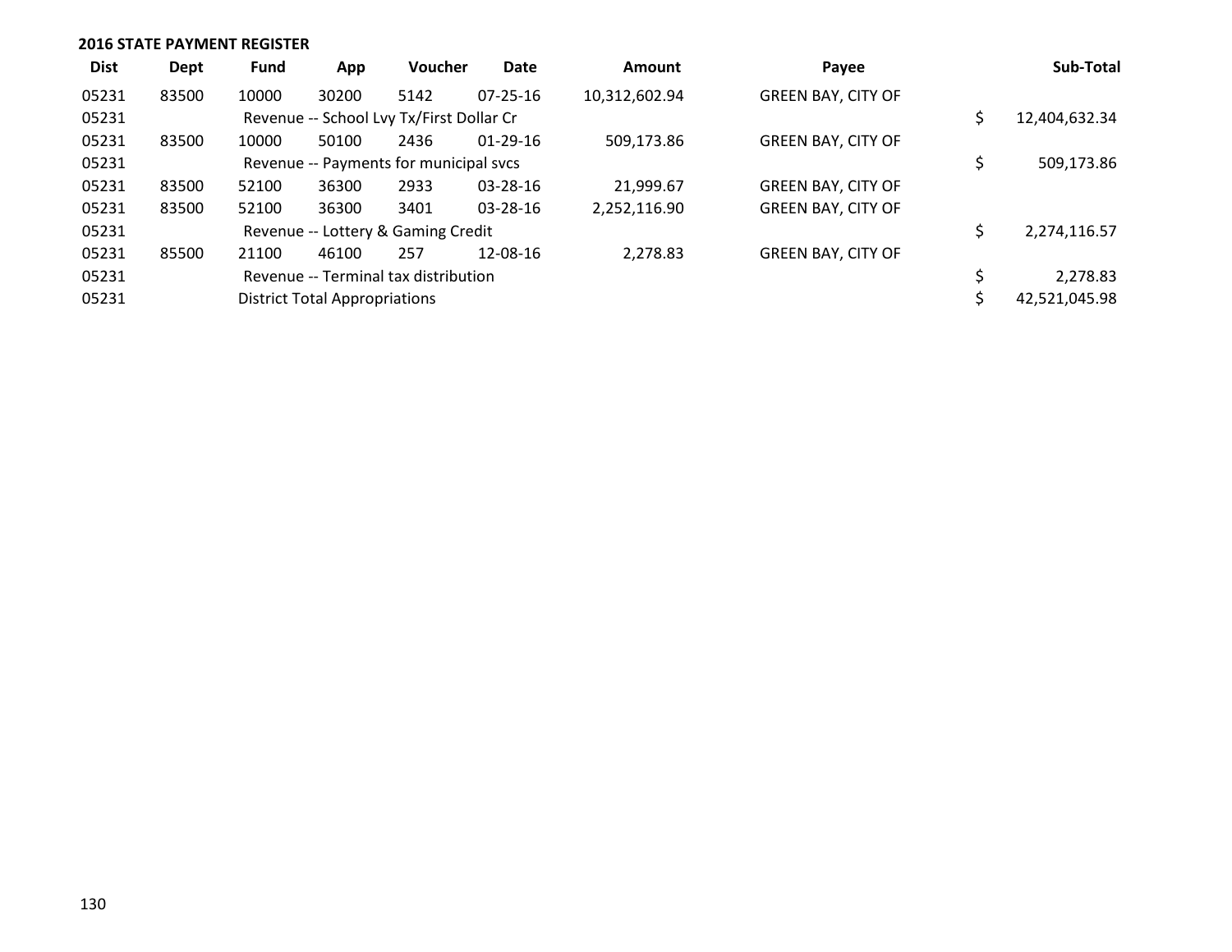**2016 STATE PAYMENT REGISTER**

| Dist | Dept | Fund | App | Voucher | Date | Amount | Payee | Sub-Total |
|---|---|---|---|---|---|---|---|---|
| 05231 | 83500 | 10000 | 30200 | 5142 | 07-25-16 | 10,312,602.94 | GREEN BAY, CITY OF | |
| 05231 | | Revenue -- School Lvy Tx/First Dollar Cr | | | | | | $ 12,404,632.34 |
| 05231 | 83500 | 10000 | 50100 | 2436 | 01-29-16 | 509,173.86 | GREEN BAY, CITY OF | |
| 05231 | | Revenue -- Payments for municipal svcs | | | | | | $ 509,173.86 |
| 05231 | 83500 | 52100 | 36300 | 2933 | 03-28-16 | 21,999.67 | GREEN BAY, CITY OF | |
| 05231 | 83500 | 52100 | 36300 | 3401 | 03-28-16 | 2,252,116.90 | GREEN BAY, CITY OF | |
| 05231 | | Revenue -- Lottery & Gaming Credit | | | | | | $ 2,274,116.57 |
| 05231 | 85500 | 21100 | 46100 | 257 | 12-08-16 | 2,278.83 | GREEN BAY, CITY OF | |
| 05231 | | Revenue -- Terminal tax distribution | | | | | | $ 2,278.83 |
| 05231 | | District Total Appropriations | | | | | | $ 42,521,045.98 |